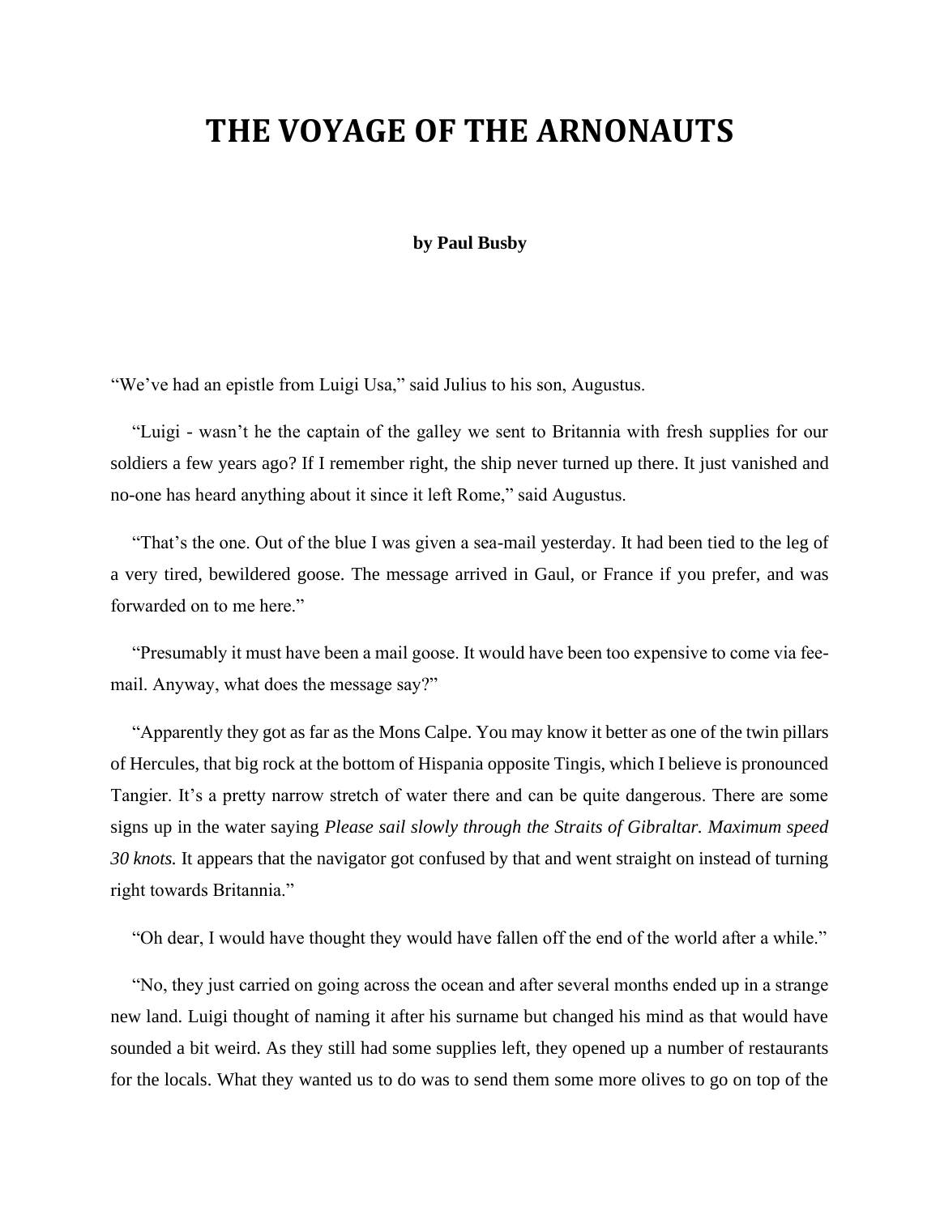# THE VOYAGE OF THE ARNONAUTS

**by Paul Busby**

“We’ve had an epistle from Luigi Usa,” said Julius to his son, Augustus.

“Luigi - wasn’t he the captain of the galley we sent to Britannia with fresh supplies for our soldiers a few years ago? If I remember right, the ship never turned up there. It just vanished and no-one has heard anything about it since it left Rome,” said Augustus.

“That’s the one. Out of the blue I was given a sea-mail yesterday. It had been tied to the leg of a very tired, bewildered goose. The message arrived in Gaul, or France if you prefer, and was forwarded on to me here.”

“Presumably it must have been a mail goose. It would have been too expensive to come via fee-mail. Anyway, what does the message say?”

“Apparently they got as far as the Mons Calpe. You may know it better as one of the twin pillars of Hercules, that big rock at the bottom of Hispania opposite Tingis, which I believe is pronounced Tangier. It’s a pretty narrow stretch of water there and can be quite dangerous. There are some signs up in the water saying *Please sail slowly through the Straits of Gibraltar. Maximum speed 30 knots.* It appears that the navigator got confused by that and went straight on instead of turning right towards Britannia.”

“Oh dear, I would have thought they would have fallen off the end of the world after a while.”

“No, they just carried on going across the ocean and after several months ended up in a strange new land. Luigi thought of naming it after his surname but changed his mind as that would have sounded a bit weird. As they still had some supplies left, they opened up a number of restaurants for the locals. What they wanted us to do was to send them some more olives to go on top of the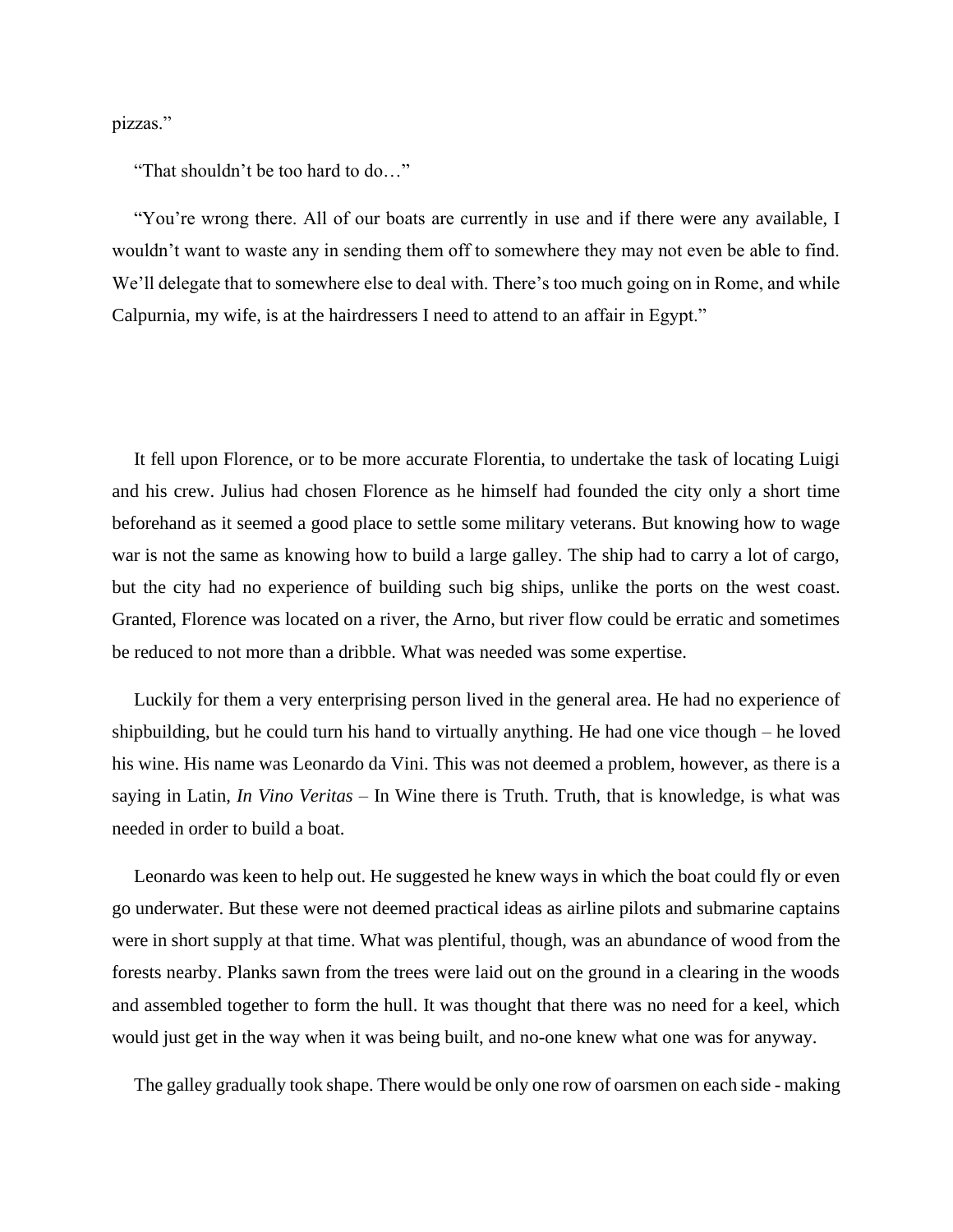pizzas."

"That shouldn't be too hard to do…"

"You're wrong there. All of our boats are currently in use and if there were any available, I wouldn't want to waste any in sending them off to somewhere they may not even be able to find. We'll delegate that to somewhere else to deal with. There's too much going on in Rome, and while Calpurnia, my wife, is at the hairdressers I need to attend to an affair in Egypt."

It fell upon Florence, or to be more accurate Florentia, to undertake the task of locating Luigi and his crew. Julius had chosen Florence as he himself had founded the city only a short time beforehand as it seemed a good place to settle some military veterans. But knowing how to wage war is not the same as knowing how to build a large galley. The ship had to carry a lot of cargo, but the city had no experience of building such big ships, unlike the ports on the west coast. Granted, Florence was located on a river, the Arno, but river flow could be erratic and sometimes be reduced to not more than a dribble. What was needed was some expertise.

Luckily for them a very enterprising person lived in the general area. He had no experience of shipbuilding, but he could turn his hand to virtually anything. He had one vice though – he loved his wine. His name was Leonardo da Vini. This was not deemed a problem, however, as there is a saying in Latin, *In Vino Veritas* – In Wine there is Truth. Truth, that is knowledge, is what was needed in order to build a boat.

Leonardo was keen to help out. He suggested he knew ways in which the boat could fly or even go underwater. But these were not deemed practical ideas as airline pilots and submarine captains were in short supply at that time. What was plentiful, though, was an abundance of wood from the forests nearby. Planks sawn from the trees were laid out on the ground in a clearing in the woods and assembled together to form the hull. It was thought that there was no need for a keel, which would just get in the way when it was being built, and no-one knew what one was for anyway.

The galley gradually took shape. There would be only one row of oarsmen on each side - making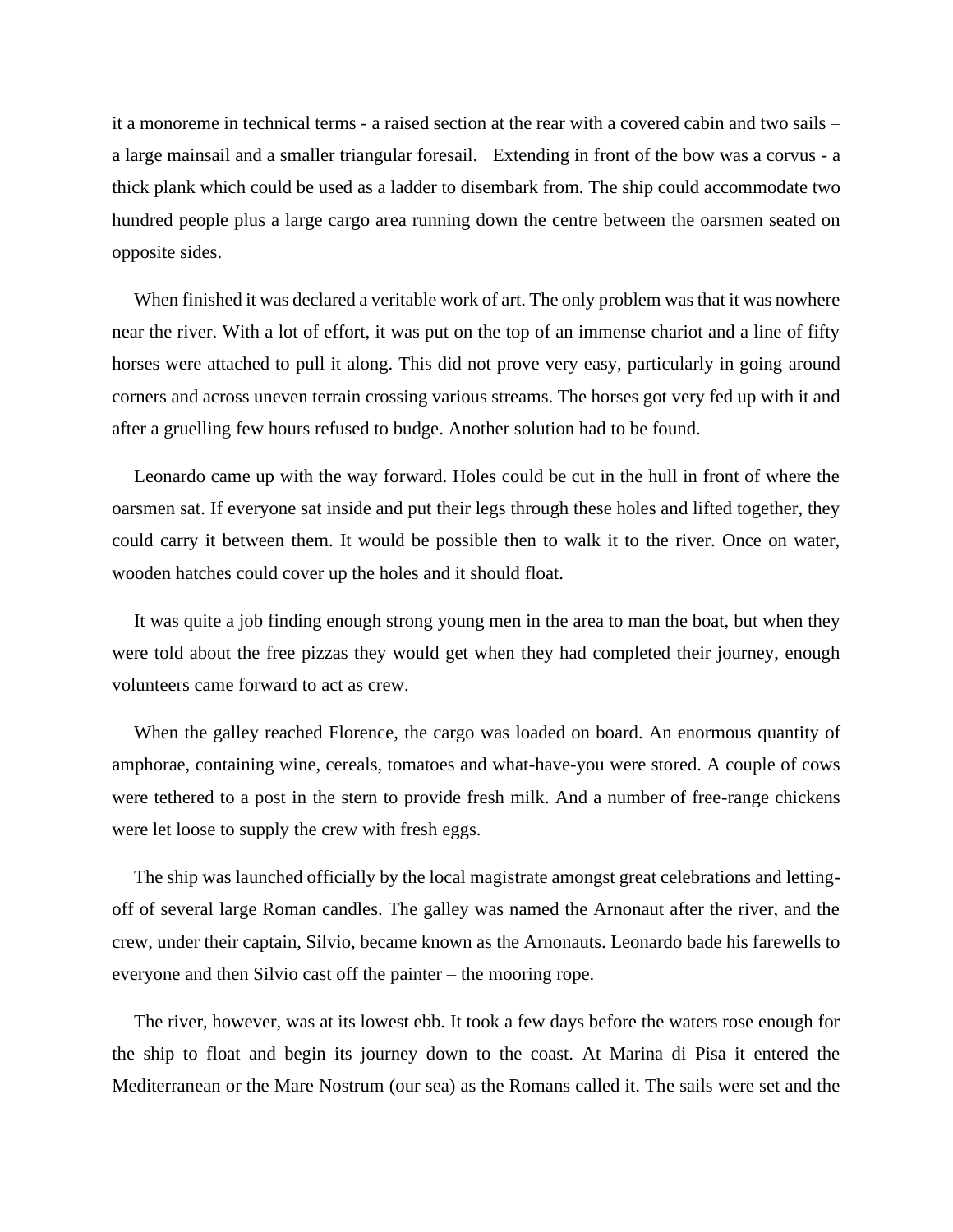it a monoreme in technical terms - a raised section at the rear with a covered cabin and two sails – a large mainsail and a smaller triangular foresail.   Extending in front of the bow was a corvus - a thick plank which could be used as a ladder to disembark from. The ship could accommodate two hundred people plus a large cargo area running down the centre between the oarsmen seated on opposite sides.

When finished it was declared a veritable work of art. The only problem was that it was nowhere near the river. With a lot of effort, it was put on the top of an immense chariot and a line of fifty horses were attached to pull it along. This did not prove very easy, particularly in going around corners and across uneven terrain crossing various streams. The horses got very fed up with it and after a gruelling few hours refused to budge. Another solution had to be found.

Leonardo came up with the way forward. Holes could be cut in the hull in front of where the oarsmen sat. If everyone sat inside and put their legs through these holes and lifted together, they could carry it between them. It would be possible then to walk it to the river. Once on water, wooden hatches could cover up the holes and it should float.

It was quite a job finding enough strong young men in the area to man the boat, but when they were told about the free pizzas they would get when they had completed their journey, enough volunteers came forward to act as crew.

When the galley reached Florence, the cargo was loaded on board. An enormous quantity of amphorae, containing wine, cereals, tomatoes and what-have-you were stored. A couple of cows were tethered to a post in the stern to provide fresh milk. And a number of free-range chickens were let loose to supply the crew with fresh eggs.

The ship was launched officially by the local magistrate amongst great celebrations and letting-off of several large Roman candles. The galley was named the Arnonaut after the river, and the crew, under their captain, Silvio, became known as the Arnonauts. Leonardo bade his farewells to everyone and then Silvio cast off the painter – the mooring rope.

The river, however, was at its lowest ebb. It took a few days before the waters rose enough for the ship to float and begin its journey down to the coast. At Marina di Pisa it entered the Mediterranean or the Mare Nostrum (our sea) as the Romans called it. The sails were set and the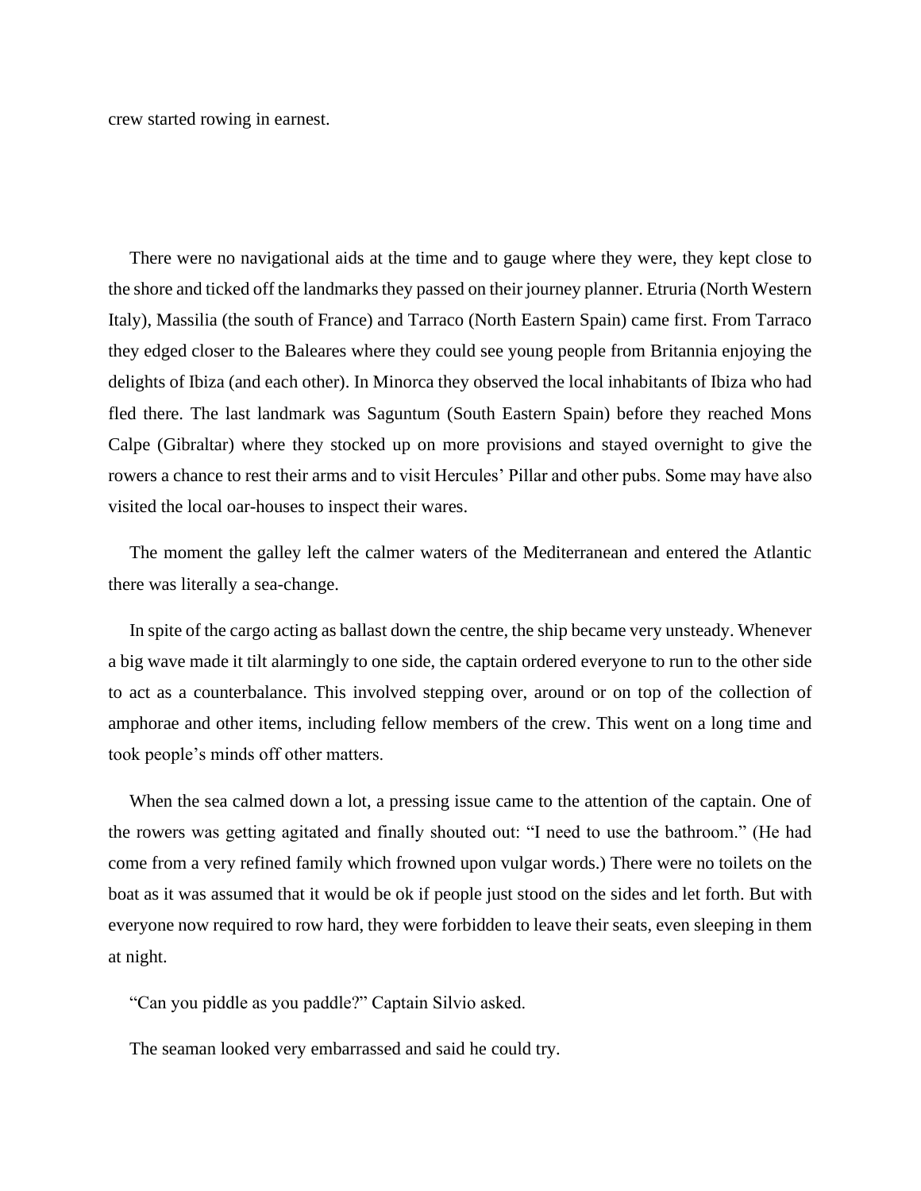crew started rowing in earnest.

There were no navigational aids at the time and to gauge where they were, they kept close to the shore and ticked off the landmarks they passed on their journey planner. Etruria (North Western Italy), Massilia (the south of France) and Tarraco (North Eastern Spain) came first. From Tarraco they edged closer to the Baleares where they could see young people from Britannia enjoying the delights of Ibiza (and each other). In Minorca they observed the local inhabitants of Ibiza who had fled there. The last landmark was Saguntum (South Eastern Spain) before they reached Mons Calpe (Gibraltar) where they stocked up on more provisions and stayed overnight to give the rowers a chance to rest their arms and to visit Hercules' Pillar and other pubs. Some may have also visited the local oar-houses to inspect their wares.

The moment the galley left the calmer waters of the Mediterranean and entered the Atlantic there was literally a sea-change.

In spite of the cargo acting as ballast down the centre, the ship became very unsteady. Whenever a big wave made it tilt alarmingly to one side, the captain ordered everyone to run to the other side to act as a counterbalance. This involved stepping over, around or on top of the collection of amphorae and other items, including fellow members of the crew. This went on a long time and took people's minds off other matters.

When the sea calmed down a lot, a pressing issue came to the attention of the captain. One of the rowers was getting agitated and finally shouted out: "I need to use the bathroom." (He had come from a very refined family which frowned upon vulgar words.) There were no toilets on the boat as it was assumed that it would be ok if people just stood on the sides and let forth. But with everyone now required to row hard, they were forbidden to leave their seats, even sleeping in them at night.

"Can you piddle as you paddle?" Captain Silvio asked.

The seaman looked very embarrassed and said he could try.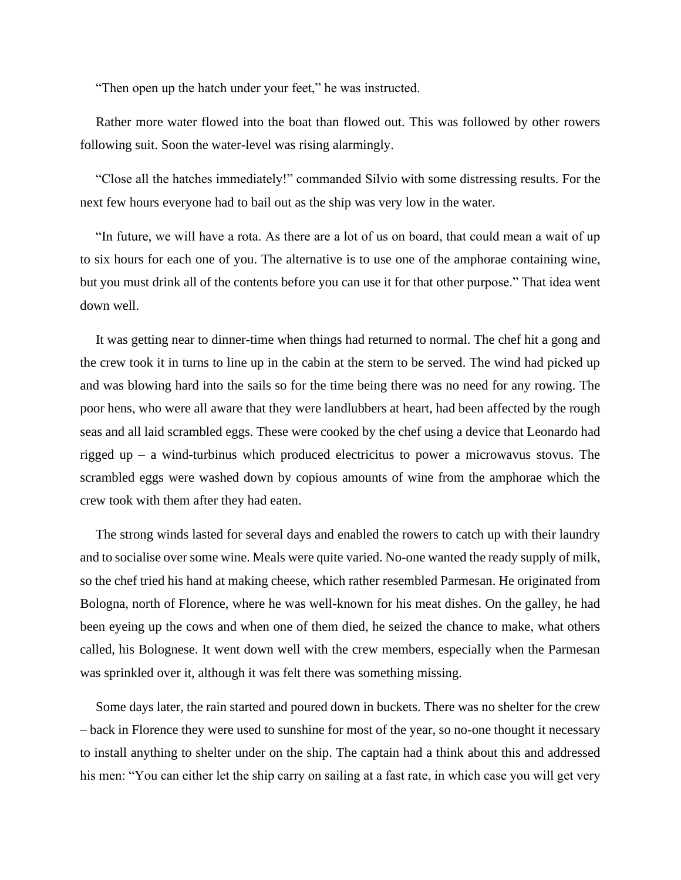“Then open up the hatch under your feet,” he was instructed.

Rather more water flowed into the boat than flowed out. This was followed by other rowers following suit. Soon the water-level was rising alarmingly.

“Close all the hatches immediately!” commanded Silvio with some distressing results. For the next few hours everyone had to bail out as the ship was very low in the water.

“In future, we will have a rota. As there are a lot of us on board, that could mean a wait of up to six hours for each one of you. The alternative is to use one of the amphorae containing wine, but you must drink all of the contents before you can use it for that other purpose.” That idea went down well.

It was getting near to dinner-time when things had returned to normal. The chef hit a gong and the crew took it in turns to line up in the cabin at the stern to be served. The wind had picked up and was blowing hard into the sails so for the time being there was no need for any rowing. The poor hens, who were all aware that they were landlubbers at heart, had been affected by the rough seas and all laid scrambled eggs. These were cooked by the chef using a device that Leonardo had rigged up – a wind-turbinus which produced electricitus to power a microwavus stovus. The scrambled eggs were washed down by copious amounts of wine from the amphorae which the crew took with them after they had eaten.

The strong winds lasted for several days and enabled the rowers to catch up with their laundry and to socialise over some wine. Meals were quite varied. No-one wanted the ready supply of milk, so the chef tried his hand at making cheese, which rather resembled Parmesan. He originated from Bologna, north of Florence, where he was well-known for his meat dishes. On the galley, he had been eyeing up the cows and when one of them died, he seized the chance to make, what others called, his Bolognese. It went down well with the crew members, especially when the Parmesan was sprinkled over it, although it was felt there was something missing.

Some days later, the rain started and poured down in buckets. There was no shelter for the crew – back in Florence they were used to sunshine for most of the year, so no-one thought it necessary to install anything to shelter under on the ship. The captain had a think about this and addressed his men: “You can either let the ship carry on sailing at a fast rate, in which case you will get very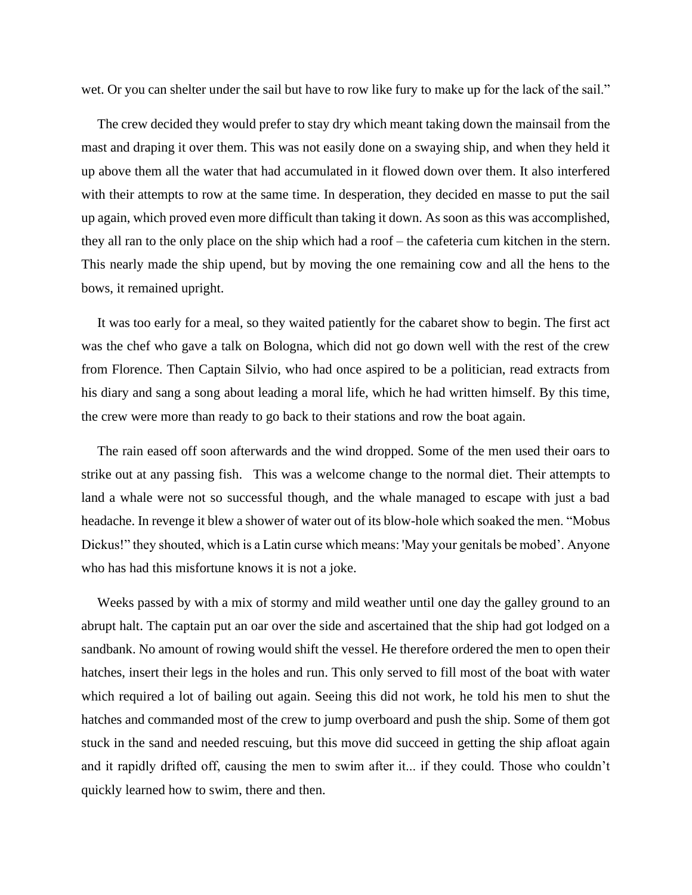wet. Or you can shelter under the sail but have to row like fury to make up for the lack of the sail."

The crew decided they would prefer to stay dry which meant taking down the mainsail from the mast and draping it over them. This was not easily done on a swaying ship, and when they held it up above them all the water that had accumulated in it flowed down over them. It also interfered with their attempts to row at the same time. In desperation, they decided en masse to put the sail up again, which proved even more difficult than taking it down. As soon as this was accomplished, they all ran to the only place on the ship which had a roof – the cafeteria cum kitchen in the stern. This nearly made the ship upend, but by moving the one remaining cow and all the hens to the bows, it remained upright.

It was too early for a meal, so they waited patiently for the cabaret show to begin. The first act was the chef who gave a talk on Bologna, which did not go down well with the rest of the crew from Florence. Then Captain Silvio, who had once aspired to be a politician, read extracts from his diary and sang a song about leading a moral life, which he had written himself. By this time, the crew were more than ready to go back to their stations and row the boat again.

The rain eased off soon afterwards and the wind dropped. Some of the men used their oars to strike out at any passing fish. This was a welcome change to the normal diet. Their attempts to land a whale were not so successful though, and the whale managed to escape with just a bad headache. In revenge it blew a shower of water out of its blow-hole which soaked the men. "Mobus Dickus!" they shouted, which is a Latin curse which means: 'May your genitals be mobed'. Anyone who has had this misfortune knows it is not a joke.

Weeks passed by with a mix of stormy and mild weather until one day the galley ground to an abrupt halt. The captain put an oar over the side and ascertained that the ship had got lodged on a sandbank. No amount of rowing would shift the vessel. He therefore ordered the men to open their hatches, insert their legs in the holes and run. This only served to fill most of the boat with water which required a lot of bailing out again. Seeing this did not work, he told his men to shut the hatches and commanded most of the crew to jump overboard and push the ship. Some of them got stuck in the sand and needed rescuing, but this move did succeed in getting the ship afloat again and it rapidly drifted off, causing the men to swim after it... if they could. Those who couldn't quickly learned how to swim, there and then.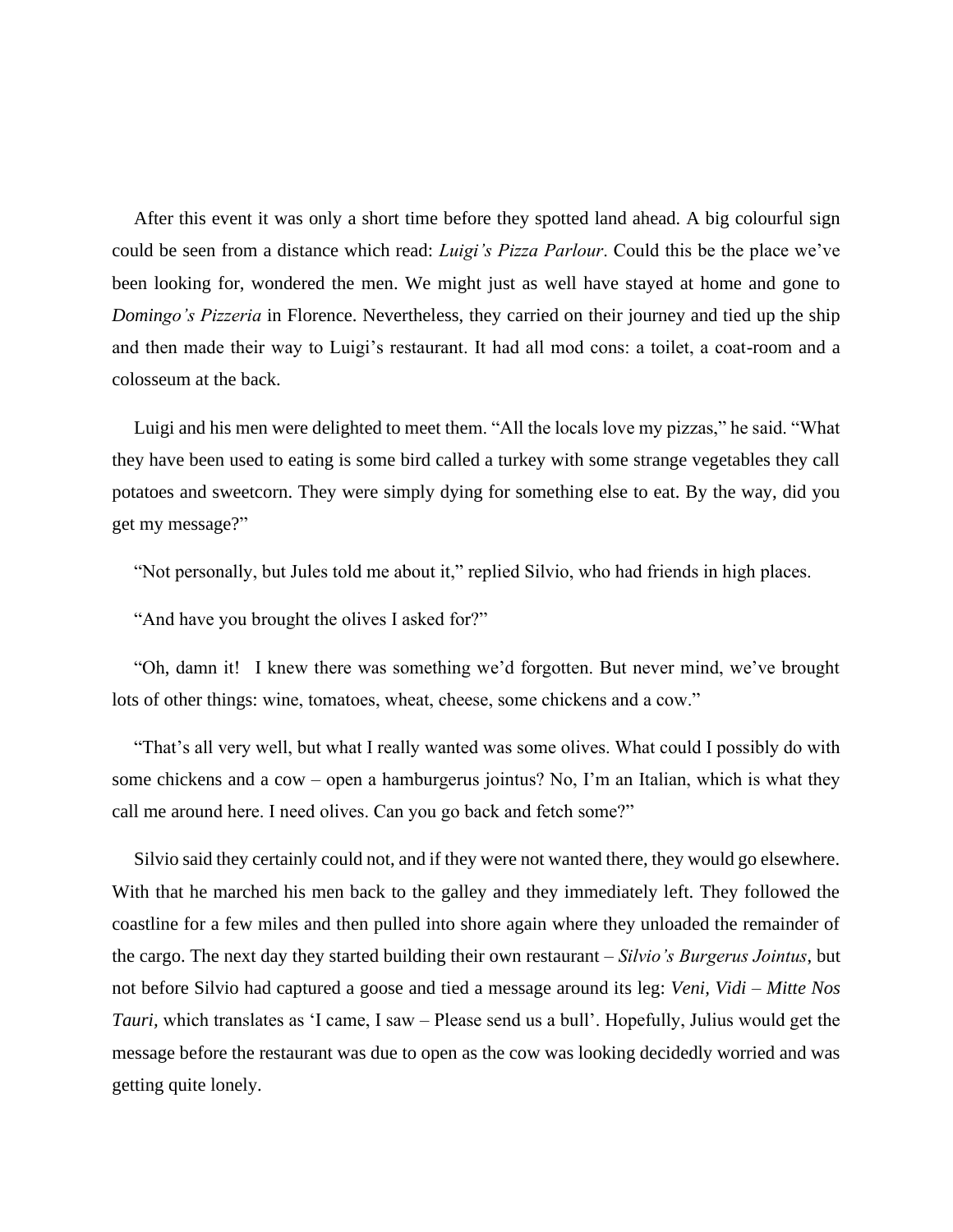After this event it was only a short time before they spotted land ahead. A big colourful sign could be seen from a distance which read: *Luigi's Pizza Parlour*. Could this be the place we've been looking for, wondered the men. We might just as well have stayed at home and gone to *Domingo's Pizzeria* in Florence. Nevertheless, they carried on their journey and tied up the ship and then made their way to Luigi's restaurant. It had all mod cons: a toilet, a coat-room and a colosseum at the back.

Luigi and his men were delighted to meet them. "All the locals love my pizzas," he said. "What they have been used to eating is some bird called a turkey with some strange vegetables they call potatoes and sweetcorn. They were simply dying for something else to eat. By the way, did you get my message?"

"Not personally, but Jules told me about it," replied Silvio, who had friends in high places.

"And have you brought the olives I asked for?"

"Oh, damn it! I knew there was something we'd forgotten. But never mind, we've brought lots of other things: wine, tomatoes, wheat, cheese, some chickens and a cow."

"That's all very well, but what I really wanted was some olives. What could I possibly do with some chickens and a cow – open a hamburgerus jointus? No, I'm an Italian, which is what they call me around here. I need olives. Can you go back and fetch some?"

Silvio said they certainly could not, and if they were not wanted there, they would go elsewhere. With that he marched his men back to the galley and they immediately left. They followed the coastline for a few miles and then pulled into shore again where they unloaded the remainder of the cargo. The next day they started building their own restaurant – *Silvio's Burgerus Jointus*, but not before Silvio had captured a goose and tied a message around its leg: ***Veni, Vidi – Mitte Nos Tauri***, which translates as 'I came, I saw – Please send us a bull'. Hopefully, Julius would get the message before the restaurant was due to open as the cow was looking decidedly worried and was getting quite lonely.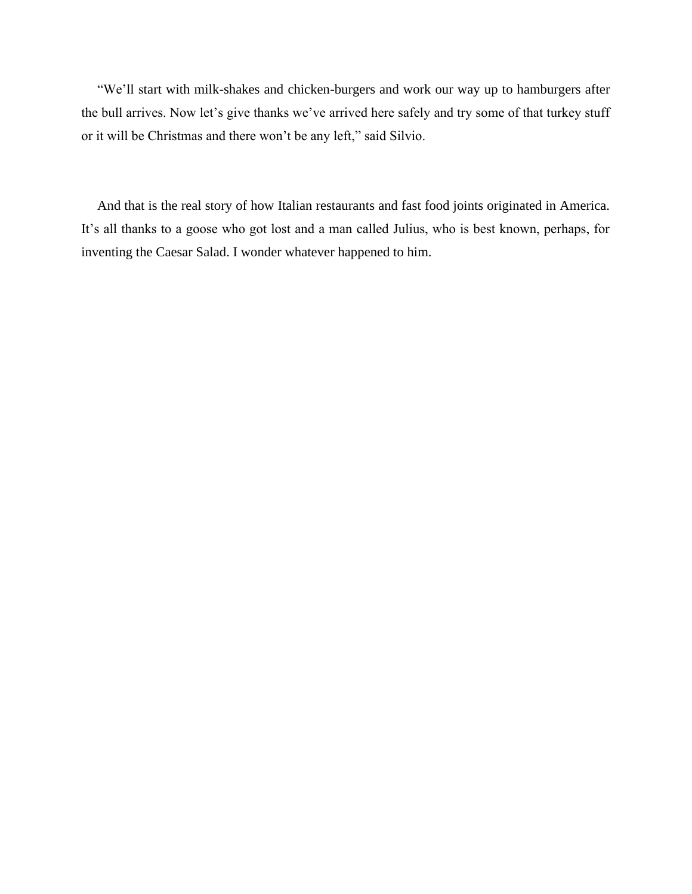"We'll start with milk-shakes and chicken-burgers and work our way up to hamburgers after the bull arrives. Now let's give thanks we've arrived here safely and try some of that turkey stuff or it will be Christmas and there won't be any left," said Silvio.

And that is the real story of how Italian restaurants and fast food joints originated in America. It's all thanks to a goose who got lost and a man called Julius, who is best known, perhaps, for inventing the Caesar Salad. I wonder whatever happened to him.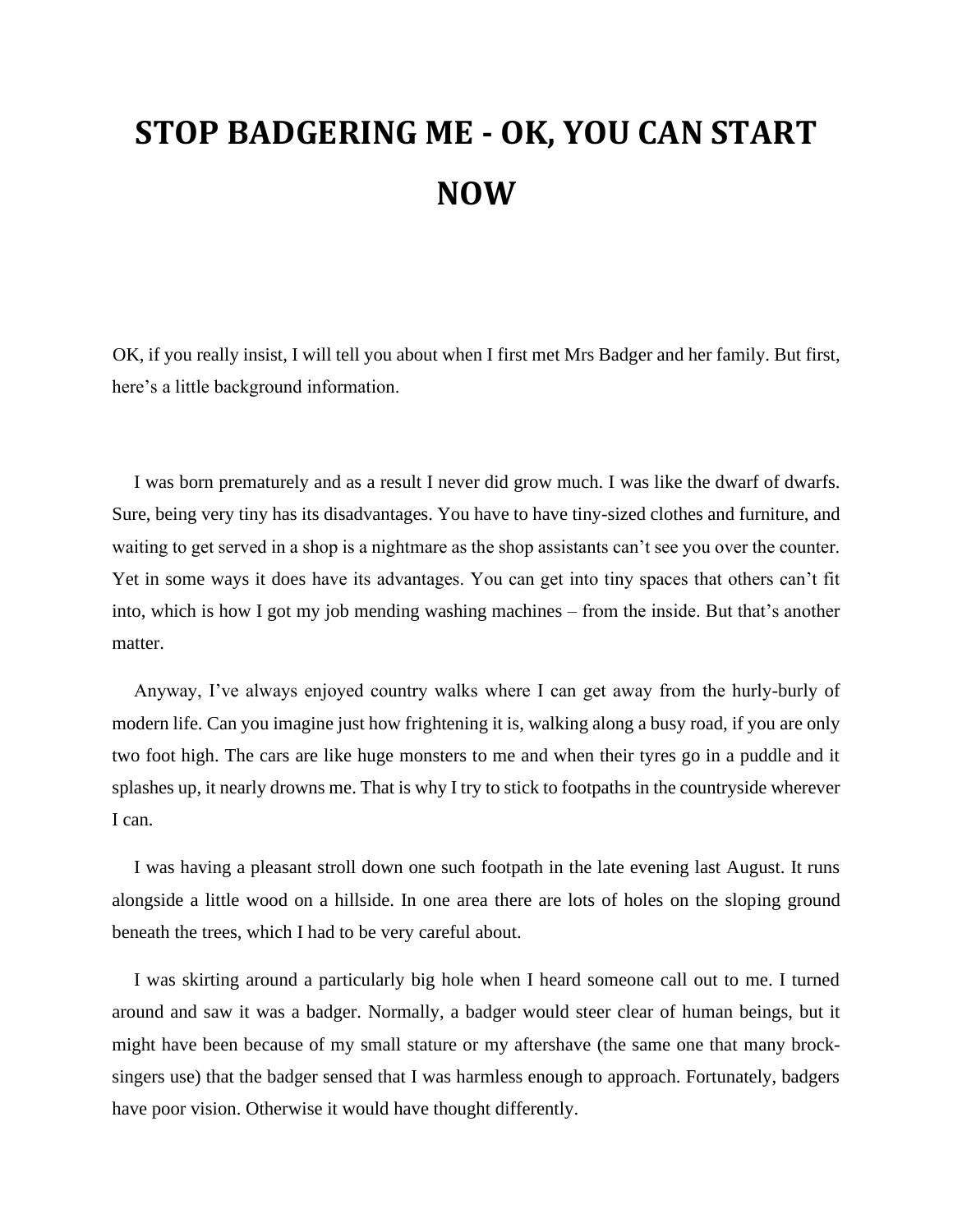# STOP BADGERING ME - OK, YOU CAN START NOW

OK, if you really insist, I will tell you about when I first met Mrs Badger and her family. But first, here's a little background information.

I was born prematurely and as a result I never did grow much. I was like the dwarf of dwarfs. Sure, being very tiny has its disadvantages. You have to have tiny-sized clothes and furniture, and waiting to get served in a shop is a nightmare as the shop assistants can't see you over the counter. Yet in some ways it does have its advantages. You can get into tiny spaces that others can't fit into, which is how I got my job mending washing machines – from the inside. But that's another matter.

Anyway, I've always enjoyed country walks where I can get away from the hurly-burly of modern life. Can you imagine just how frightening it is, walking along a busy road, if you are only two foot high. The cars are like huge monsters to me and when their tyres go in a puddle and it splashes up, it nearly drowns me. That is why I try to stick to footpaths in the countryside wherever I can.

I was having a pleasant stroll down one such footpath in the late evening last August. It runs alongside a little wood on a hillside. In one area there are lots of holes on the sloping ground beneath the trees, which I had to be very careful about.

I was skirting around a particularly big hole when I heard someone call out to me. I turned around and saw it was a badger. Normally, a badger would steer clear of human beings, but it might have been because of my small stature or my aftershave (the same one that many brock-singers use) that the badger sensed that I was harmless enough to approach. Fortunately, badgers have poor vision. Otherwise it would have thought differently.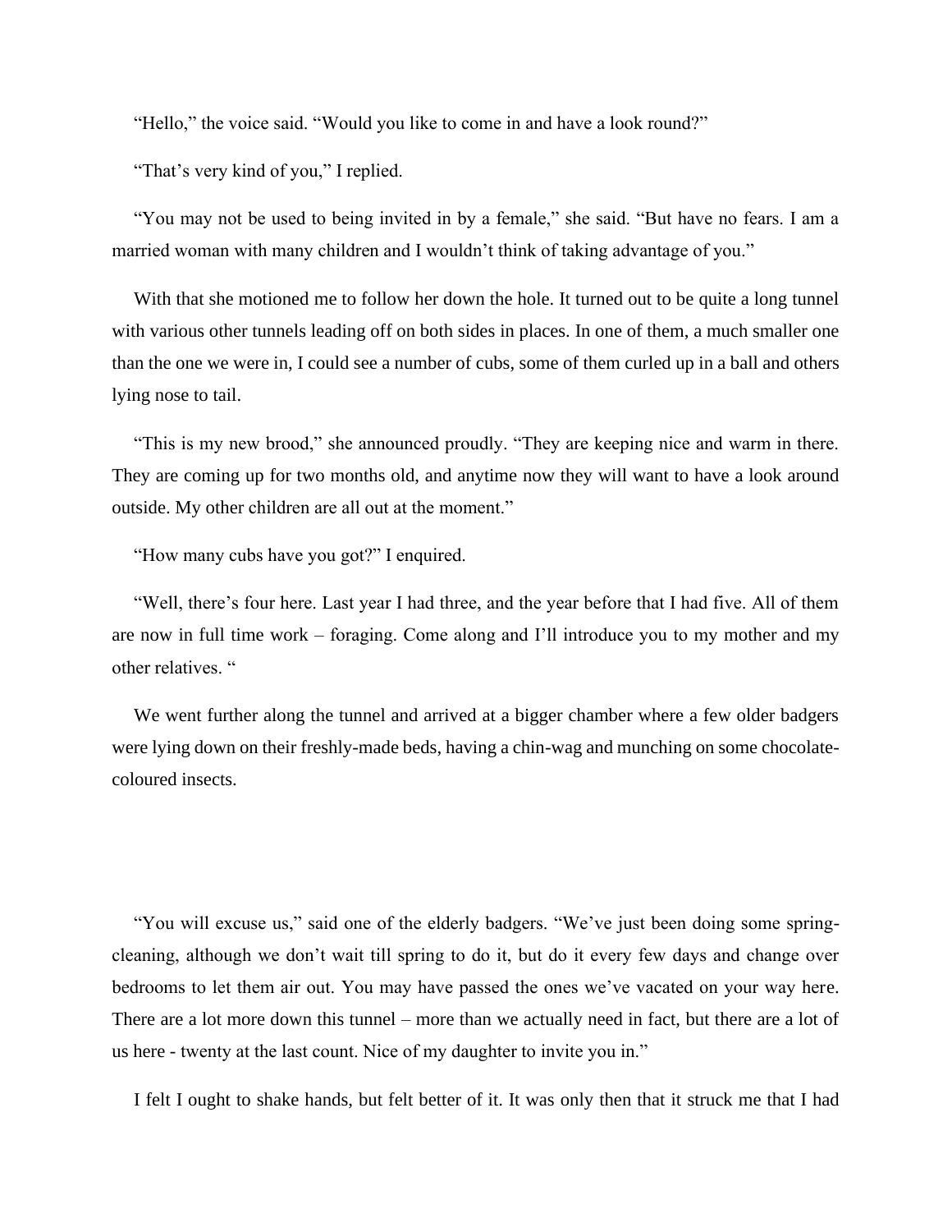"Hello," the voice said. "Would you like to come in and have a look round?"

"That's very kind of you," I replied.

"You may not be used to being invited in by a female," she said. "But have no fears. I am a married woman with many children and I wouldn't think of taking advantage of you."

With that she motioned me to follow her down the hole. It turned out to be quite a long tunnel with various other tunnels leading off on both sides in places. In one of them, a much smaller one than the one we were in, I could see a number of cubs, some of them curled up in a ball and others lying nose to tail.

"This is my new brood," she announced proudly. "They are keeping nice and warm in there. They are coming up for two months old, and anytime now they will want to have a look around outside. My other children are all out at the moment."

"How many cubs have you got?" I enquired.

"Well, there's four here. Last year I had three, and the year before that I had five. All of them are now in full time work – foraging. Come along and I'll introduce you to my mother and my other relatives. "

We went further along the tunnel and arrived at a bigger chamber where a few older badgers were lying down on their freshly-made beds, having a chin-wag and munching on some chocolate-coloured insects.

"You will excuse us," said one of the elderly badgers. "We've just been doing some spring-cleaning, although we don't wait till spring to do it, but do it every few days and change over bedrooms to let them air out. You may have passed the ones we've vacated on your way here. There are a lot more down this tunnel – more than we actually need in fact, but there are a lot of us here - twenty at the last count. Nice of my daughter to invite you in."

I felt I ought to shake hands, but felt better of it. It was only then that it struck me that I had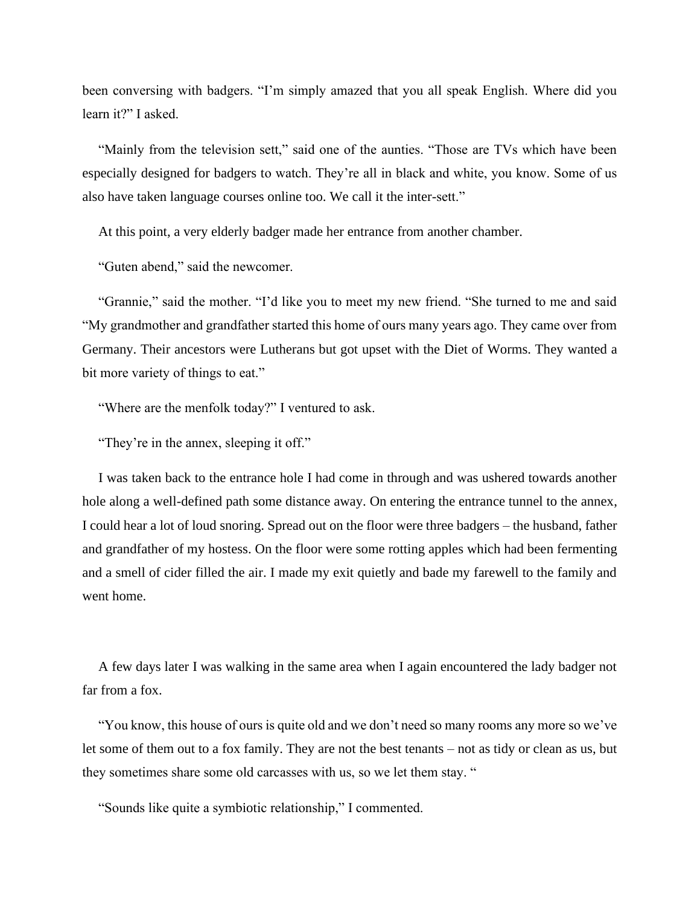been conversing with badgers. “I’m simply amazed that you all speak English. Where did you learn it?” I asked.

“Mainly from the television sett,” said one of the aunties. “Those are TVs which have been especially designed for badgers to watch. They’re all in black and white, you know. Some of us also have taken language courses online too. We call it the inter-sett.”

At this point, a very elderly badger made her entrance from another chamber.

“Guten abend,” said the newcomer.

“Grannie,” said the mother. “I’d like you to meet my new friend. “She turned to me and said “My grandmother and grandfather started this home of ours many years ago. They came over from Germany. Their ancestors were Lutherans but got upset with the Diet of Worms. They wanted a bit more variety of things to eat.”

“Where are the menfolk today?” I ventured to ask.

“They’re in the annex, sleeping it off.”

I was taken back to the entrance hole I had come in through and was ushered towards another hole along a well-defined path some distance away. On entering the entrance tunnel to the annex, I could hear a lot of loud snoring. Spread out on the floor were three badgers – the husband, father and grandfather of my hostess. On the floor were some rotting apples which had been fermenting and a smell of cider filled the air. I made my exit quietly and bade my farewell to the family and went home.

A few days later I was walking in the same area when I again encountered the lady badger not far from a fox.

“You know, this house of ours is quite old and we don’t need so many rooms any more so we’ve let some of them out to a fox family. They are not the best tenants – not as tidy or clean as us, but they sometimes share some old carcasses with us, so we let them stay. “

“Sounds like quite a symbiotic relationship,” I commented.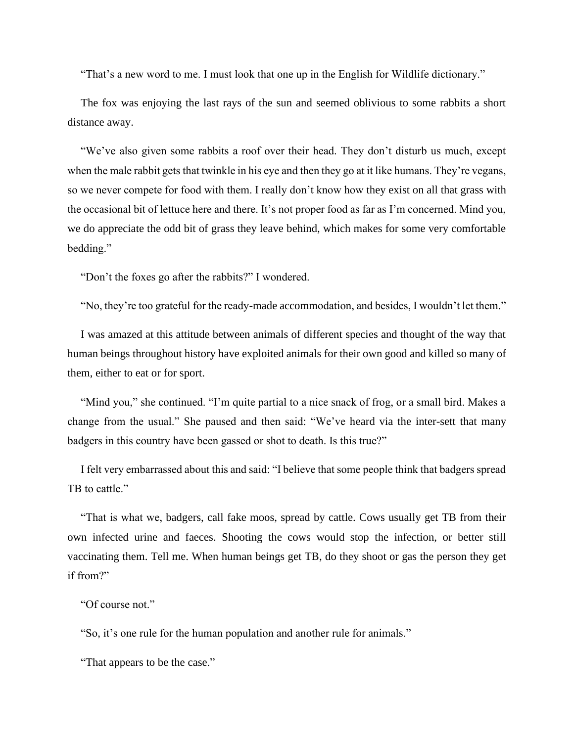"That's a new word to me. I must look that one up in the English for Wildlife dictionary."

The fox was enjoying the last rays of the sun and seemed oblivious to some rabbits a short distance away.

"We've also given some rabbits a roof over their head. They don't disturb us much, except when the male rabbit gets that twinkle in his eye and then they go at it like humans. They're vegans, so we never compete for food with them. I really don't know how they exist on all that grass with the occasional bit of lettuce here and there. It's not proper food as far as I'm concerned. Mind you, we do appreciate the odd bit of grass they leave behind, which makes for some very comfortable bedding."

"Don't the foxes go after the rabbits?" I wondered.

"No, they're too grateful for the ready-made accommodation, and besides, I wouldn't let them."

I was amazed at this attitude between animals of different species and thought of the way that human beings throughout history have exploited animals for their own good and killed so many of them, either to eat or for sport.

"Mind you," she continued. "I'm quite partial to a nice snack of frog, or a small bird. Makes a change from the usual." She paused and then said: "We've heard via the inter-sett that many badgers in this country have been gassed or shot to death. Is this true?"

I felt very embarrassed about this and said: "I believe that some people think that badgers spread TB to cattle."

"That is what we, badgers, call fake moos, spread by cattle. Cows usually get TB from their own infected urine and faeces. Shooting the cows would stop the infection, or better still vaccinating them. Tell me. When human beings get TB, do they shoot or gas the person they get if from?"

"Of course not."

"So, it's one rule for the human population and another rule for animals."

"That appears to be the case."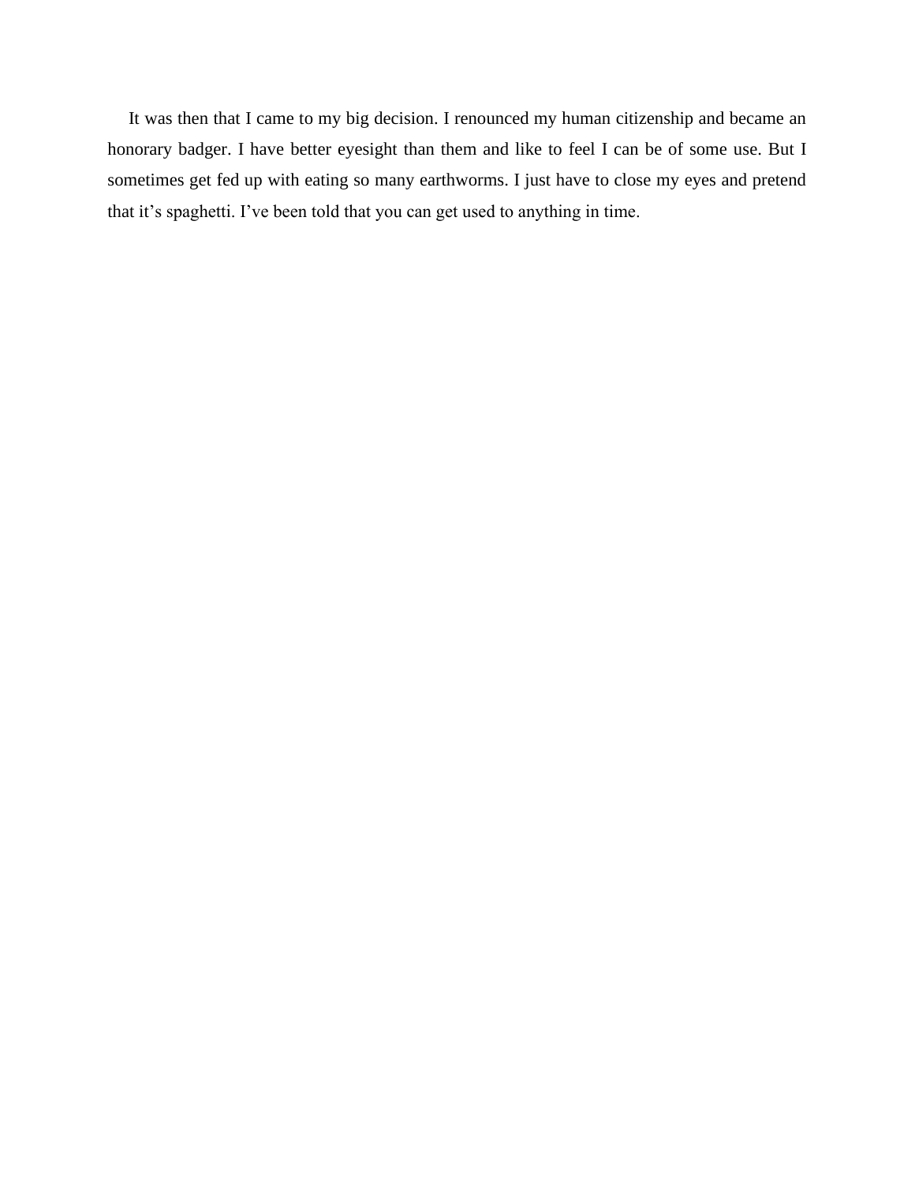It was then that I came to my big decision. I renounced my human citizenship and became an honorary badger. I have better eyesight than them and like to feel I can be of some use. But I sometimes get fed up with eating so many earthworms. I just have to close my eyes and pretend that it’s spaghetti. I’ve been told that you can get used to anything in time.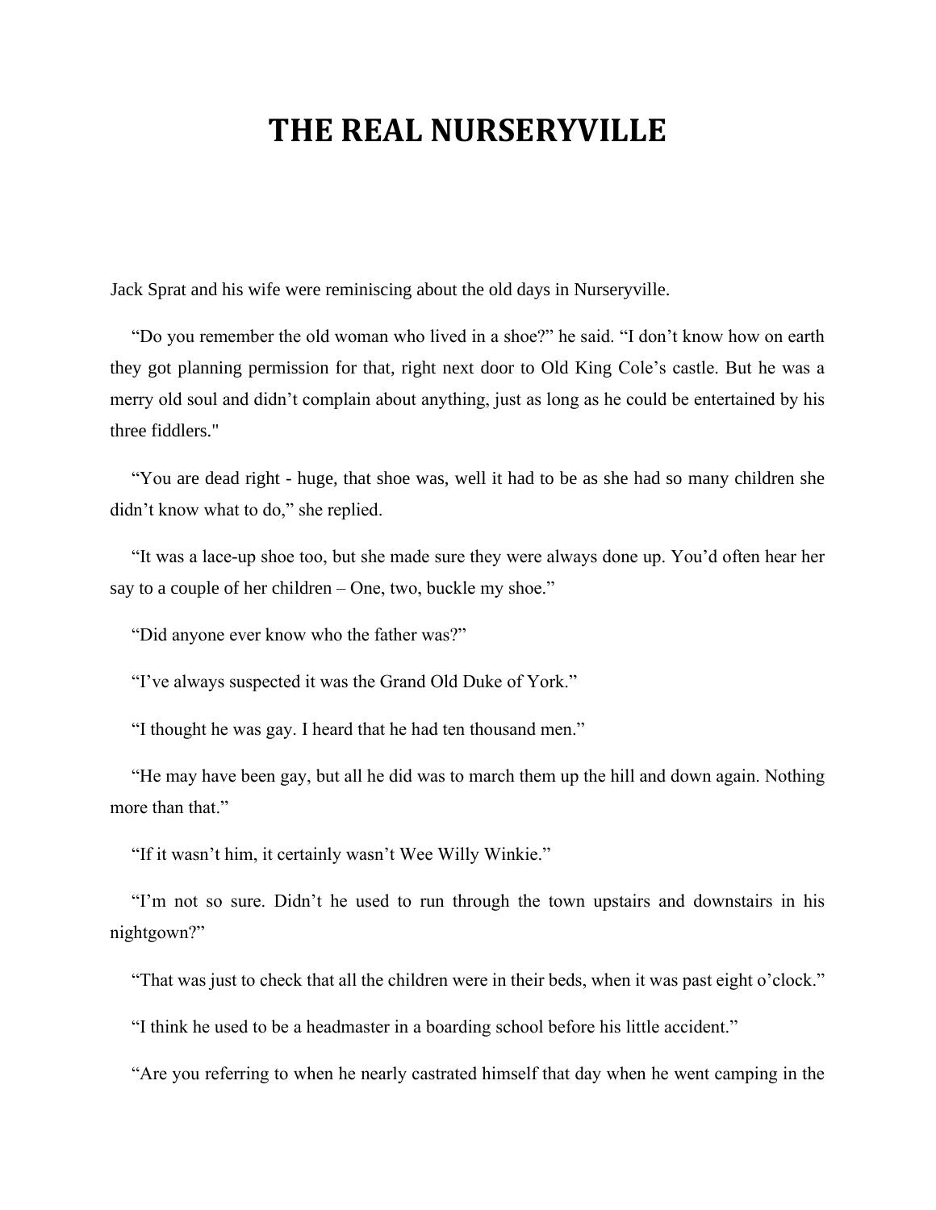# THE REAL NURSERYVILLE

Jack Sprat and his wife were reminiscing about the old days in Nurseryville.

"Do you remember the old woman who lived in a shoe?" he said. "I don't know how on earth they got planning permission for that, right next door to Old King Cole's castle. But he was a merry old soul and didn't complain about anything, just as long as he could be entertained by his three fiddlers."

"You are dead right - huge, that shoe was, well it had to be as she had so many children she didn't know what to do," she replied.

"It was a lace-up shoe too, but she made sure they were always done up. You'd often hear her say to a couple of her children – One, two, buckle my shoe."

"Did anyone ever know who the father was?"

"I've always suspected it was the Grand Old Duke of York."

"I thought he was gay. I heard that he had ten thousand men."

"He may have been gay, but all he did was to march them up the hill and down again. Nothing more than that."

"If it wasn't him, it certainly wasn't Wee Willy Winkie."

"I'm not so sure. Didn't he used to run through the town upstairs and downstairs in his nightgown?"

"That was just to check that all the children were in their beds, when it was past eight o'clock."

"I think he used to be a headmaster in a boarding school before his little accident."

"Are you referring to when he nearly castrated himself that day when he went camping in the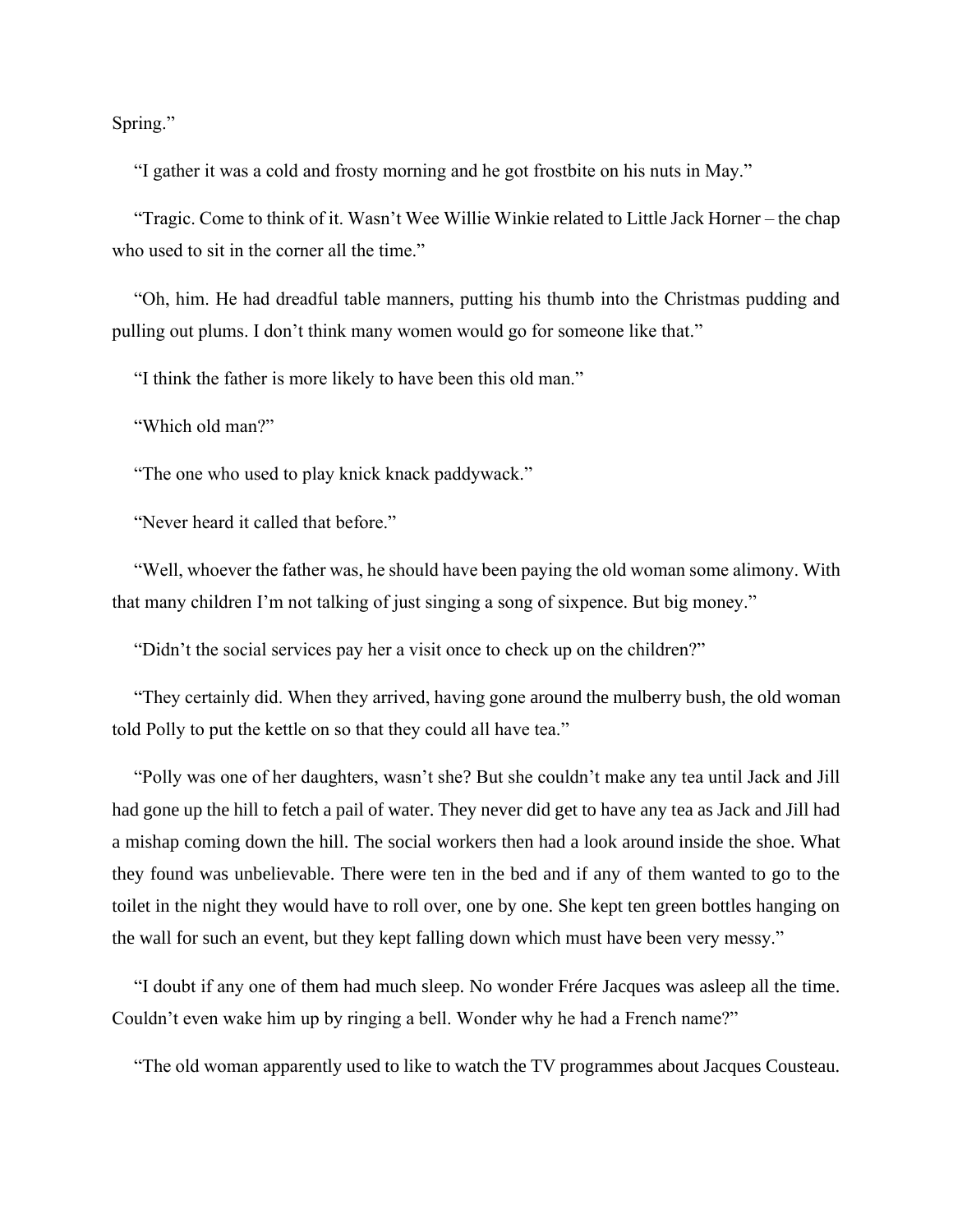Spring."

"I gather it was a cold and frosty morning and he got frostbite on his nuts in May."

"Tragic. Come to think of it. Wasn't Wee Willie Winkie related to Little Jack Horner – the chap who used to sit in the corner all the time."

"Oh, him. He had dreadful table manners, putting his thumb into the Christmas pudding and pulling out plums. I don't think many women would go for someone like that."

"I think the father is more likely to have been this old man."

"Which old man?"

"The one who used to play knick knack paddywack."

"Never heard it called that before."

"Well, whoever the father was, he should have been paying the old woman some alimony. With that many children I'm not talking of just singing a song of sixpence. But big money."

"Didn't the social services pay her a visit once to check up on the children?"

"They certainly did. When they arrived, having gone around the mulberry bush, the old woman told Polly to put the kettle on so that they could all have tea."

"Polly was one of her daughters, wasn't she? But she couldn't make any tea until Jack and Jill had gone up the hill to fetch a pail of water. They never did get to have any tea as Jack and Jill had a mishap coming down the hill. The social workers then had a look around inside the shoe. What they found was unbelievable. There were ten in the bed and if any of them wanted to go to the toilet in the night they would have to roll over, one by one. She kept ten green bottles hanging on the wall for such an event, but they kept falling down which must have been very messy."

"I doubt if any one of them had much sleep. No wonder Frére Jacques was asleep all the time. Couldn't even wake him up by ringing a bell. Wonder why he had a French name?"

"The old woman apparently used to like to watch the TV programmes about Jacques Cousteau.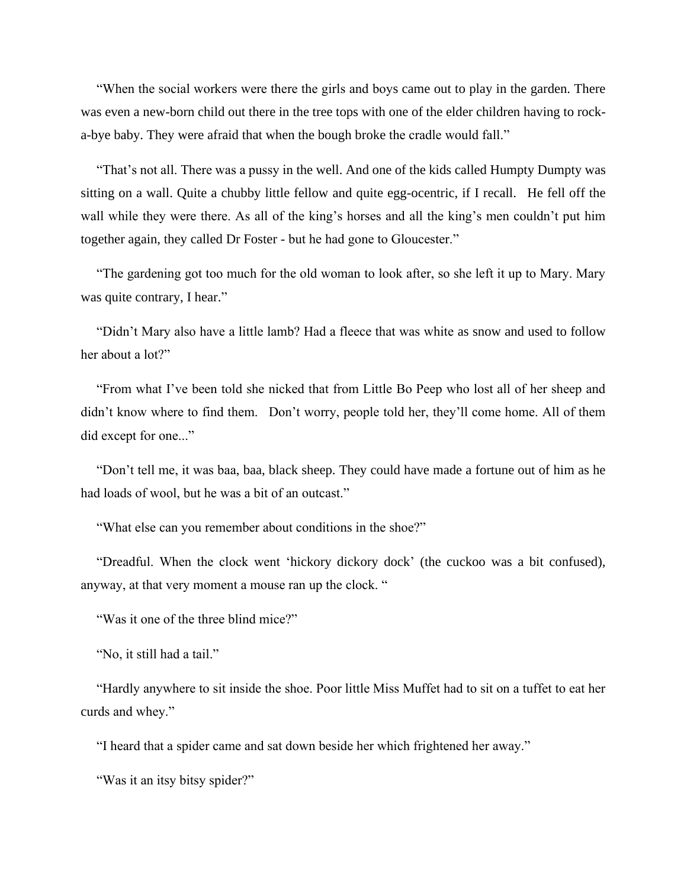"When the social workers were there the girls and boys came out to play in the garden. There was even a new-born child out there in the tree tops with one of the elder children having to rock-a-bye baby. They were afraid that when the bough broke the cradle would fall."

"That's not all. There was a pussy in the well. And one of the kids called Humpty Dumpty was sitting on a wall. Quite a chubby little fellow and quite egg-ocentric, if I recall. He fell off the wall while they were there. As all of the king's horses and all the king's men couldn't put him together again, they called Dr Foster - but he had gone to Gloucester."

"The gardening got too much for the old woman to look after, so she left it up to Mary. Mary was quite contrary, I hear."

"Didn't Mary also have a little lamb? Had a fleece that was white as snow and used to follow her about a lot?"

"From what I've been told she nicked that from Little Bo Peep who lost all of her sheep and didn't know where to find them. Don't worry, people told her, they'll come home. All of them did except for one..."

"Don't tell me, it was baa, baa, black sheep. They could have made a fortune out of him as he had loads of wool, but he was a bit of an outcast."

"What else can you remember about conditions in the shoe?"

"Dreadful. When the clock went 'hickory dickory dock' (the cuckoo was a bit confused), anyway, at that very moment a mouse ran up the clock. "

"Was it one of the three blind mice?"

"No, it still had a tail."

"Hardly anywhere to sit inside the shoe. Poor little Miss Muffet had to sit on a tuffet to eat her curds and whey."

"I heard that a spider came and sat down beside her which frightened her away."

"Was it an itsy bitsy spider?"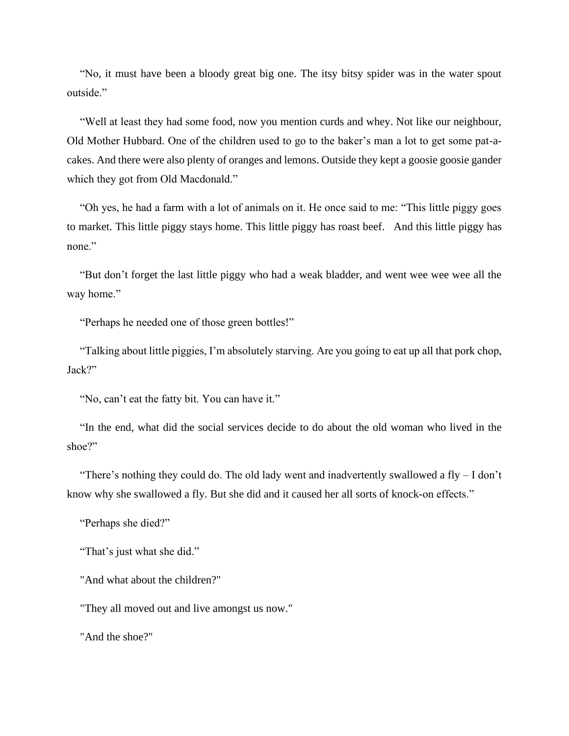“No, it must have been a bloody great big one. The itsy bitsy spider was in the water spout outside.”

“Well at least they had some food, now you mention curds and whey. Not like our neighbour, Old Mother Hubbard. One of the children used to go to the baker’s man a lot to get some pat-a-cakes. And there were also plenty of oranges and lemons. Outside they kept a goosie goosie gander which they got from Old Macdonald.”

“Oh yes, he had a farm with a lot of animals on it. He once said to me: “This little piggy goes to market. This little piggy stays home. This little piggy has roast beef. And this little piggy has none.”

“But don’t forget the last little piggy who had a weak bladder, and went wee wee wee all the way home.”

“Perhaps he needed one of those green bottles!”

“Talking about little piggies, I’m absolutely starving. Are you going to eat up all that pork chop, Jack?”

“No, can’t eat the fatty bit. You can have it.”

“In the end, what did the social services decide to do about the old woman who lived in the shoe?”

“There’s nothing they could do. The old lady went and inadvertently swallowed a fly – I don’t know why she swallowed a fly. But she did and it caused her all sorts of knock-on effects.”

“Perhaps she died?”

“That’s just what she did.”

"And what about the children?"

"They all moved out and live amongst us now."

"And the shoe?"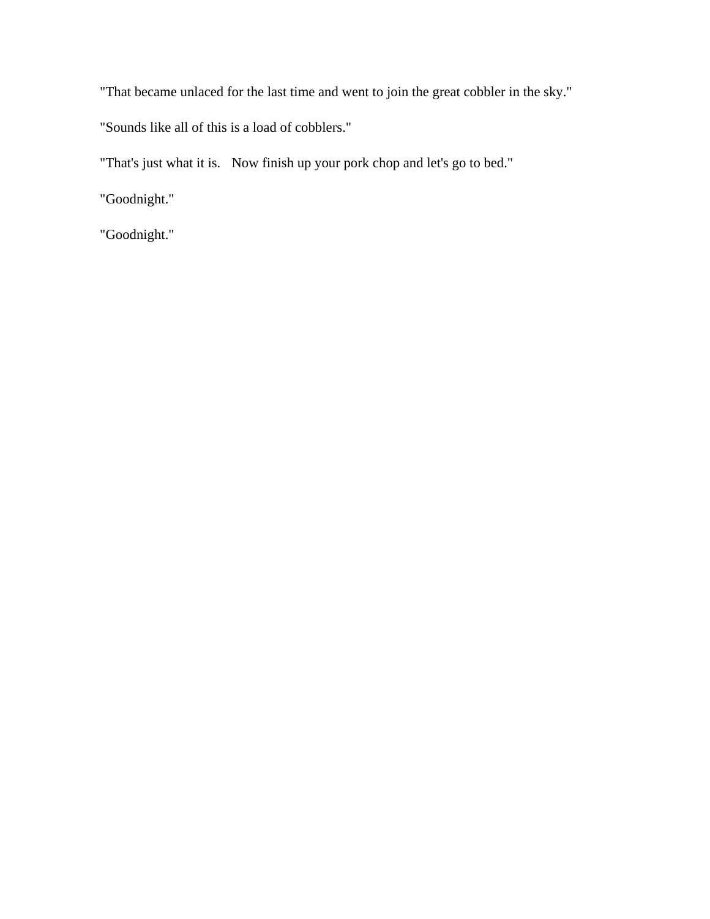"That became unlaced for the last time and went to join the great cobbler in the sky."

"Sounds like all of this is a load of cobblers."

"That's just what it is.   Now finish up your pork chop and let's go to bed."

"Goodnight."

"Goodnight."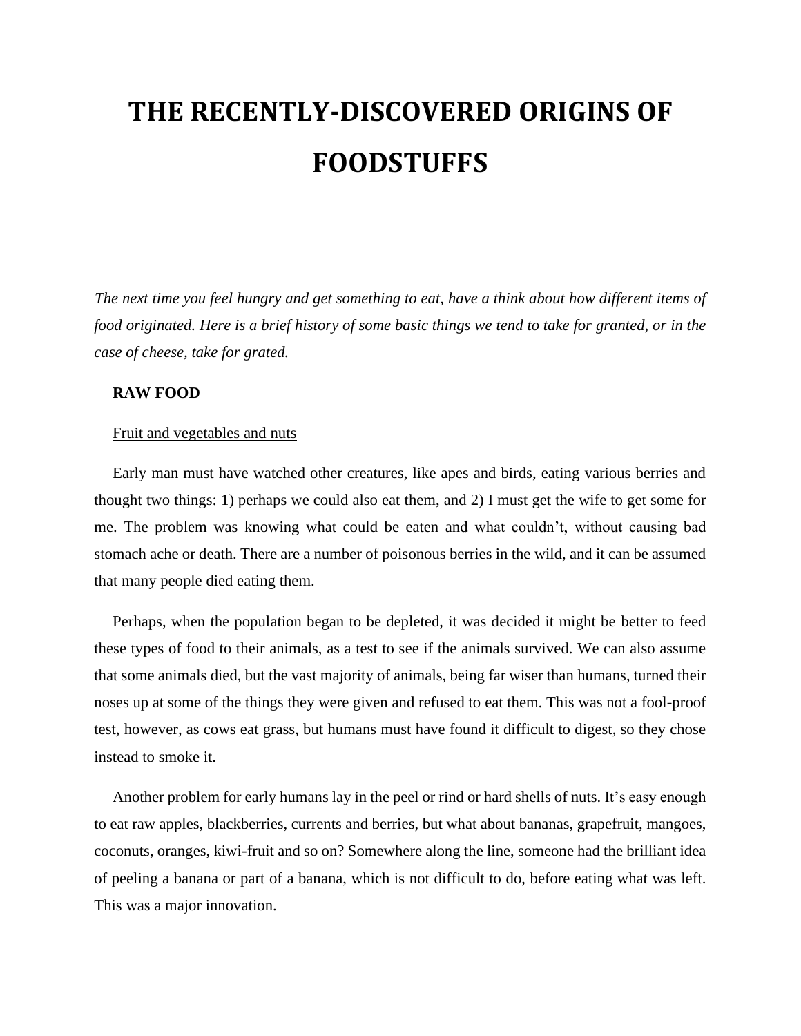# THE RECENTLY-DISCOVERED ORIGINS OF FOODSTUFFS

*The next time you feel hungry and get something to eat, have a think about how different items of food originated. Here is a brief history of some basic things we tend to take for granted, or in the case of cheese, take for grated.*

**RAW FOOD**

<u>Fruit and vegetables and nuts</u>

Early man must have watched other creatures, like apes and birds, eating various berries and thought two things: 1) perhaps we could also eat them, and 2) I must get the wife to get some for me. The problem was knowing what could be eaten and what couldn't, without causing bad stomach ache or death. There are a number of poisonous berries in the wild, and it can be assumed that many people died eating them.

Perhaps, when the population began to be depleted, it was decided it might be better to feed these types of food to their animals, as a test to see if the animals survived. We can also assume that some animals died, but the vast majority of animals, being far wiser than humans, turned their noses up at some of the things they were given and refused to eat them. This was not a fool-proof test, however, as cows eat grass, but humans must have found it difficult to digest, so they chose instead to smoke it.

Another problem for early humans lay in the peel or rind or hard shells of nuts. It's easy enough to eat raw apples, blackberries, currents and berries, but what about bananas, grapefruit, mangoes, coconuts, oranges, kiwi-fruit and so on? Somewhere along the line, someone had the brilliant idea of peeling a banana or part of a banana, which is not difficult to do, before eating what was left. This was a major innovation.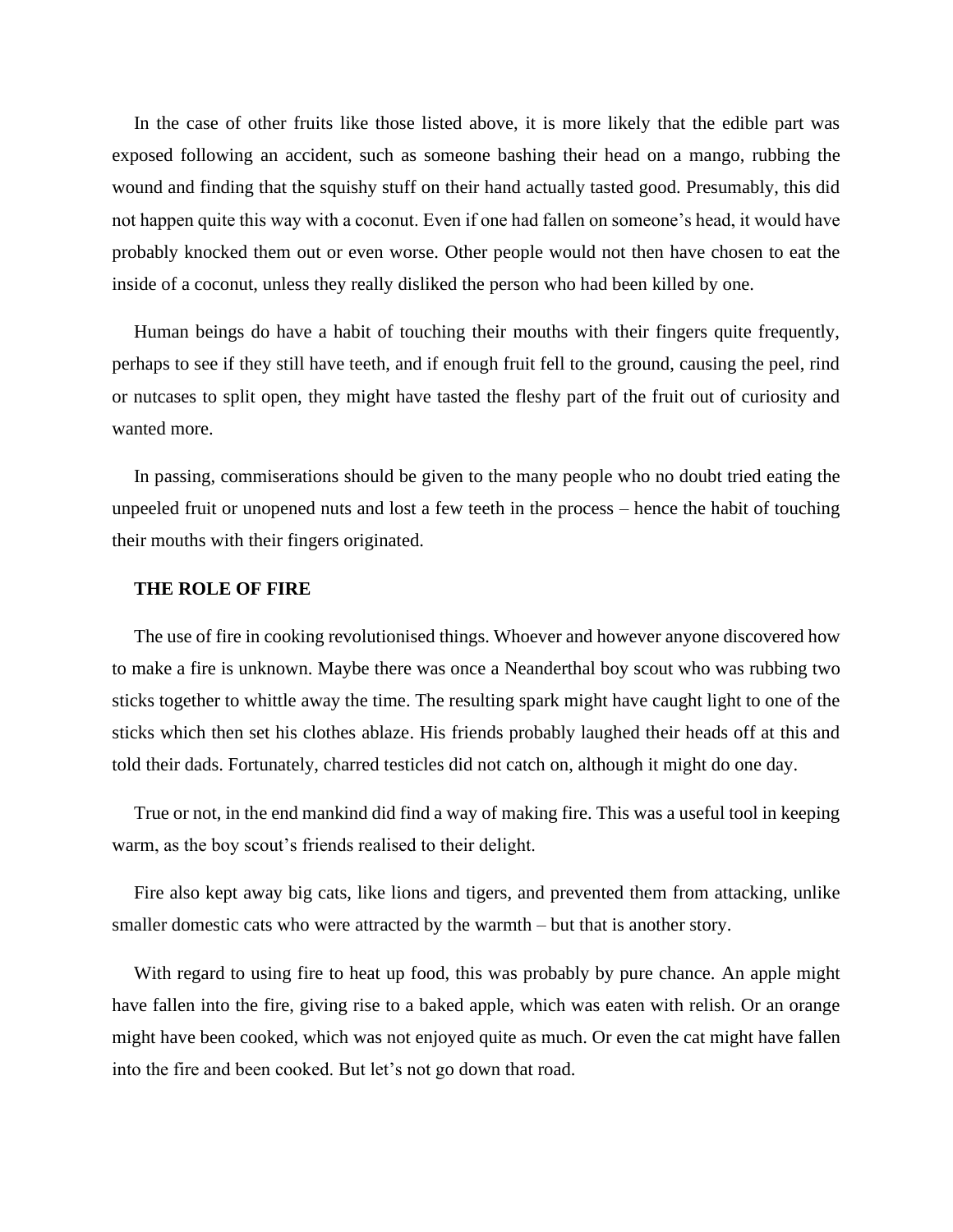In the case of other fruits like those listed above, it is more likely that the edible part was exposed following an accident, such as someone bashing their head on a mango, rubbing the wound and finding that the squishy stuff on their hand actually tasted good. Presumably, this did not happen quite this way with a coconut. Even if one had fallen on someone's head, it would have probably knocked them out or even worse. Other people would not then have chosen to eat the inside of a coconut, unless they really disliked the person who had been killed by one.

Human beings do have a habit of touching their mouths with their fingers quite frequently, perhaps to see if they still have teeth, and if enough fruit fell to the ground, causing the peel, rind or nutcases to split open, they might have tasted the fleshy part of the fruit out of curiosity and wanted more.

In passing, commiserations should be given to the many people who no doubt tried eating the unpeeled fruit or unopened nuts and lost a few teeth in the process – hence the habit of touching their mouths with their fingers originated.

## THE ROLE OF FIRE

The use of fire in cooking revolutionised things. Whoever and however anyone discovered how to make a fire is unknown. Maybe there was once a Neanderthal boy scout who was rubbing two sticks together to whittle away the time. The resulting spark might have caught light to one of the sticks which then set his clothes ablaze. His friends probably laughed their heads off at this and told their dads. Fortunately, charred testicles did not catch on, although it might do one day.

True or not, in the end mankind did find a way of making fire. This was a useful tool in keeping warm, as the boy scout's friends realised to their delight.

Fire also kept away big cats, like lions and tigers, and prevented them from attacking, unlike smaller domestic cats who were attracted by the warmth – but that is another story.

With regard to using fire to heat up food, this was probably by pure chance. An apple might have fallen into the fire, giving rise to a baked apple, which was eaten with relish. Or an orange might have been cooked, which was not enjoyed quite as much. Or even the cat might have fallen into the fire and been cooked. But let's not go down that road.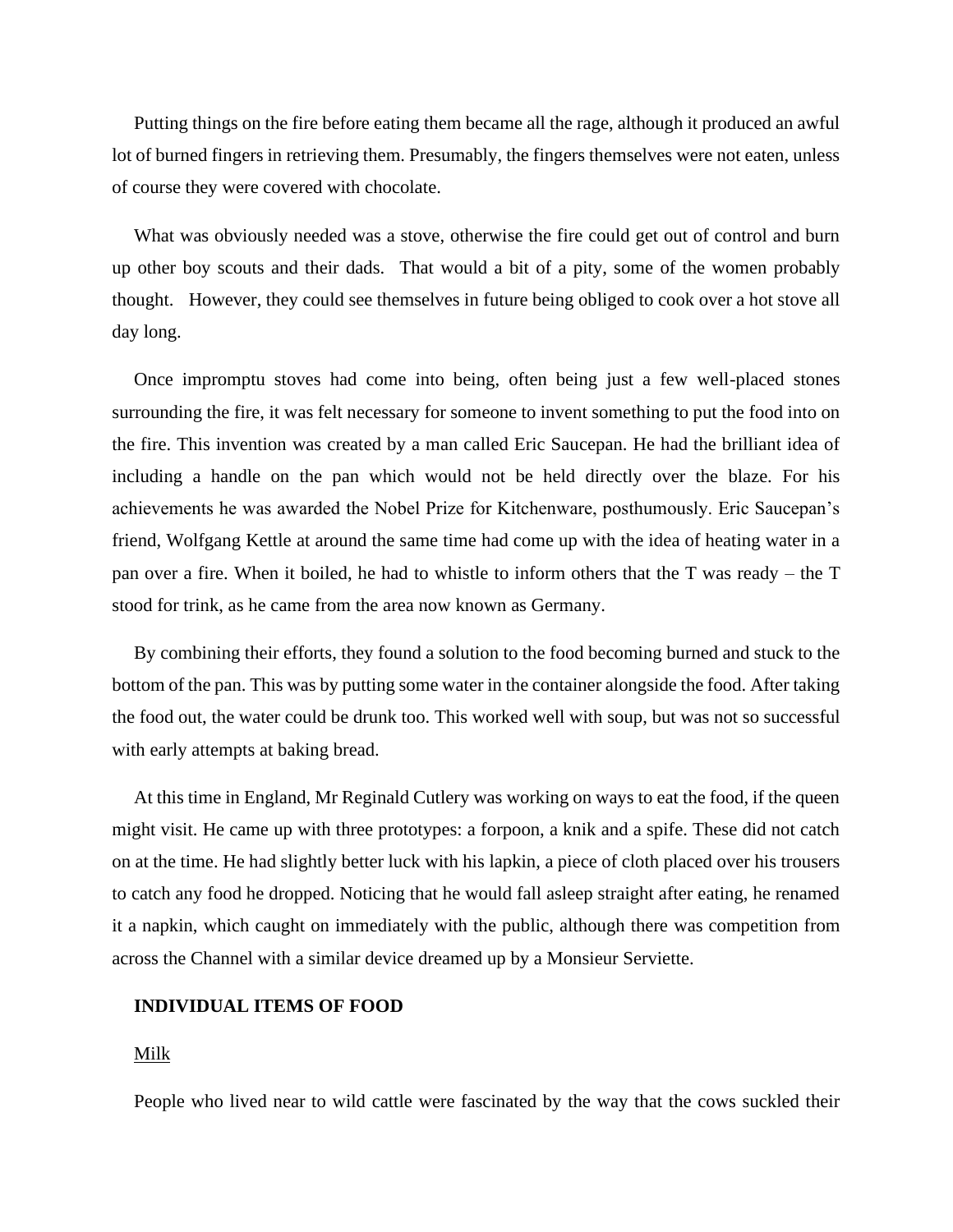Putting things on the fire before eating them became all the rage, although it produced an awful lot of burned fingers in retrieving them. Presumably, the fingers themselves were not eaten, unless of course they were covered with chocolate.

What was obviously needed was a stove, otherwise the fire could get out of control and burn up other boy scouts and their dads. That would a bit of a pity, some of the women probably thought. However, they could see themselves in future being obliged to cook over a hot stove all day long.

Once impromptu stoves had come into being, often being just a few well-placed stones surrounding the fire, it was felt necessary for someone to invent something to put the food into on the fire. This invention was created by a man called Eric Saucepan. He had the brilliant idea of including a handle on the pan which would not be held directly over the blaze. For his achievements he was awarded the Nobel Prize for Kitchenware, posthumously. Eric Saucepan's friend, Wolfgang Kettle at around the same time had come up with the idea of heating water in a pan over a fire. When it boiled, he had to whistle to inform others that the T was ready – the T stood for trink, as he came from the area now known as Germany.

By combining their efforts, they found a solution to the food becoming burned and stuck to the bottom of the pan. This was by putting some water in the container alongside the food. After taking the food out, the water could be drunk too. This worked well with soup, but was not so successful with early attempts at baking bread.

At this time in England, Mr Reginald Cutlery was working on ways to eat the food, if the queen might visit. He came up with three prototypes: a forpoon, a knik and a spife. These did not catch on at the time. He had slightly better luck with his lapkin, a piece of cloth placed over his trousers to catch any food he dropped. Noticing that he would fall asleep straight after eating, he renamed it a napkin, which caught on immediately with the public, although there was competition from across the Channel with a similar device dreamed up by a Monsieur Serviette.

## INDIVIDUAL ITEMS OF FOOD

### Milk

People who lived near to wild cattle were fascinated by the way that the cows suckled their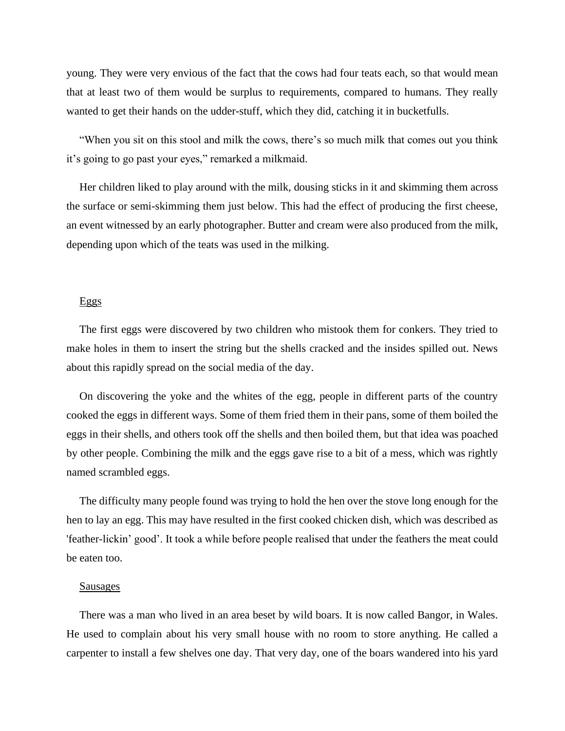young. They were very envious of the fact that the cows had four teats each, so that would mean that at least two of them would be surplus to requirements, compared to humans. They really wanted to get their hands on the udder-stuff, which they did, catching it in bucketfulls.

"When you sit on this stool and milk the cows, there's so much milk that comes out you think it's going to go past your eyes," remarked a milkmaid.

Her children liked to play around with the milk, dousing sticks in it and skimming them across the surface or semi-skimming them just below. This had the effect of producing the first cheese, an event witnessed by an early photographer. Butter and cream were also produced from the milk, depending upon which of the teats was used in the milking.

## Eggs

The first eggs were discovered by two children who mistook them for conkers. They tried to make holes in them to insert the string but the shells cracked and the insides spilled out. News about this rapidly spread on the social media of the day.

On discovering the yoke and the whites of the egg, people in different parts of the country cooked the eggs in different ways. Some of them fried them in their pans, some of them boiled the eggs in their shells, and others took off the shells and then boiled them, but that idea was poached by other people. Combining the milk and the eggs gave rise to a bit of a mess, which was rightly named scrambled eggs.

The difficulty many people found was trying to hold the hen over the stove long enough for the hen to lay an egg. This may have resulted in the first cooked chicken dish, which was described as 'feather-lickin' good'. It took a while before people realised that under the feathers the meat could be eaten too.

## Sausages

There was a man who lived in an area beset by wild boars. It is now called Bangor, in Wales. He used to complain about his very small house with no room to store anything. He called a carpenter to install a few shelves one day. That very day, one of the boars wandered into his yard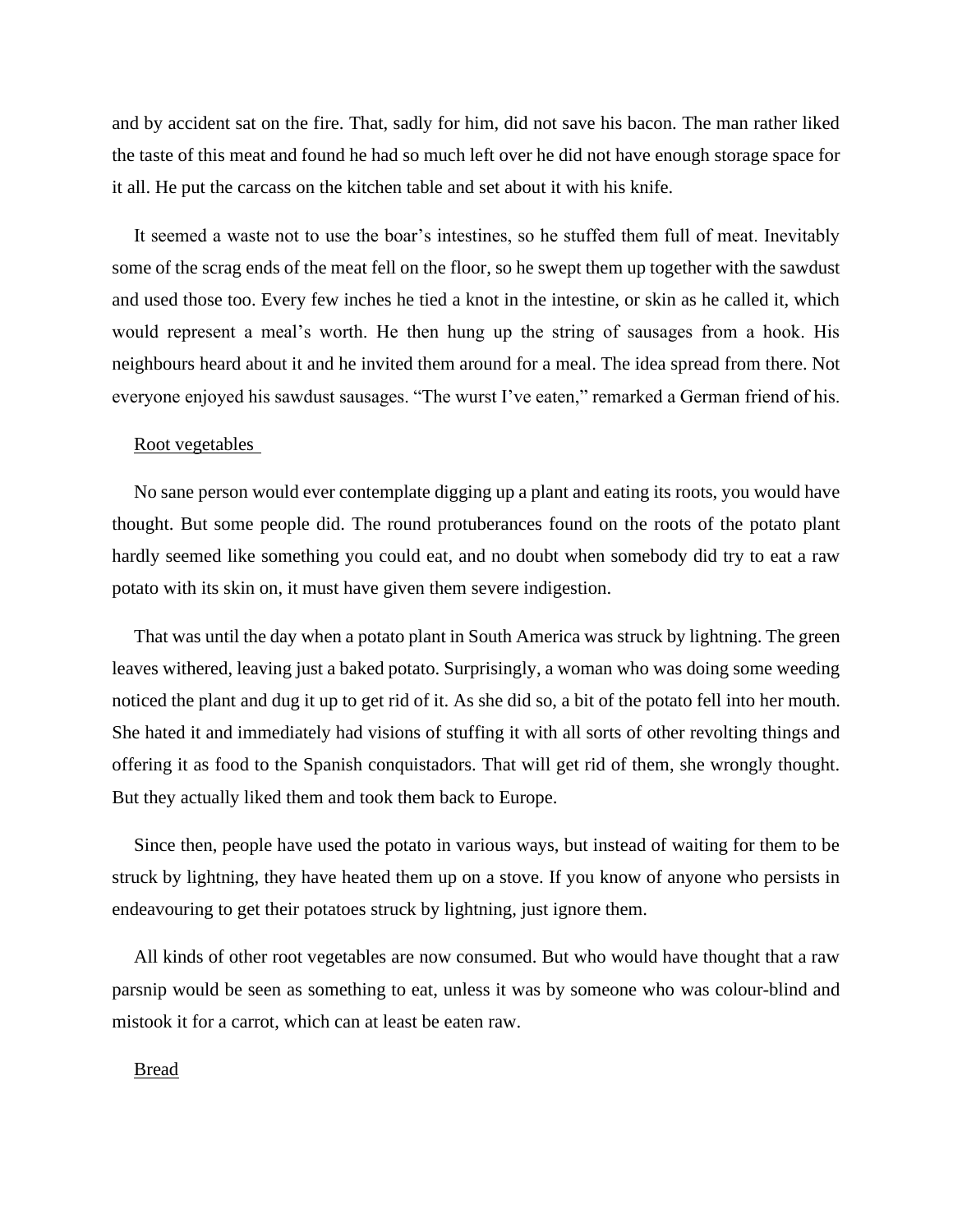and by accident sat on the fire. That, sadly for him, did not save his bacon. The man rather liked the taste of this meat and found he had so much left over he did not have enough storage space for it all. He put the carcass on the kitchen table and set about it with his knife.

It seemed a waste not to use the boar's intestines, so he stuffed them full of meat. Inevitably some of the scrag ends of the meat fell on the floor, so he swept them up together with the sawdust and used those too. Every few inches he tied a knot in the intestine, or skin as he called it, which would represent a meal's worth. He then hung up the string of sausages from a hook. His neighbours heard about it and he invited them around for a meal. The idea spread from there. Not everyone enjoyed his sawdust sausages. "The wurst I've eaten," remarked a German friend of his.

<u>Root vegetables</u>

No sane person would ever contemplate digging up a plant and eating its roots, you would have thought. But some people did. The round protuberances found on the roots of the potato plant hardly seemed like something you could eat, and no doubt when somebody did try to eat a raw potato with its skin on, it must have given them severe indigestion.

That was until the day when a potato plant in South America was struck by lightning. The green leaves withered, leaving just a baked potato. Surprisingly, a woman who was doing some weeding noticed the plant and dug it up to get rid of it. As she did so, a bit of the potato fell into her mouth. She hated it and immediately had visions of stuffing it with all sorts of other revolting things and offering it as food to the Spanish conquistadors. That will get rid of them, she wrongly thought. But they actually liked them and took them back to Europe.

Since then, people have used the potato in various ways, but instead of waiting for them to be struck by lightning, they have heated them up on a stove. If you know of anyone who persists in endeavouring to get their potatoes struck by lightning, just ignore them.

All kinds of other root vegetables are now consumed. But who would have thought that a raw parsnip would be seen as something to eat, unless it was by someone who was colour-blind and mistook it for a carrot, which can at least be eaten raw.

<u>Bread</u>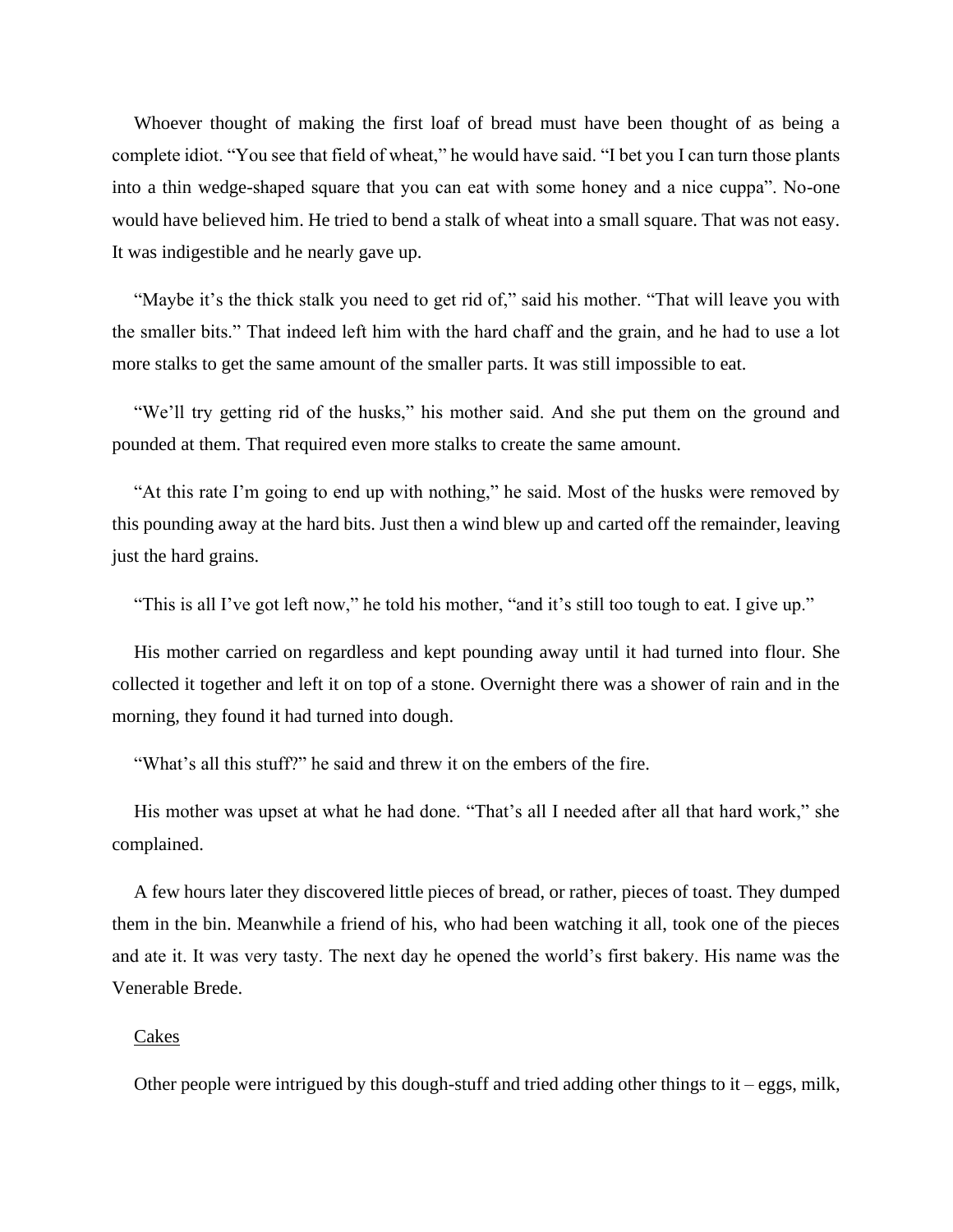Whoever thought of making the first loaf of bread must have been thought of as being a complete idiot. "You see that field of wheat," he would have said. "I bet you I can turn those plants into a thin wedge-shaped square that you can eat with some honey and a nice cuppa". No-one would have believed him. He tried to bend a stalk of wheat into a small square. That was not easy. It was indigestible and he nearly gave up.

"Maybe it's the thick stalk you need to get rid of," said his mother. "That will leave you with the smaller bits." That indeed left him with the hard chaff and the grain, and he had to use a lot more stalks to get the same amount of the smaller parts. It was still impossible to eat.

"We'll try getting rid of the husks," his mother said. And she put them on the ground and pounded at them. That required even more stalks to create the same amount.

"At this rate I'm going to end up with nothing," he said. Most of the husks were removed by this pounding away at the hard bits. Just then a wind blew up and carted off the remainder, leaving just the hard grains.

"This is all I've got left now," he told his mother, "and it's still too tough to eat. I give up."

His mother carried on regardless and kept pounding away until it had turned into flour. She collected it together and left it on top of a stone. Overnight there was a shower of rain and in the morning, they found it had turned into dough.

"What's all this stuff?" he said and threw it on the embers of the fire.

His mother was upset at what he had done. "That's all I needed after all that hard work," she complained.

A few hours later they discovered little pieces of bread, or rather, pieces of toast. They dumped them in the bin. Meanwhile a friend of his, who had been watching it all, took one of the pieces and ate it. It was very tasty. The next day he opened the world's first bakery. His name was the Venerable Brede.

<u>Cakes</u>

Other people were intrigued by this dough-stuff and tried adding other things to it – eggs, milk,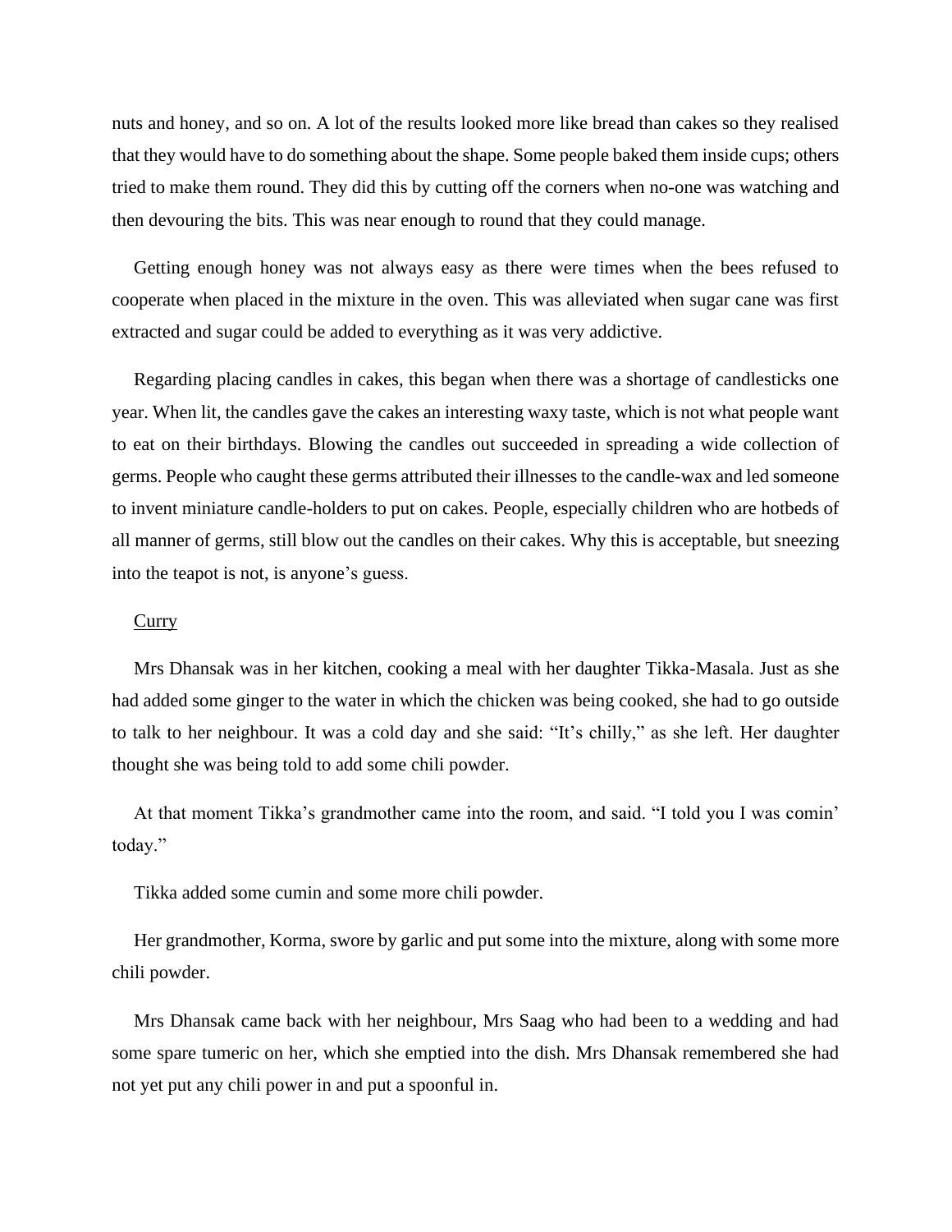nuts and honey, and so on. A lot of the results looked more like bread than cakes so they realised that they would have to do something about the shape. Some people baked them inside cups; others tried to make them round. They did this by cutting off the corners when no-one was watching and then devouring the bits. This was near enough to round that they could manage.

Getting enough honey was not always easy as there were times when the bees refused to cooperate when placed in the mixture in the oven. This was alleviated when sugar cane was first extracted and sugar could be added to everything as it was very addictive.

Regarding placing candles in cakes, this began when there was a shortage of candlesticks one year. When lit, the candles gave the cakes an interesting waxy taste, which is not what people want to eat on their birthdays. Blowing the candles out succeeded in spreading a wide collection of germs. People who caught these germs attributed their illnesses to the candle-wax and led someone to invent miniature candle-holders to put on cakes. People, especially children who are hotbeds of all manner of germs, still blow out the candles on their cakes. Why this is acceptable, but sneezing into the teapot is not, is anyone's guess.

## Curry

Mrs Dhansak was in her kitchen, cooking a meal with her daughter Tikka-Masala. Just as she had added some ginger to the water in which the chicken was being cooked, she had to go outside to talk to her neighbour. It was a cold day and she said: "It's chilly," as she left. Her daughter thought she was being told to add some chili powder.

At that moment Tikka's grandmother came into the room, and said. "I told you I was comin' today."

Tikka added some cumin and some more chili powder.

Her grandmother, Korma, swore by garlic and put some into the mixture, along with some more chili powder.

Mrs Dhansak came back with her neighbour, Mrs Saag who had been to a wedding and had some spare tumeric on her, which she emptied into the dish. Mrs Dhansak remembered she had not yet put any chili power in and put a spoonful in.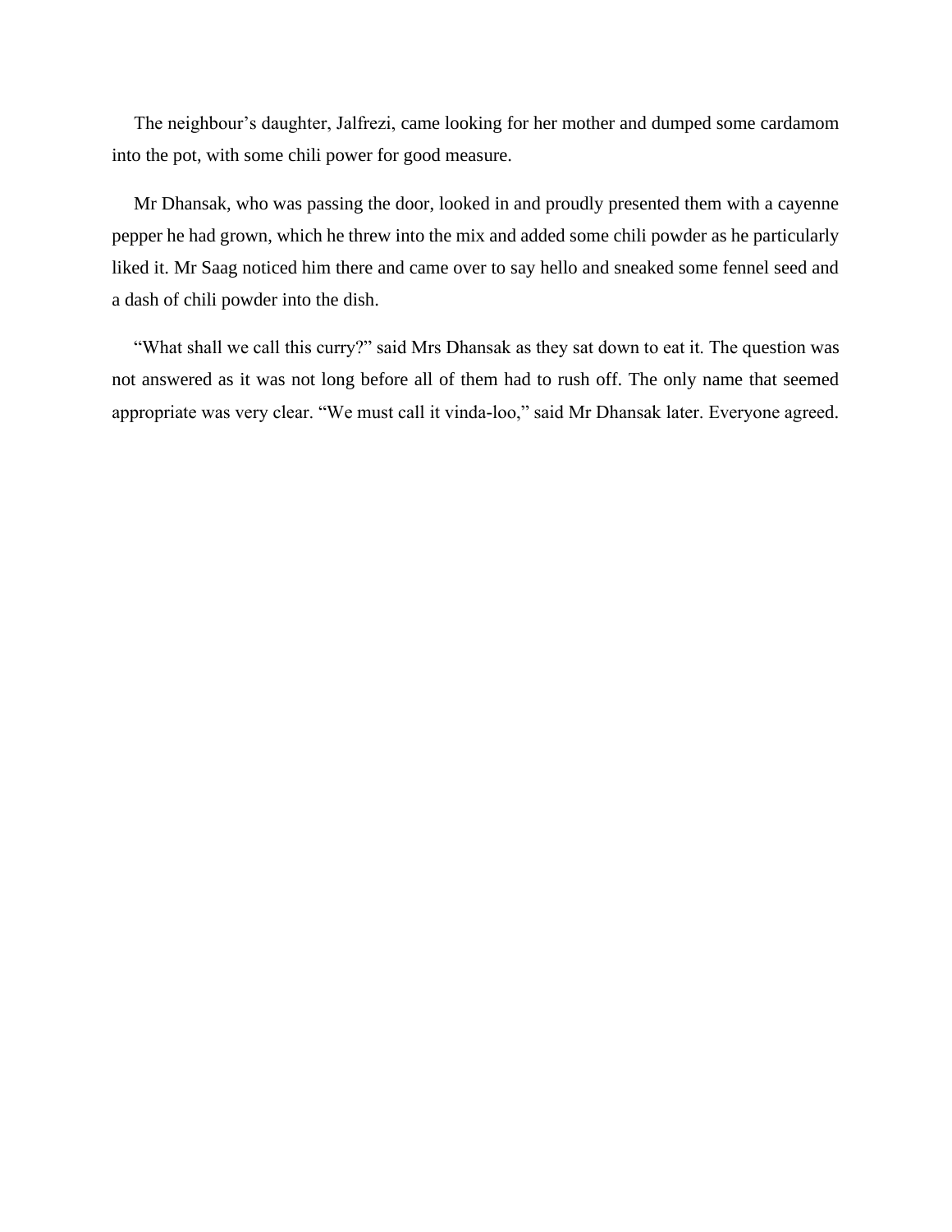The neighbour's daughter, Jalfrezi, came looking for her mother and dumped some cardamom into the pot, with some chili power for good measure.

Mr Dhansak, who was passing the door, looked in and proudly presented them with a cayenne pepper he had grown, which he threw into the mix and added some chili powder as he particularly liked it. Mr Saag noticed him there and came over to say hello and sneaked some fennel seed and a dash of chili powder into the dish.

"What shall we call this curry?" said Mrs Dhansak as they sat down to eat it. The question was not answered as it was not long before all of them had to rush off. The only name that seemed appropriate was very clear. "We must call it vinda-loo," said Mr Dhansak later. Everyone agreed.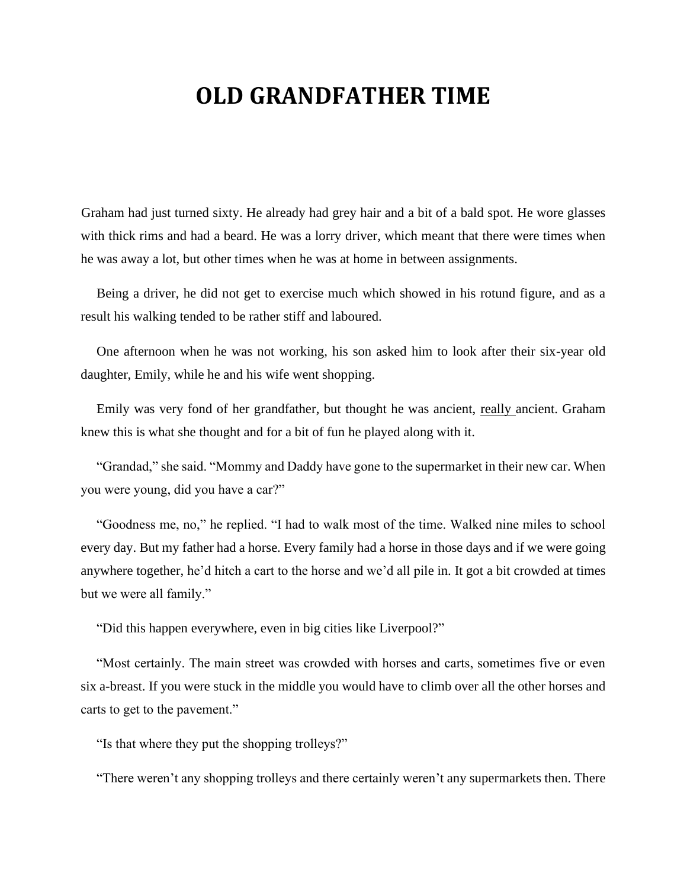# OLD GRANDFATHER TIME

Graham had just turned sixty. He already had grey hair and a bit of a bald spot. He wore glasses with thick rims and had a beard. He was a lorry driver, which meant that there were times when he was away a lot, but other times when he was at home in between assignments.

Being a driver, he did not get to exercise much which showed in his rotund figure, and as a result his walking tended to be rather stiff and laboured.

One afternoon when he was not working, his son asked him to look after their six-year old daughter, Emily, while he and his wife went shopping.

Emily was very fond of her grandfather, but thought he was ancient, <u>really</u> ancient. Graham knew this is what she thought and for a bit of fun he played along with it.

"Grandad," she said. "Mommy and Daddy have gone to the supermarket in their new car. When you were young, did you have a car?"

"Goodness me, no," he replied. "I had to walk most of the time. Walked nine miles to school every day. But my father had a horse. Every family had a horse in those days and if we were going anywhere together, he'd hitch a cart to the horse and we'd all pile in. It got a bit crowded at times but we were all family."

"Did this happen everywhere, even in big cities like Liverpool?"

"Most certainly. The main street was crowded with horses and carts, sometimes five or even six a-breast. If you were stuck in the middle you would have to climb over all the other horses and carts to get to the pavement."

"Is that where they put the shopping trolleys?"

"There weren't any shopping trolleys and there certainly weren't any supermarkets then. There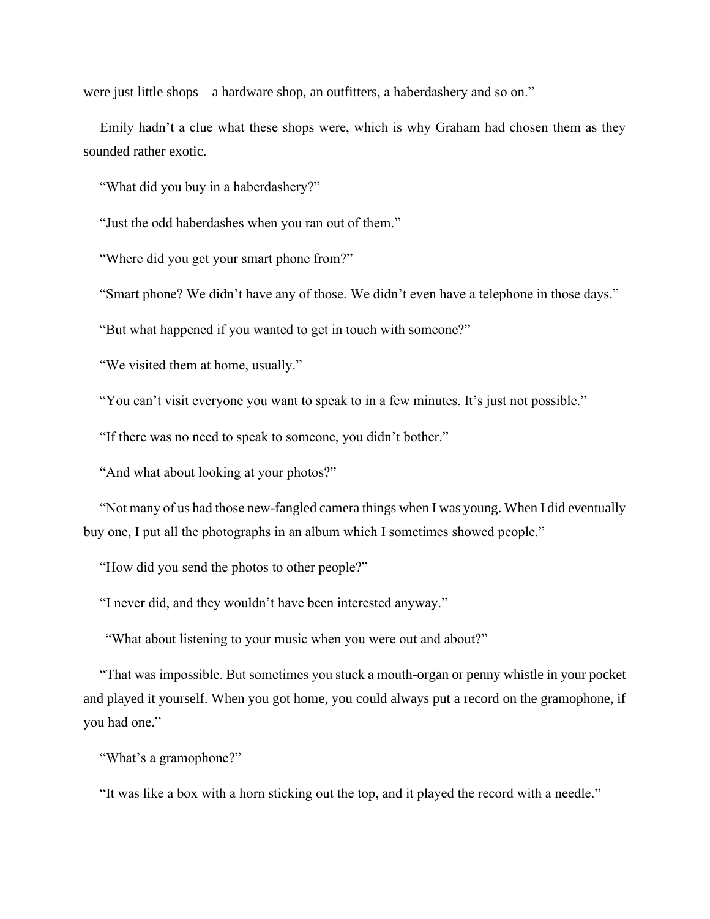were just little shops – a hardware shop, an outfitters, a haberdashery and so on."

Emily hadn't a clue what these shops were, which is why Graham had chosen them as they sounded rather exotic.

"What did you buy in a haberdashery?"

"Just the odd haberdashes when you ran out of them."

"Where did you get your smart phone from?"

"Smart phone? We didn't have any of those. We didn't even have a telephone in those days."

"But what happened if you wanted to get in touch with someone?"

"We visited them at home, usually."

"You can't visit everyone you want to speak to in a few minutes. It's just not possible."

"If there was no need to speak to someone, you didn't bother."

"And what about looking at your photos?"

"Not many of us had those new-fangled camera things when I was young. When I did eventually buy one, I put all the photographs in an album which I sometimes showed people."

"How did you send the photos to other people?"

"I never did, and they wouldn't have been interested anyway."

"What about listening to your music when you were out and about?"

"That was impossible. But sometimes you stuck a mouth-organ or penny whistle in your pocket and played it yourself. When you got home, you could always put a record on the gramophone, if you had one."

"What's a gramophone?"

"It was like a box with a horn sticking out the top, and it played the record with a needle."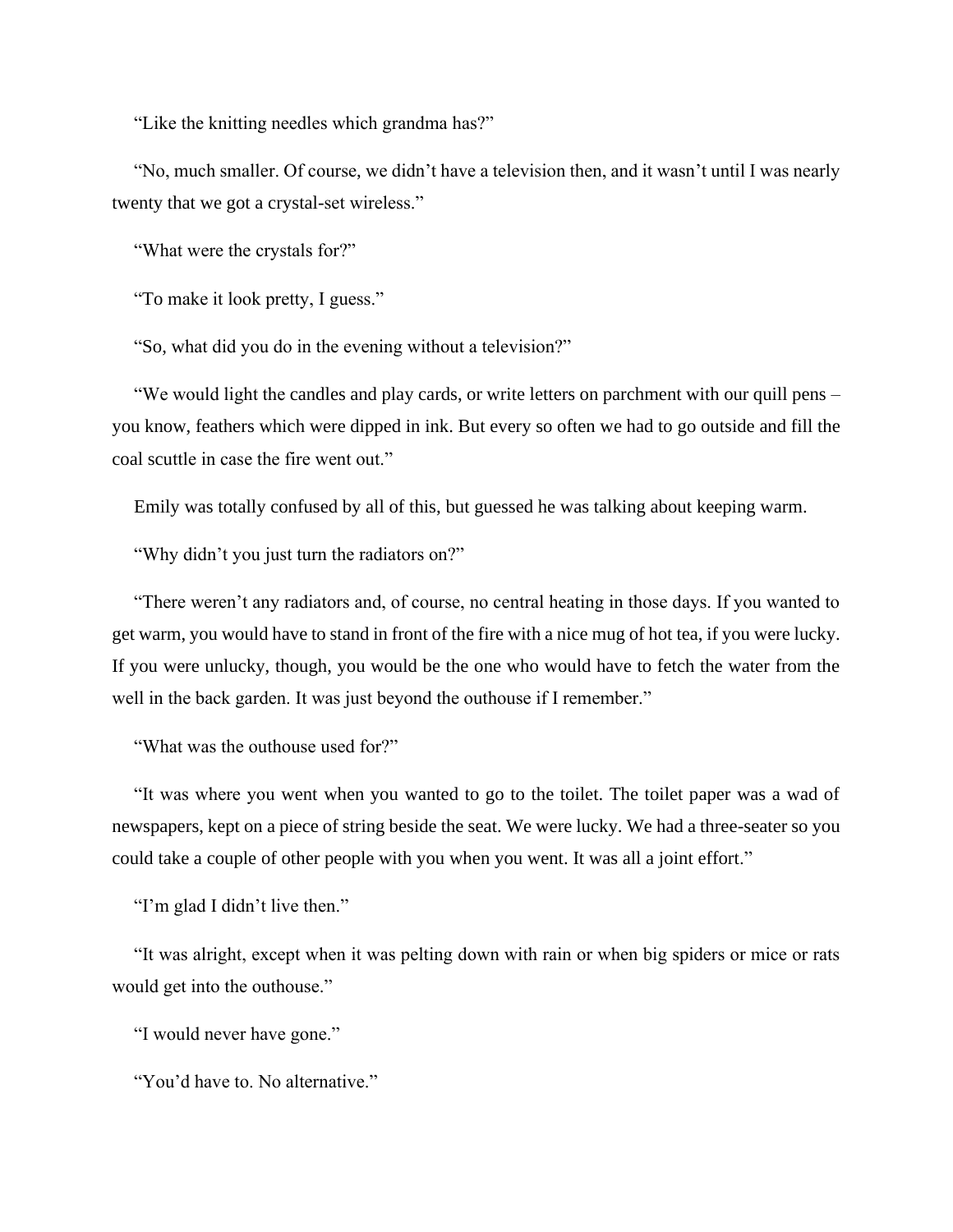"Like the knitting needles which grandma has?"

"No, much smaller. Of course, we didn't have a television then, and it wasn't until I was nearly twenty that we got a crystal-set wireless."

"What were the crystals for?"

"To make it look pretty, I guess."

"So, what did you do in the evening without a television?"

"We would light the candles and play cards, or write letters on parchment with our quill pens – you know, feathers which were dipped in ink. But every so often we had to go outside and fill the coal scuttle in case the fire went out."

Emily was totally confused by all of this, but guessed he was talking about keeping warm.

"Why didn't you just turn the radiators on?"

"There weren't any radiators and, of course, no central heating in those days. If you wanted to get warm, you would have to stand in front of the fire with a nice mug of hot tea, if you were lucky. If you were unlucky, though, you would be the one who would have to fetch the water from the well in the back garden. It was just beyond the outhouse if I remember."

"What was the outhouse used for?"

"It was where you went when you wanted to go to the toilet. The toilet paper was a wad of newspapers, kept on a piece of string beside the seat. We were lucky. We had a three-seater so you could take a couple of other people with you when you went. It was all a joint effort."

"I'm glad I didn't live then."

"It was alright, except when it was pelting down with rain or when big spiders or mice or rats would get into the outhouse."

"I would never have gone."

"You'd have to. No alternative."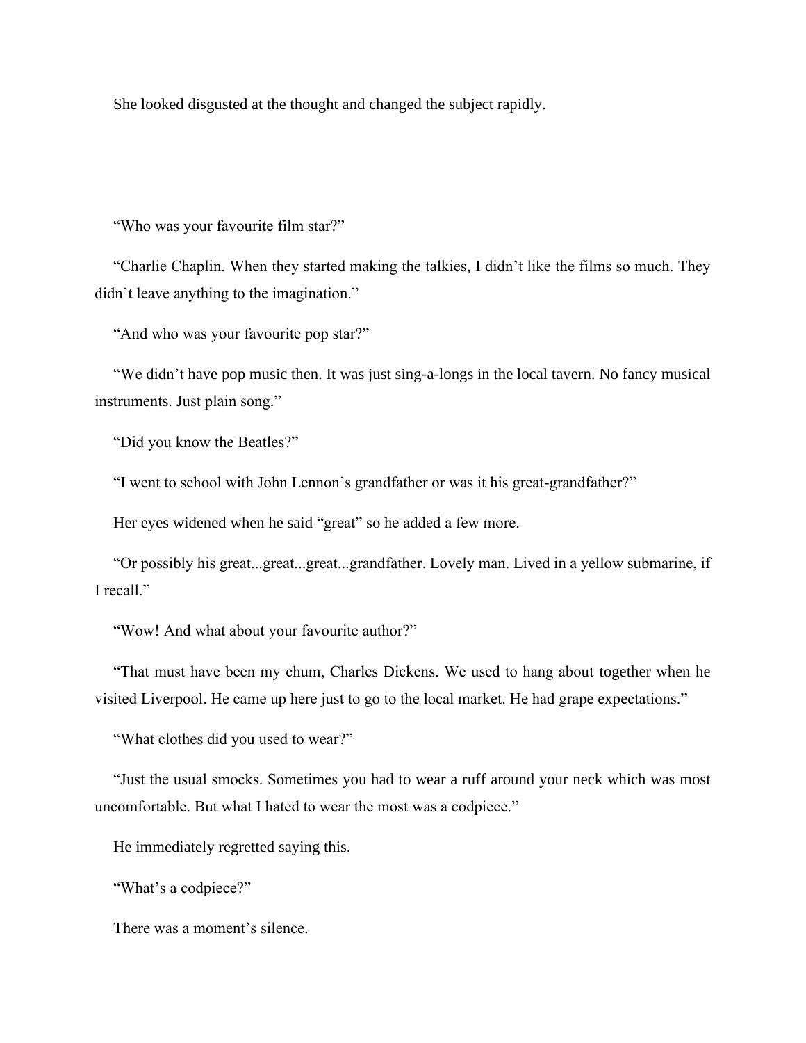She looked disgusted at the thought and changed the subject rapidly.

“Who was your favourite film star?”

“Charlie Chaplin. When they started making the talkies, I didn’t like the films so much. They didn’t leave anything to the imagination.”

“And who was your favourite pop star?”

“We didn’t have pop music then. It was just sing-a-longs in the local tavern. No fancy musical instruments. Just plain song.”

“Did you know the Beatles?”

“I went to school with John Lennon’s grandfather or was it his great-grandfather?”

Her eyes widened when he said “great” so he added a few more.

“Or possibly his great...great...great...grandfather. Lovely man. Lived in a yellow submarine, if I recall.”

“Wow! And what about your favourite author?”

“That must have been my chum, Charles Dickens. We used to hang about together when he visited Liverpool. He came up here just to go to the local market. He had grape expectations.”

“What clothes did you used to wear?”

“Just the usual smocks. Sometimes you had to wear a ruff around your neck which was most uncomfortable. But what I hated to wear the most was a codpiece.”

He immediately regretted saying this.

“What’s a codpiece?”

There was a moment’s silence.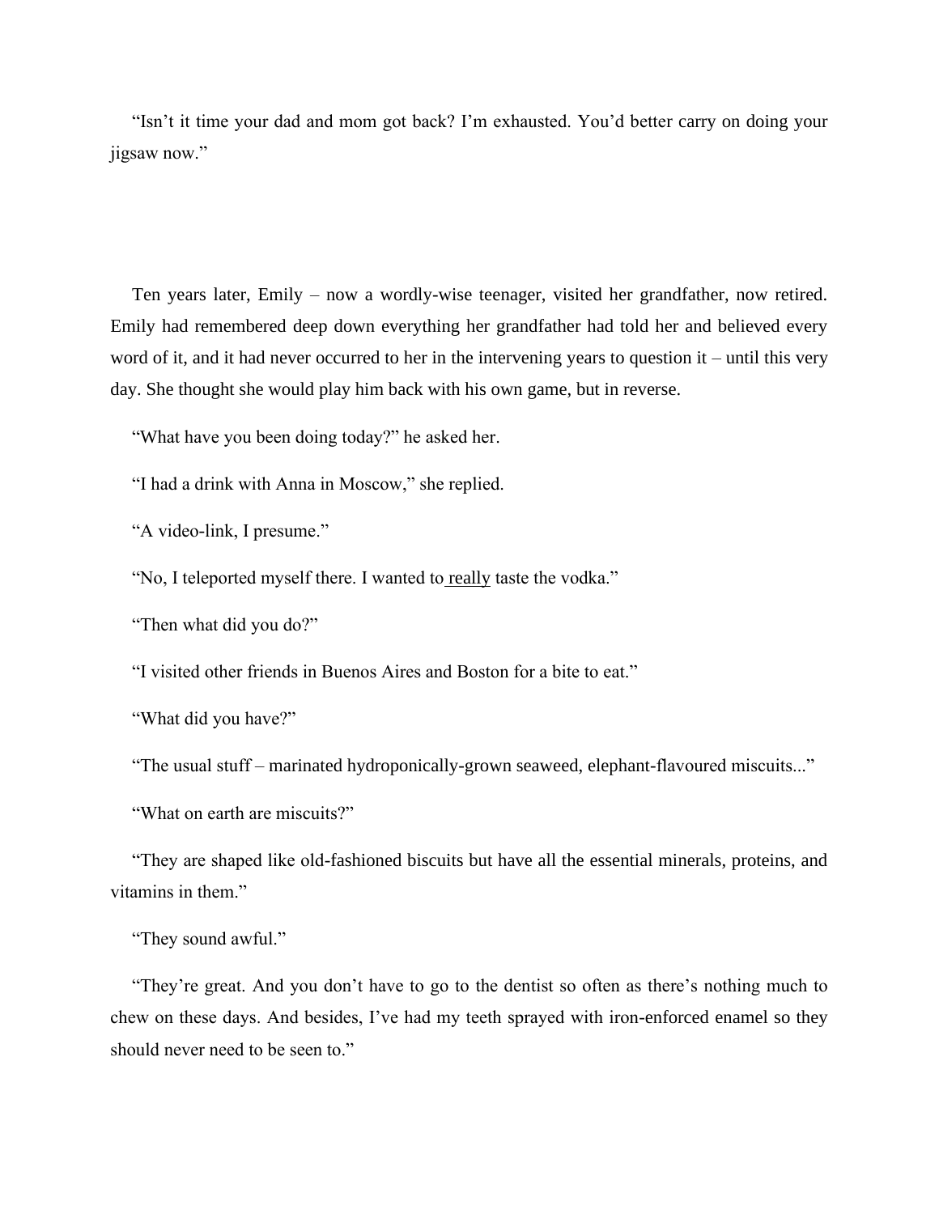"Isn't it time your dad and mom got back? I'm exhausted. You'd better carry on doing your jigsaw now."

Ten years later, Emily – now a wordly-wise teenager, visited her grandfather, now retired. Emily had remembered deep down everything her grandfather had told her and believed every word of it, and it had never occurred to her in the intervening years to question it – until this very day. She thought she would play him back with his own game, but in reverse.

"What have you been doing today?" he asked her.

"I had a drink with Anna in Moscow," she replied.

"A video-link, I presume."

"No, I teleported myself there. I wanted to really taste the vodka."

"Then what did you do?"

"I visited other friends in Buenos Aires and Boston for a bite to eat."

"What did you have?"

"The usual stuff – marinated hydroponically-grown seaweed, elephant-flavoured miscuits..."

"What on earth are miscuits?"

"They are shaped like old-fashioned biscuits but have all the essential minerals, proteins, and vitamins in them."

"They sound awful."

"They're great. And you don't have to go to the dentist so often as there's nothing much to chew on these days. And besides, I've had my teeth sprayed with iron-enforced enamel so they should never need to be seen to."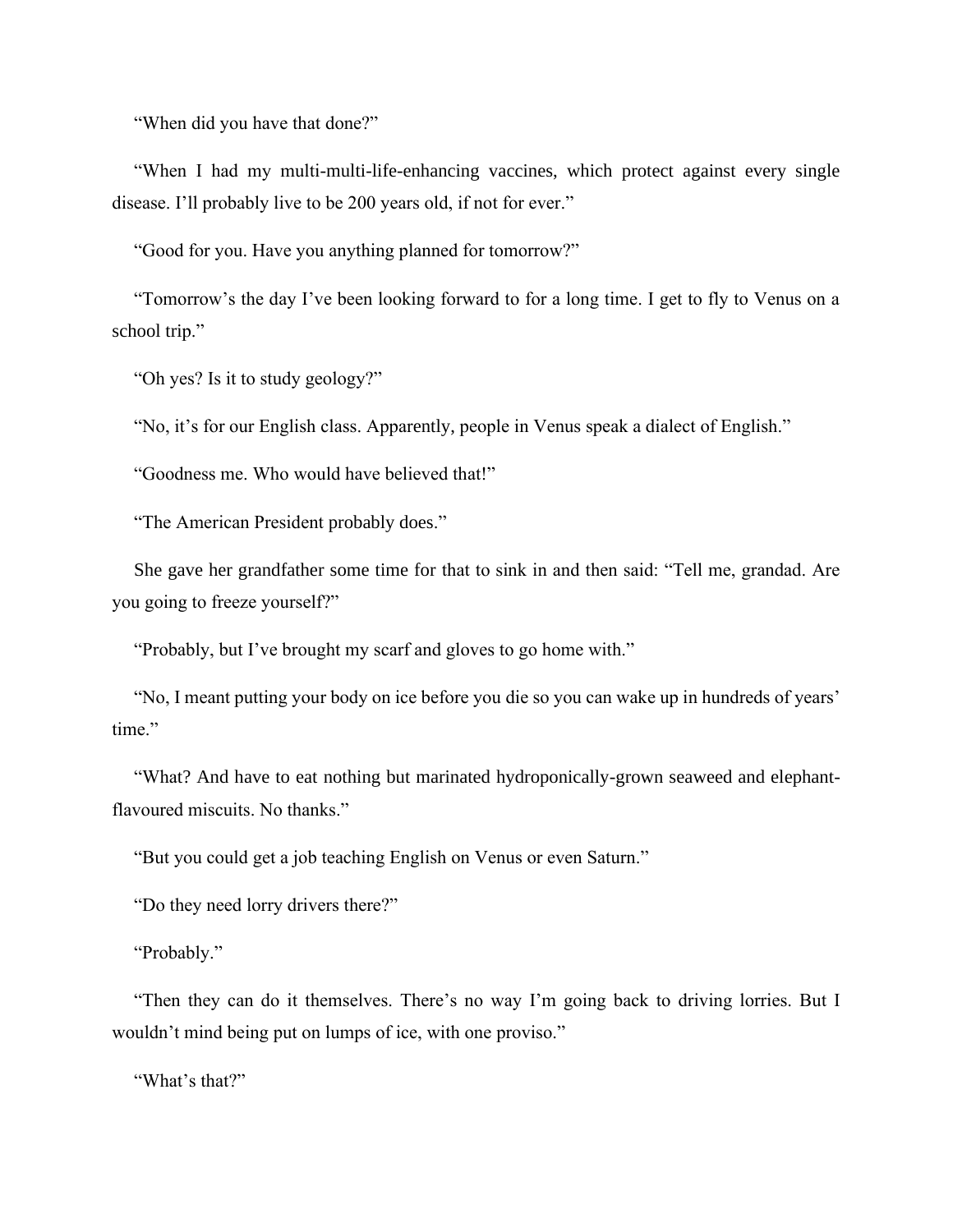"When did you have that done?"

"When I had my multi-multi-life-enhancing vaccines, which protect against every single disease. I'll probably live to be 200 years old, if not for ever."

"Good for you. Have you anything planned for tomorrow?"

"Tomorrow's the day I've been looking forward to for a long time. I get to fly to Venus on a school trip."

"Oh yes? Is it to study geology?"

"No, it's for our English class. Apparently, people in Venus speak a dialect of English."

"Goodness me. Who would have believed that!"

"The American President probably does."

She gave her grandfather some time for that to sink in and then said: "Tell me, grandad. Are you going to freeze yourself?"

"Probably, but I've brought my scarf and gloves to go home with."

"No, I meant putting your body on ice before you die so you can wake up in hundreds of years' time."

"What? And have to eat nothing but marinated hydroponically-grown seaweed and elephant-flavoured miscuits. No thanks."

"But you could get a job teaching English on Venus or even Saturn."

"Do they need lorry drivers there?"

"Probably."

"Then they can do it themselves. There's no way I'm going back to driving lorries. But I wouldn't mind being put on lumps of ice, with one proviso."

"What's that?"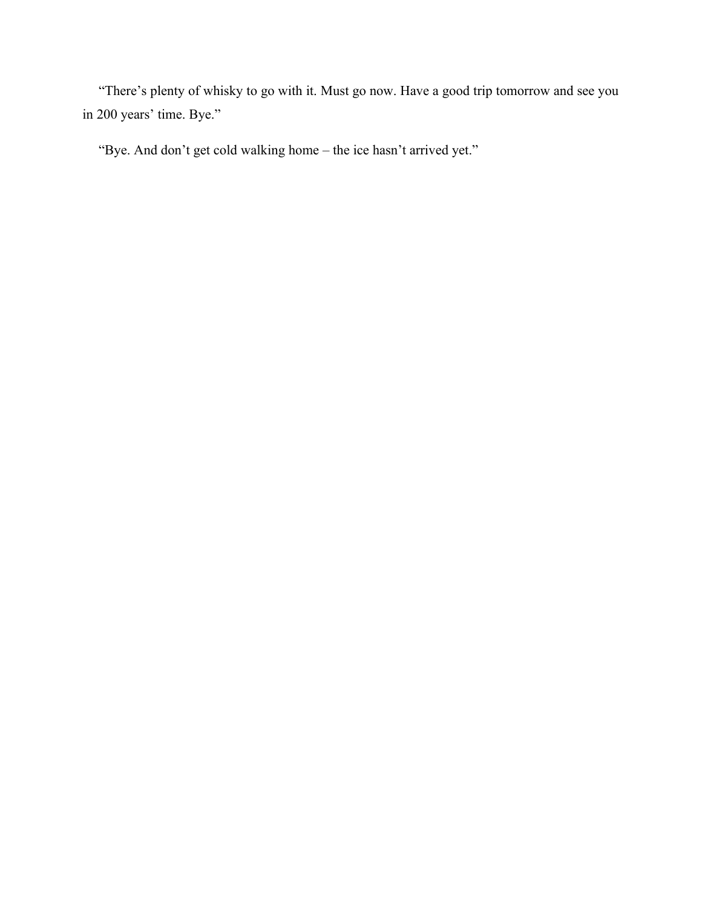“There’s plenty of whisky to go with it. Must go now. Have a good trip tomorrow and see you in 200 years’ time. Bye.”

“Bye. And don’t get cold walking home – the ice hasn’t arrived yet.”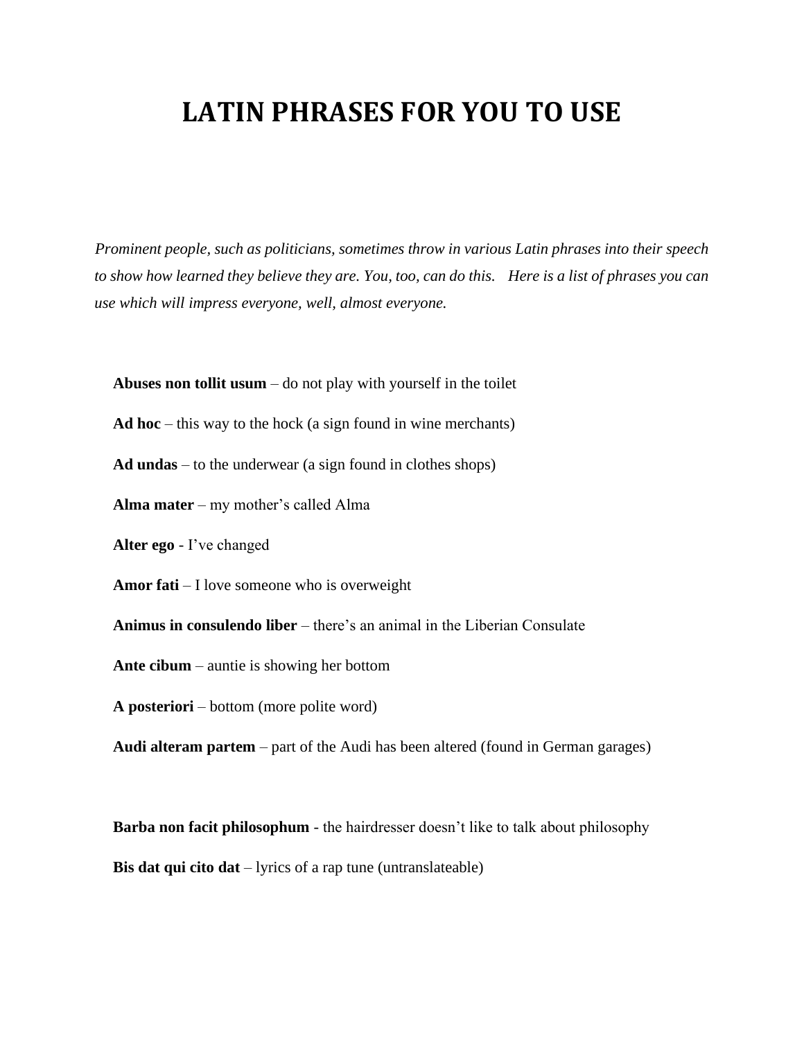# LATIN PHRASES FOR YOU TO USE

*Prominent people, such as politicians, sometimes throw in various Latin phrases into their speech to show how learned they believe they are. You, too, can do this. Here is a list of phrases you can use which will impress everyone, well, almost everyone.*

**Abuses non tollit usum** – do not play with yourself in the toilet

**Ad hoc** – this way to the hock (a sign found in wine merchants)

**Ad undas** – to the underwear (a sign found in clothes shops)

**Alma mater** – my mother's called Alma

**Alter ego** - I've changed

**Amor fati** – I love someone who is overweight

**Animus in consulendo liber** – there's an animal in the Liberian Consulate

**Ante cibum** – auntie is showing her bottom

**A posteriori** – bottom (more polite word)

**Audi alteram partem** – part of the Audi has been altered (found in German garages)

**Barba non facit philosophum** - the hairdresser doesn't like to talk about philosophy

**Bis dat qui cito dat** – lyrics of a rap tune (untranslateable)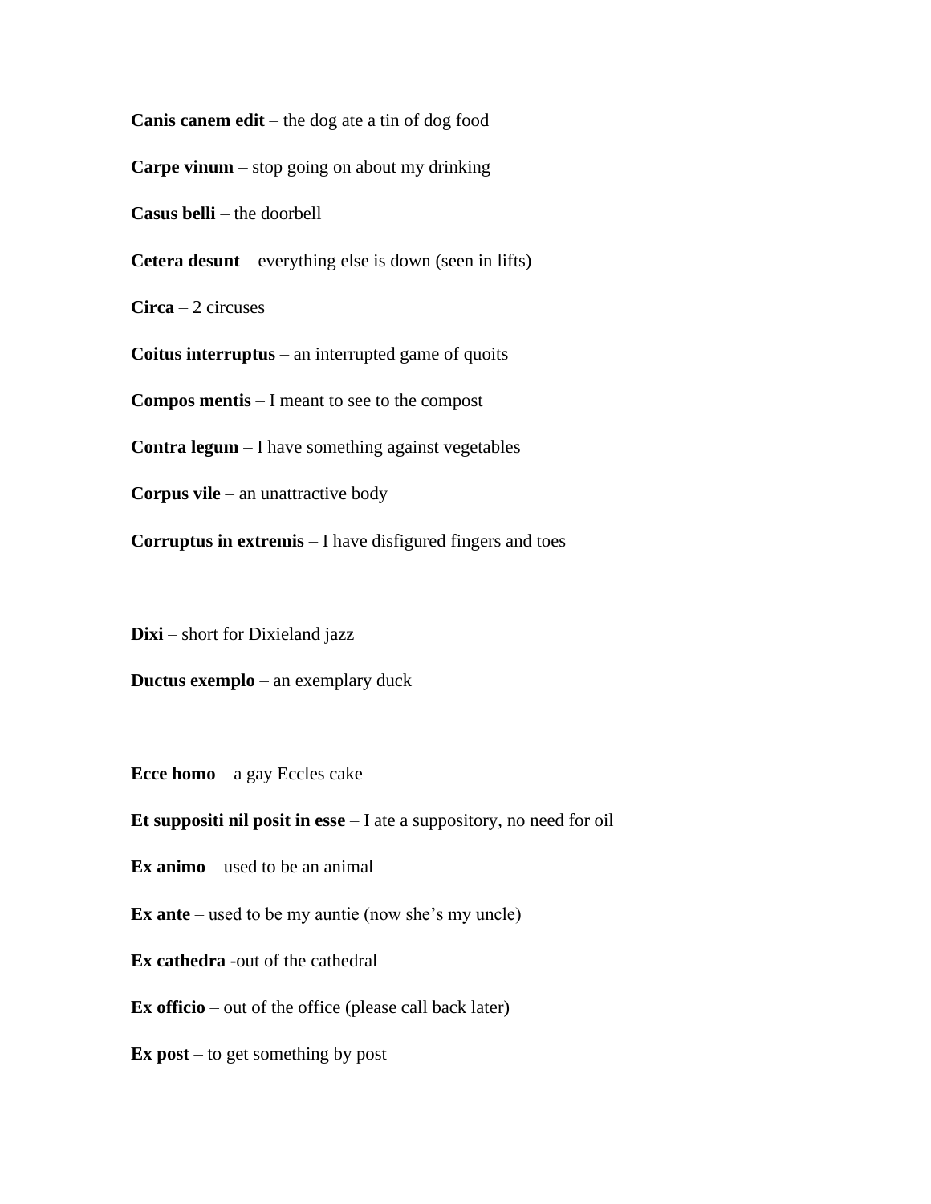**Canis canem edit** – the dog ate a tin of dog food

**Carpe vinum** – stop going on about my drinking

**Casus belli** – the doorbell

**Cetera desunt** – everything else is down (seen in lifts)

**Circa** – 2 circuses

**Coitus interruptus** – an interrupted game of quoits

**Compos mentis** – I meant to see to the compost

**Contra legum** – I have something against vegetables

**Corpus vile** – an unattractive body

**Corruptus in extremis** – I have disfigured fingers and toes

**Dixi** – short for Dixieland jazz

**Ductus exemplo** – an exemplary duck

**Ecce homo** – a gay Eccles cake

**Et suppositi nil posit in esse** – I ate a suppository, no need for oil

**Ex animo** – used to be an animal

**Ex ante** – used to be my auntie (now she's my uncle)

**Ex cathedra** -out of the cathedral

**Ex officio** – out of the office (please call back later)

**Ex post** – to get something by post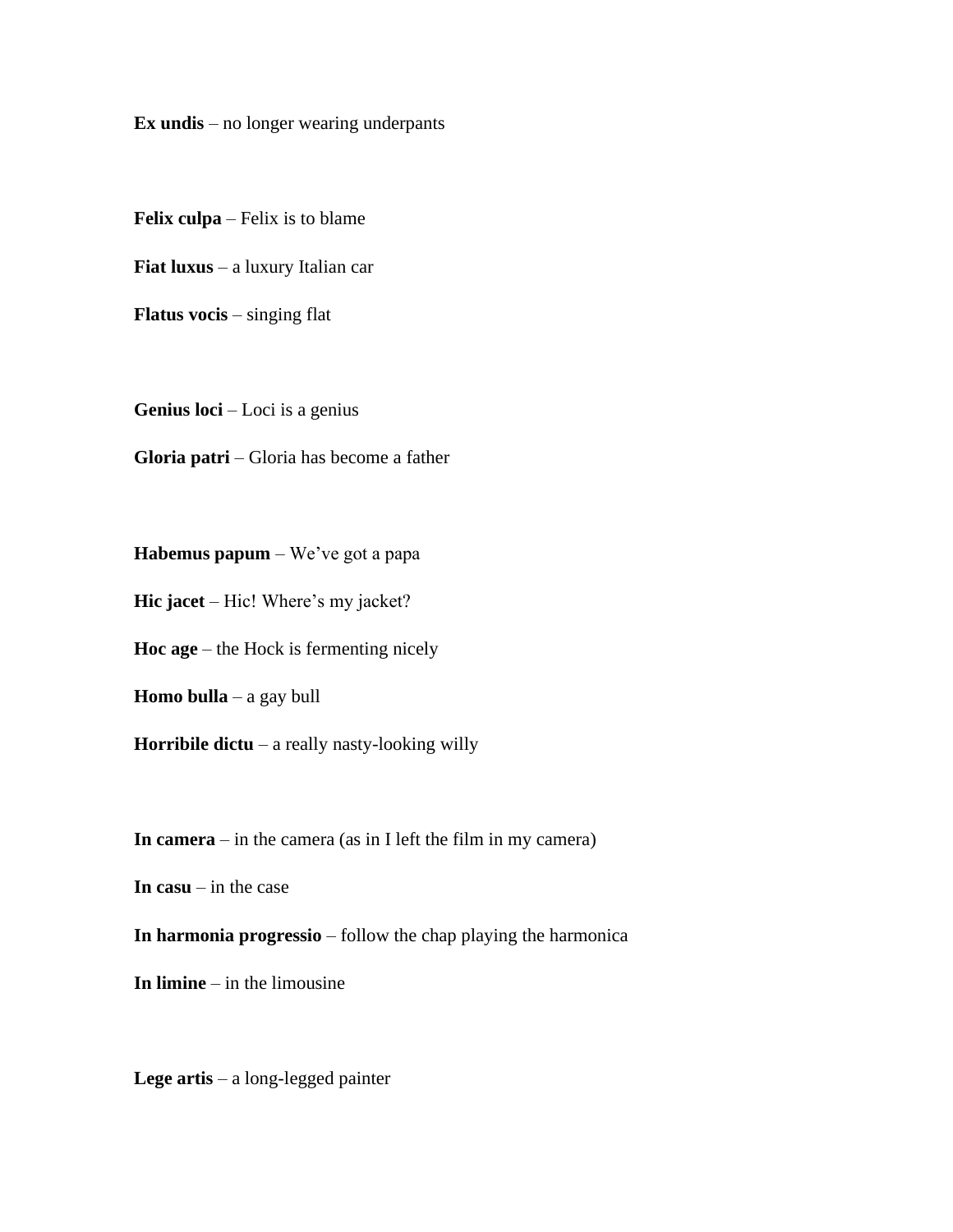**Ex undis** – no longer wearing underpants

**Felix culpa** – Felix is to blame

**Fiat luxus** – a luxury Italian car

**Flatus vocis** – singing flat

**Genius loci** – Loci is a genius

**Gloria patri** – Gloria has become a father

**Habemus papum** – We've got a papa

**Hic jacet** – Hic! Where's my jacket?

**Hoc age** – the Hock is fermenting nicely

**Homo bulla** – a gay bull

**Horribile dictu** – a really nasty-looking willy

**In camera** – in the camera (as in I left the film in my camera)

**In casu** – in the case

**In harmonia progressio** – follow the chap playing the harmonica

**In limine** – in the limousine

**Lege artis** – a long-legged painter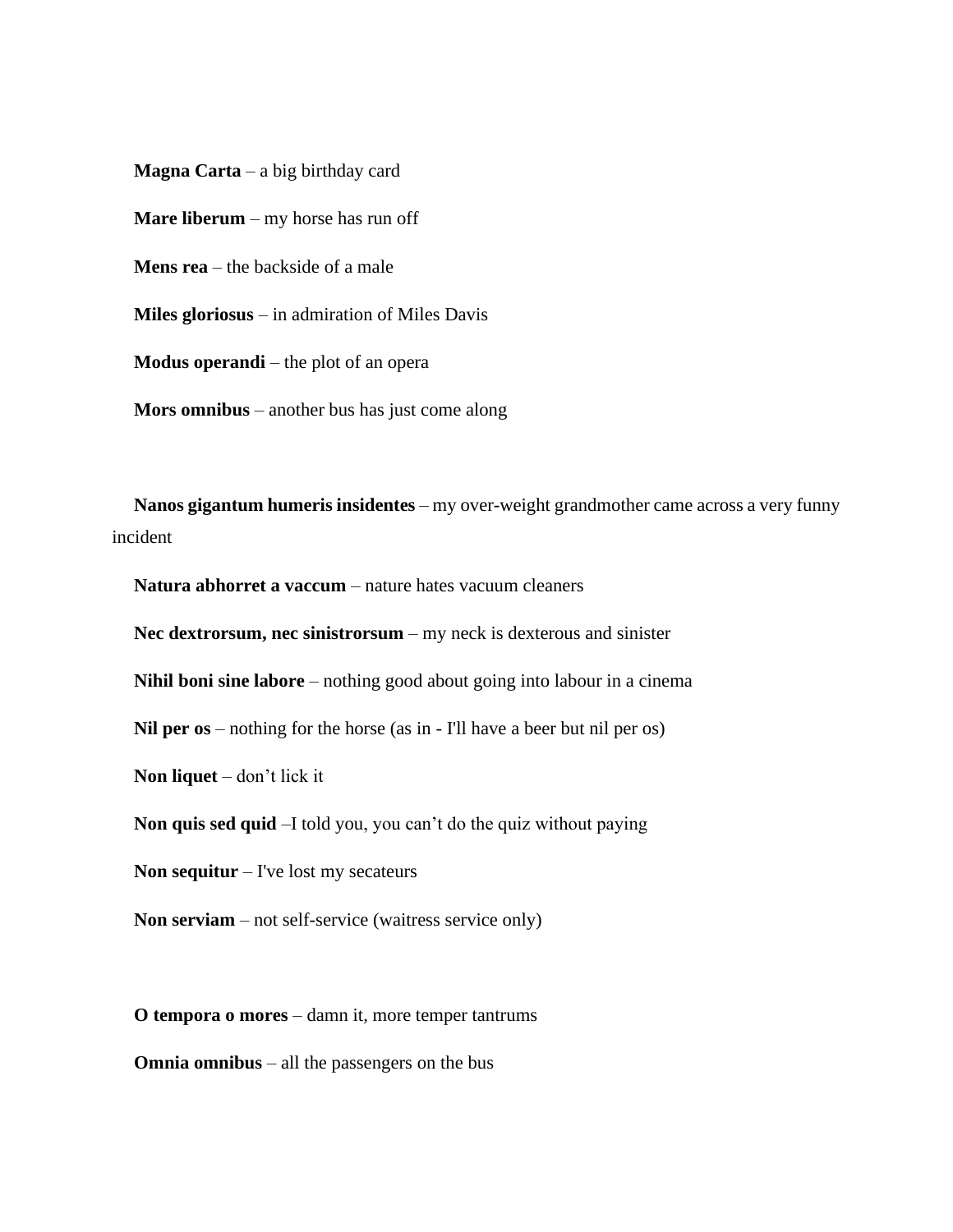**Magna Carta** – a big birthday card

**Mare liberum** – my horse has run off

**Mens rea** – the backside of a male

**Miles gloriosus** – in admiration of Miles Davis

**Modus operandi** – the plot of an opera

**Mors omnibus** – another bus has just come along

**Nanos gigantum humeris insidentes** – my over-weight grandmother came across a very funny incident

**Natura abhorret a vaccum** – nature hates vacuum cleaners

**Nec dextrorsum, nec sinistrorsum** – my neck is dexterous and sinister

**Nihil boni sine labore** – nothing good about going into labour in a cinema

**Nil per os** – nothing for the horse (as in - I'll have a beer but nil per os)

**Non liquet** – don't lick it

**Non quis sed quid** –I told you, you can't do the quiz without paying

**Non sequitur** – I've lost my secateurs

**Non serviam** – not self-service (waitress service only)

**O tempora o mores** – damn it, more temper tantrums

**Omnia omnibus** – all the passengers on the bus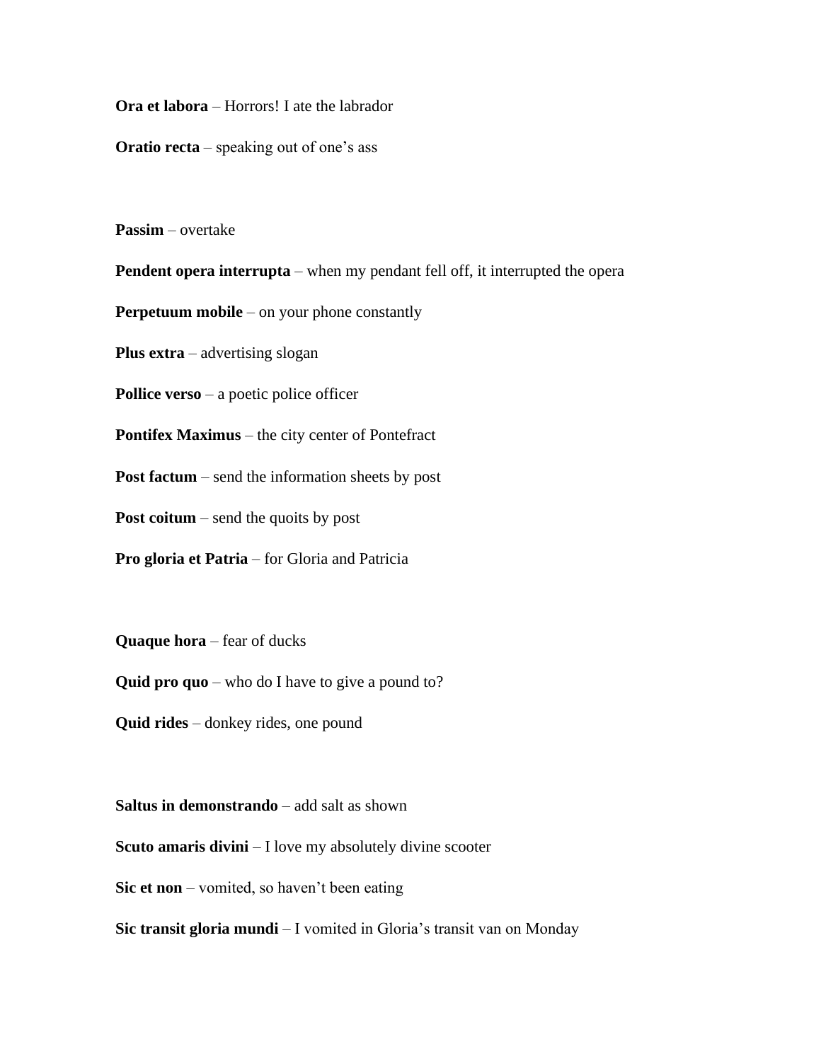**Ora et labora** – Horrors! I ate the labrador

**Oratio recta** – speaking out of one's ass

**Passim** – overtake

**Pendent opera interrupta** – when my pendant fell off, it interrupted the opera

**Perpetuum mobile** – on your phone constantly

**Plus extra** – advertising slogan

**Pollice verso** – a poetic police officer

**Pontifex Maximus** – the city center of Pontefract

**Post factum** – send the information sheets by post

**Post coitum** – send the quoits by post

**Pro gloria et Patria** – for Gloria and Patricia

**Quaque hora** – fear of ducks

**Quid pro quo** – who do I have to give a pound to?

**Quid rides** – donkey rides, one pound

**Saltus in demonstrando** – add salt as shown

**Scuto amaris divini** – I love my absolutely divine scooter

**Sic et non** – vomited, so haven't been eating

**Sic transit gloria mundi** – I vomited in Gloria's transit van on Monday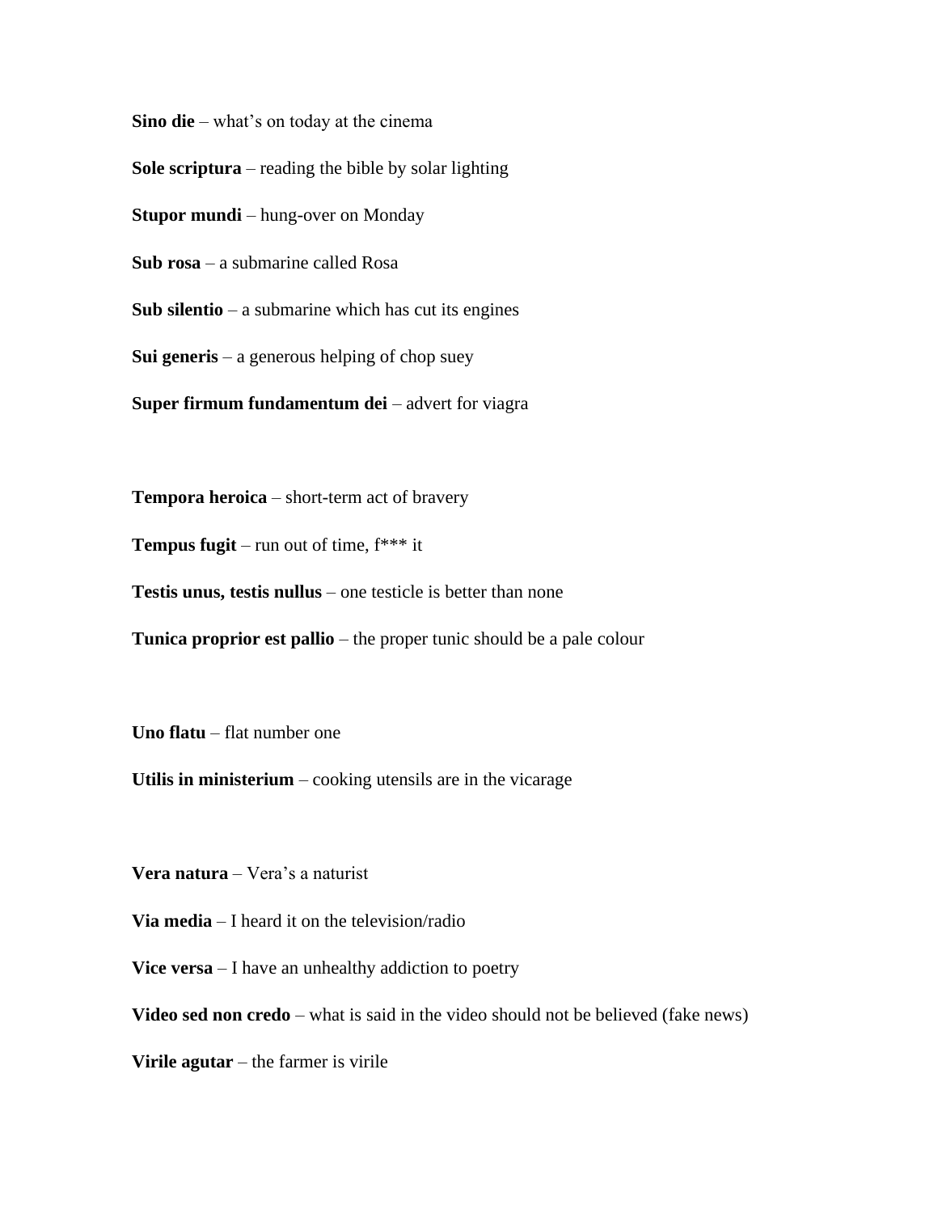**Sino die** – what's on today at the cinema

**Sole scriptura** – reading the bible by solar lighting

**Stupor mundi** – hung-over on Monday

**Sub rosa** – a submarine called Rosa

**Sub silentio** – a submarine which has cut its engines

**Sui generis** – a generous helping of chop suey

**Super firmum fundamentum dei** – advert for viagra

**Tempora heroica** – short-term act of bravery

**Tempus fugit** – run out of time, f*** it

**Testis unus, testis nullus** – one testicle is better than none

**Tunica proprior est pallio** – the proper tunic should be a pale colour

**Uno flatu** – flat number one

**Utilis in ministerium** – cooking utensils are in the vicarage

**Vera natura** – Vera's a naturist

**Via media** – I heard it on the television/radio

**Vice versa** – I have an unhealthy addiction to poetry

**Video sed non credo** – what is said in the video should not be believed (fake news)

**Virile agutar** – the farmer is virile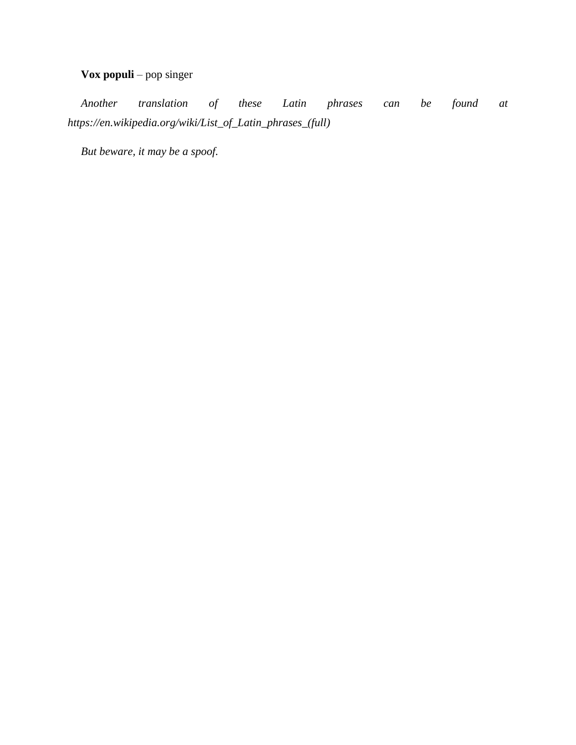**Vox populi** – pop singer

*Another translation of these Latin phrases can be found at https://en.wikipedia.org/wiki/List_of_Latin_phrases_(full)*

*But beware, it may be a spoof.*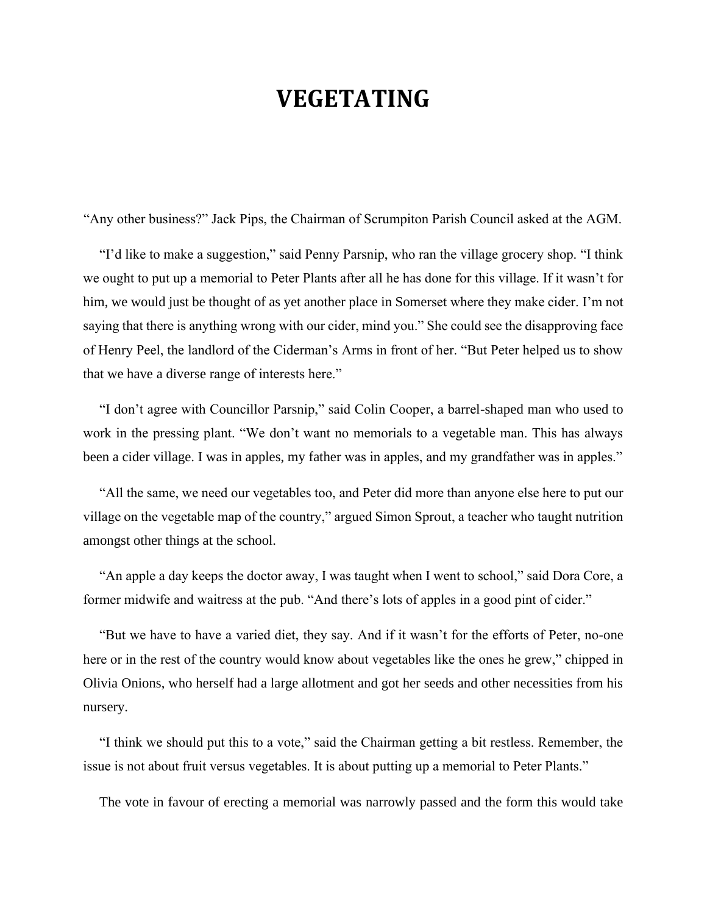# VEGETATING

"Any other business?" Jack Pips, the Chairman of Scrumpiton Parish Council asked at the AGM.

"I'd like to make a suggestion," said Penny Parsnip, who ran the village grocery shop. "I think we ought to put up a memorial to Peter Plants after all he has done for this village. If it wasn't for him, we would just be thought of as yet another place in Somerset where they make cider. I'm not saying that there is anything wrong with our cider, mind you." She could see the disapproving face of Henry Peel, the landlord of the Ciderman's Arms in front of her. "But Peter helped us to show that we have a diverse range of interests here."

"I don't agree with Councillor Parsnip," said Colin Cooper, a barrel-shaped man who used to work in the pressing plant. "We don't want no memorials to a vegetable man. This has always been a cider village. I was in apples, my father was in apples, and my grandfather was in apples."

"All the same, we need our vegetables too, and Peter did more than anyone else here to put our village on the vegetable map of the country," argued Simon Sprout, a teacher who taught nutrition amongst other things at the school.

"An apple a day keeps the doctor away, I was taught when I went to school," said Dora Core, a former midwife and waitress at the pub. "And there's lots of apples in a good pint of cider."

"But we have to have a varied diet, they say. And if it wasn't for the efforts of Peter, no-one here or in the rest of the country would know about vegetables like the ones he grew," chipped in Olivia Onions, who herself had a large allotment and got her seeds and other necessities from his nursery.

"I think we should put this to a vote," said the Chairman getting a bit restless. Remember, the issue is not about fruit versus vegetables. It is about putting up a memorial to Peter Plants."

The vote in favour of erecting a memorial was narrowly passed and the form this would take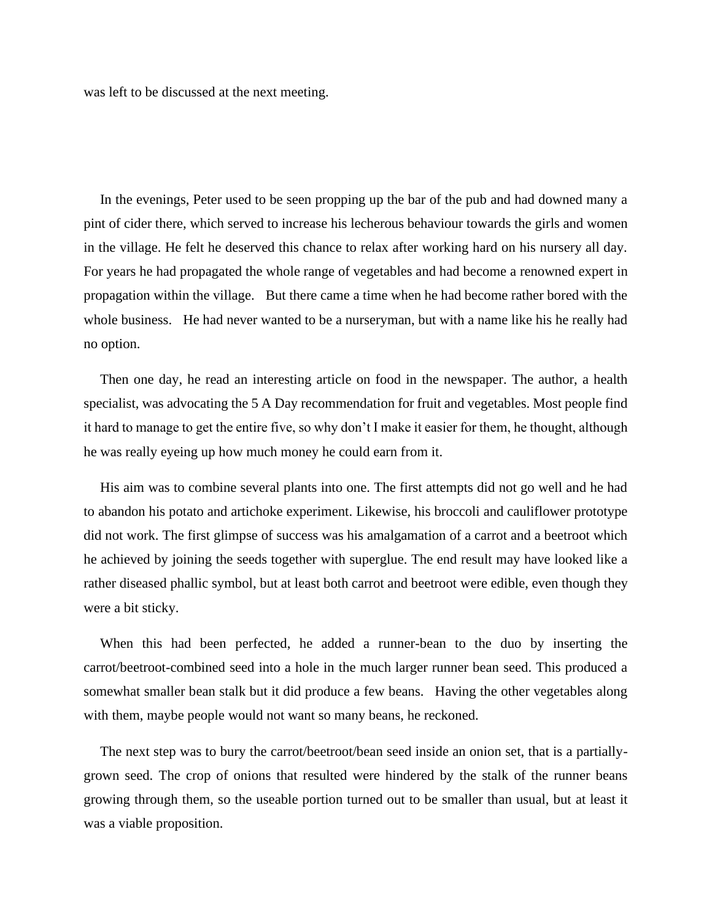was left to be discussed at the next meeting.

In the evenings, Peter used to be seen propping up the bar of the pub and had downed many a pint of cider there, which served to increase his lecherous behaviour towards the girls and women in the village. He felt he deserved this chance to relax after working hard on his nursery all day. For years he had propagated the whole range of vegetables and had become a renowned expert in propagation within the village. But there came a time when he had become rather bored with the whole business. He had never wanted to be a nurseryman, but with a name like his he really had no option.

Then one day, he read an interesting article on food in the newspaper. The author, a health specialist, was advocating the 5 A Day recommendation for fruit and vegetables. Most people find it hard to manage to get the entire five, so why don't I make it easier for them, he thought, although he was really eyeing up how much money he could earn from it.

His aim was to combine several plants into one. The first attempts did not go well and he had to abandon his potato and artichoke experiment. Likewise, his broccoli and cauliflower prototype did not work. The first glimpse of success was his amalgamation of a carrot and a beetroot which he achieved by joining the seeds together with superglue. The end result may have looked like a rather diseased phallic symbol, but at least both carrot and beetroot were edible, even though they were a bit sticky.

When this had been perfected, he added a runner-bean to the duo by inserting the carrot/beetroot-combined seed into a hole in the much larger runner bean seed. This produced a somewhat smaller bean stalk but it did produce a few beans. Having the other vegetables along with them, maybe people would not want so many beans, he reckoned.

The next step was to bury the carrot/beetroot/bean seed inside an onion set, that is a partially-grown seed. The crop of onions that resulted were hindered by the stalk of the runner beans growing through them, so the useable portion turned out to be smaller than usual, but at least it was a viable proposition.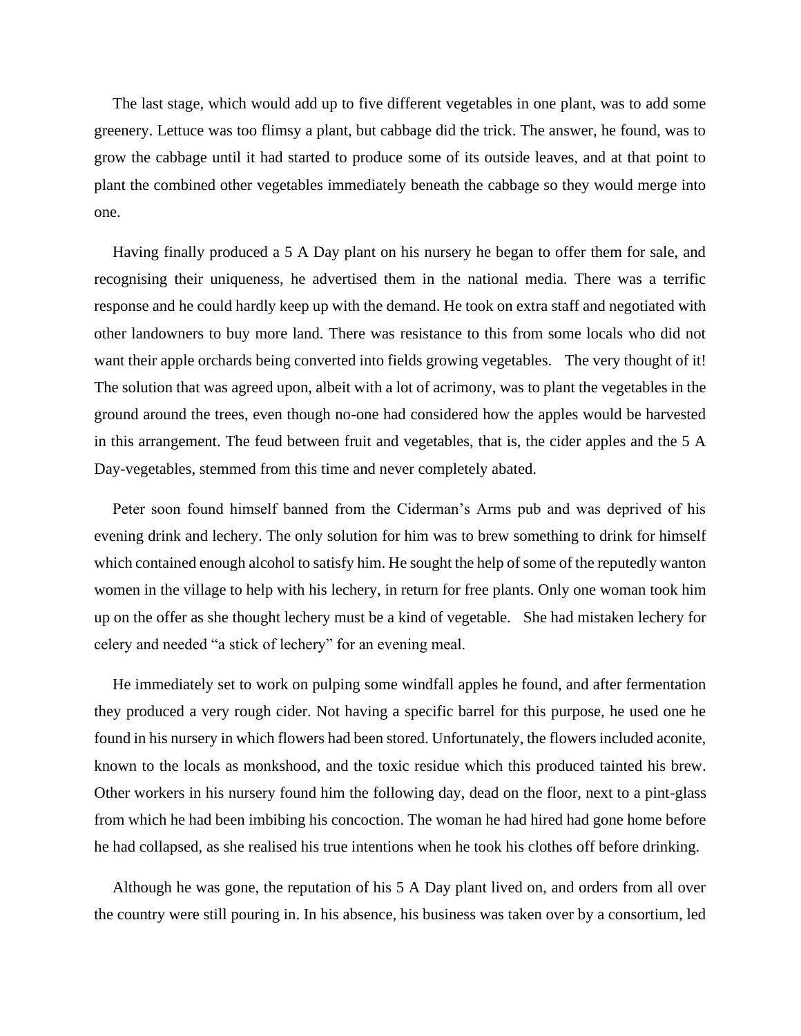The last stage, which would add up to five different vegetables in one plant, was to add some greenery. Lettuce was too flimsy a plant, but cabbage did the trick. The answer, he found, was to grow the cabbage until it had started to produce some of its outside leaves, and at that point to plant the combined other vegetables immediately beneath the cabbage so they would merge into one.

Having finally produced a 5 A Day plant on his nursery he began to offer them for sale, and recognising their uniqueness, he advertised them in the national media. There was a terrific response and he could hardly keep up with the demand. He took on extra staff and negotiated with other landowners to buy more land. There was resistance to this from some locals who did not want their apple orchards being converted into fields growing vegetables. The very thought of it! The solution that was agreed upon, albeit with a lot of acrimony, was to plant the vegetables in the ground around the trees, even though no-one had considered how the apples would be harvested in this arrangement. The feud between fruit and vegetables, that is, the cider apples and the 5 A Day-vegetables, stemmed from this time and never completely abated.

Peter soon found himself banned from the Ciderman's Arms pub and was deprived of his evening drink and lechery. The only solution for him was to brew something to drink for himself which contained enough alcohol to satisfy him. He sought the help of some of the reputedly wanton women in the village to help with his lechery, in return for free plants. Only one woman took him up on the offer as she thought lechery must be a kind of vegetable. She had mistaken lechery for celery and needed "a stick of lechery" for an evening meal.

He immediately set to work on pulping some windfall apples he found, and after fermentation they produced a very rough cider. Not having a specific barrel for this purpose, he used one he found in his nursery in which flowers had been stored. Unfortunately, the flowers included aconite, known to the locals as monkshood, and the toxic residue which this produced tainted his brew. Other workers in his nursery found him the following day, dead on the floor, next to a pint-glass from which he had been imbibing his concoction. The woman he had hired had gone home before he had collapsed, as she realised his true intentions when he took his clothes off before drinking.

Although he was gone, the reputation of his 5 A Day plant lived on, and orders from all over the country were still pouring in. In his absence, his business was taken over by a consortium, led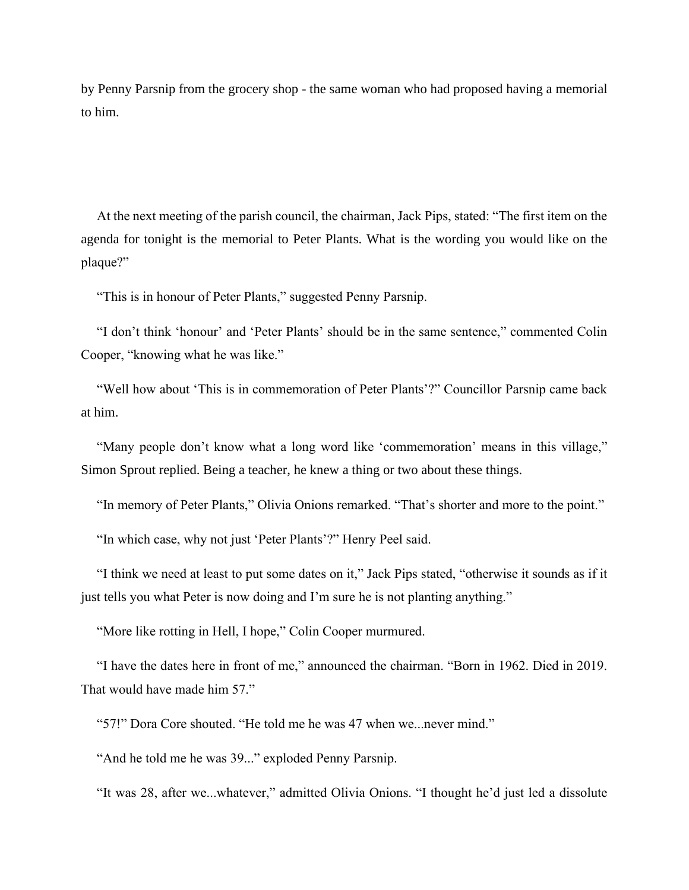by Penny Parsnip from the grocery shop - the same woman who had proposed having a memorial to him.

At the next meeting of the parish council, the chairman, Jack Pips, stated: “The first item on the agenda for tonight is the memorial to Peter Plants. What is the wording you would like on the plaque?”

“This is in honour of Peter Plants,” suggested Penny Parsnip.

“I don’t think ‘honour’ and ‘Peter Plants’ should be in the same sentence,” commented Colin Cooper, “knowing what he was like.”

“Well how about ‘This is in commemoration of Peter Plants’?” Councillor Parsnip came back at him.

“Many people don’t know what a long word like ‘commemoration’ means in this village,” Simon Sprout replied. Being a teacher, he knew a thing or two about these things.

“In memory of Peter Plants,” Olivia Onions remarked. “That’s shorter and more to the point.”

“In which case, why not just ‘Peter Plants’?” Henry Peel said.

“I think we need at least to put some dates on it,” Jack Pips stated, “otherwise it sounds as if it just tells you what Peter is now doing and I’m sure he is not planting anything.”

“More like rotting in Hell, I hope,” Colin Cooper murmured.

“I have the dates here in front of me,” announced the chairman. “Born in 1962. Died in 2019. That would have made him 57.”

“57!” Dora Core shouted. “He told me he was 47 when we...never mind.”

“And he told me he was 39...” exploded Penny Parsnip.

“It was 28, after we...whatever,” admitted Olivia Onions. “I thought he’d just led a dissolute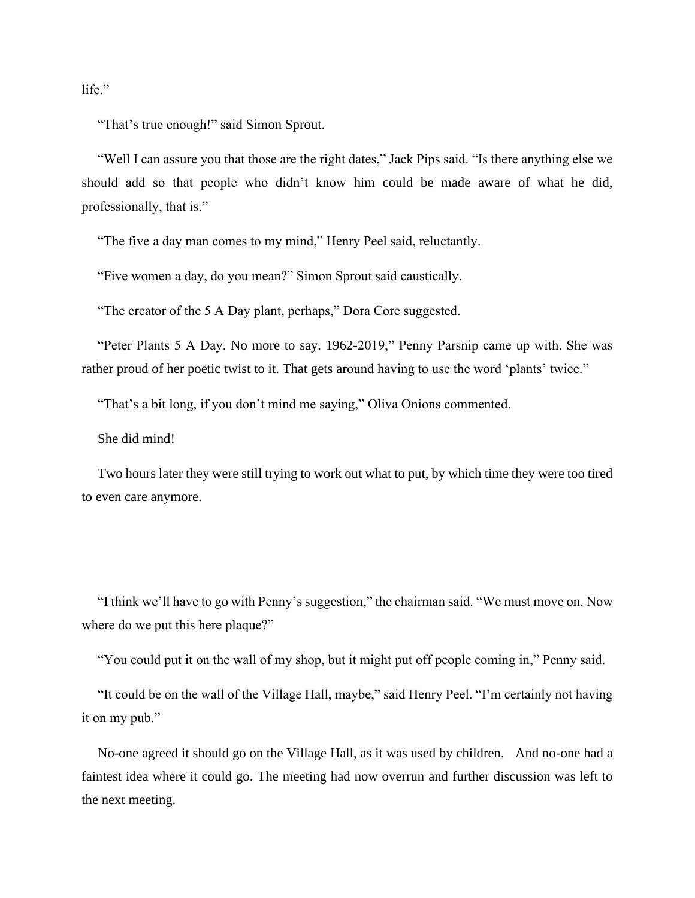life."

"That's true enough!" said Simon Sprout.

"Well I can assure you that those are the right dates," Jack Pips said. "Is there anything else we should add so that people who didn't know him could be made aware of what he did, professionally, that is."

"The five a day man comes to my mind," Henry Peel said, reluctantly.

"Five women a day, do you mean?" Simon Sprout said caustically.

"The creator of the 5 A Day plant, perhaps," Dora Core suggested.

"Peter Plants 5 A Day. No more to say. 1962-2019," Penny Parsnip came up with. She was rather proud of her poetic twist to it. That gets around having to use the word 'plants' twice."

"That's a bit long, if you don't mind me saying," Oliva Onions commented.

She did mind!

Two hours later they were still trying to work out what to put, by which time they were too tired to even care anymore.

"I think we'll have to go with Penny's suggestion," the chairman said. "We must move on. Now where do we put this here plaque?"

"You could put it on the wall of my shop, but it might put off people coming in," Penny said.

"It could be on the wall of the Village Hall, maybe," said Henry Peel. "I'm certainly not having it on my pub."

No-one agreed it should go on the Village Hall, as it was used by children. And no-one had a faintest idea where it could go. The meeting had now overrun and further discussion was left to the next meeting.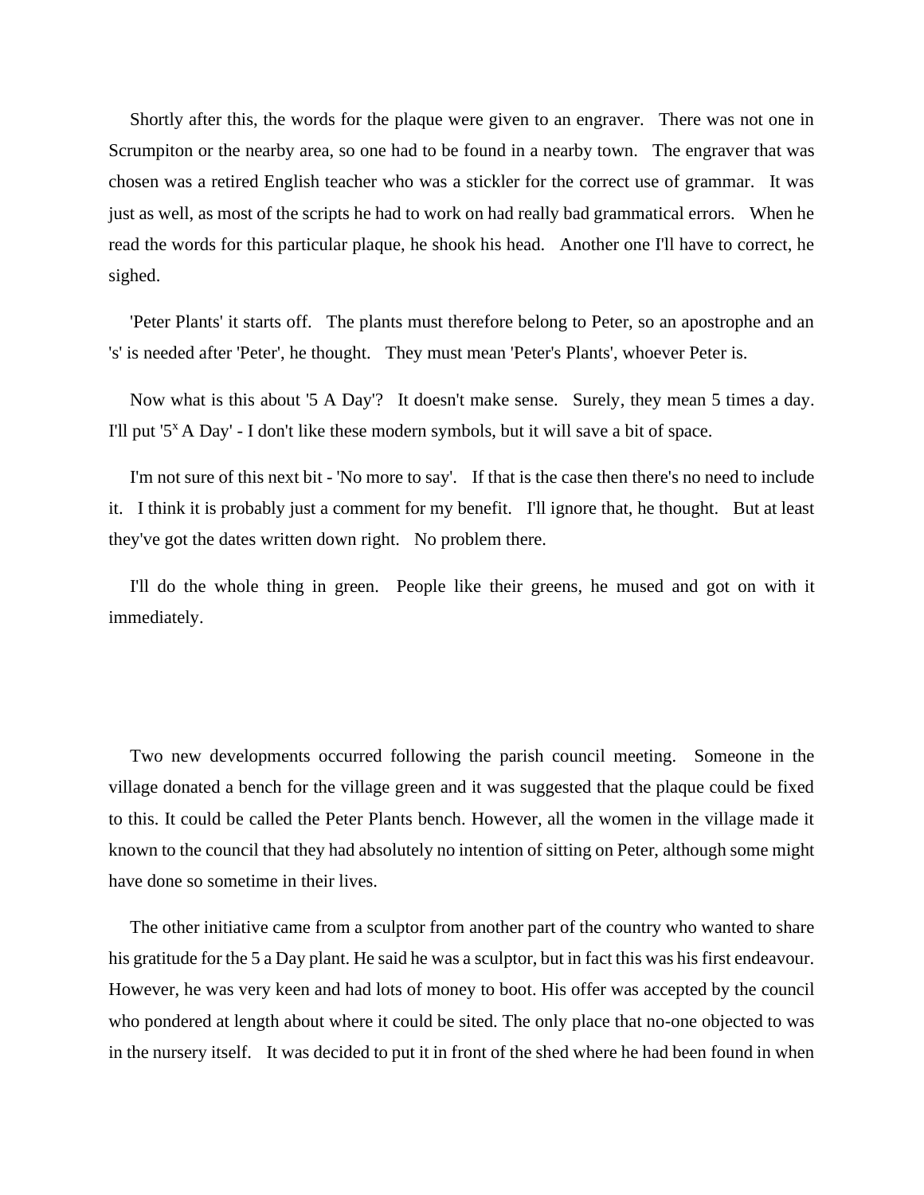Shortly after this, the words for the plaque were given to an engraver. There was not one in Scrumpiton or the nearby area, so one had to be found in a nearby town. The engraver that was chosen was a retired English teacher who was a stickler for the correct use of grammar. It was just as well, as most of the scripts he had to work on had really bad grammatical errors. When he read the words for this particular plaque, he shook his head. Another one I'll have to correct, he sighed.

'Peter Plants' it starts off. The plants must therefore belong to Peter, so an apostrophe and an 's' is needed after 'Peter', he thought. They must mean 'Peter's Plants', whoever Peter is.

Now what is this about '5 A Day'? It doesn't make sense. Surely, they mean 5 times a day. I'll put '$5^x$ A Day' - I don't like these modern symbols, but it will save a bit of space.

I'm not sure of this next bit - 'No more to say'. If that is the case then there's no need to include it. I think it is probably just a comment for my benefit. I'll ignore that, he thought. But at least they've got the dates written down right. No problem there.

I'll do the whole thing in green. People like their greens, he mused and got on with it immediately.

Two new developments occurred following the parish council meeting. Someone in the village donated a bench for the village green and it was suggested that the plaque could be fixed to this. It could be called the Peter Plants bench. However, all the women in the village made it known to the council that they had absolutely no intention of sitting on Peter, although some might have done so sometime in their lives.

The other initiative came from a sculptor from another part of the country who wanted to share his gratitude for the 5 a Day plant. He said he was a sculptor, but in fact this was his first endeavour. However, he was very keen and had lots of money to boot. His offer was accepted by the council who pondered at length about where it could be sited. The only place that no-one objected to was in the nursery itself. It was decided to put it in front of the shed where he had been found in when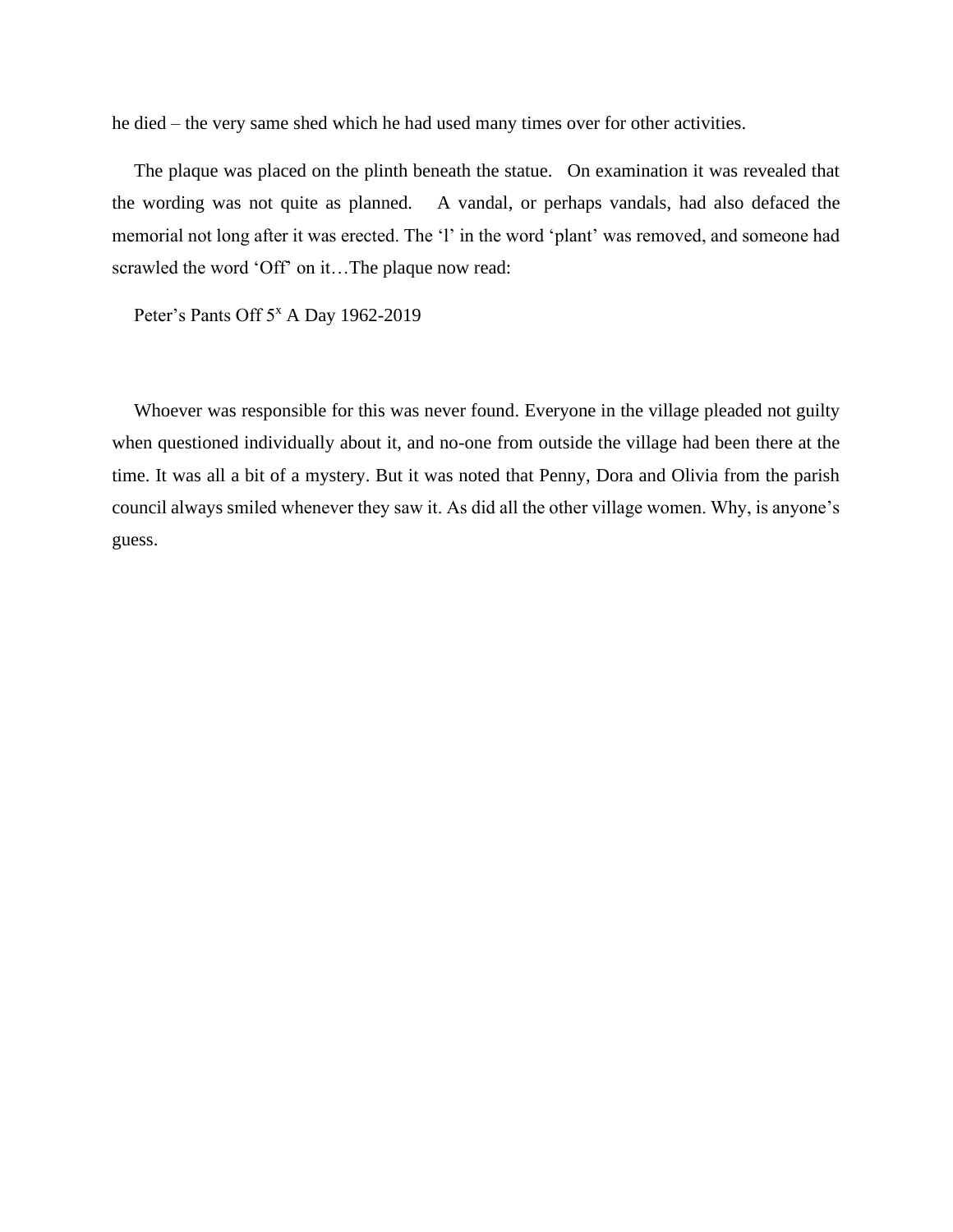he died – the very same shed which he had used many times over for other activities.

The plaque was placed on the plinth beneath the statue. On examination it was revealed that the wording was not quite as planned. A vandal, or perhaps vandals, had also defaced the memorial not long after it was erected. The 'l' in the word 'plant' was removed, and someone had scrawled the word 'Off' on it…The plaque now read:

Peter's Pants Off $5^x$ A Day 1962-2019

Whoever was responsible for this was never found. Everyone in the village pleaded not guilty when questioned individually about it, and no-one from outside the village had been there at the time. It was all a bit of a mystery. But it was noted that Penny, Dora and Olivia from the parish council always smiled whenever they saw it. As did all the other village women. Why, is anyone's guess.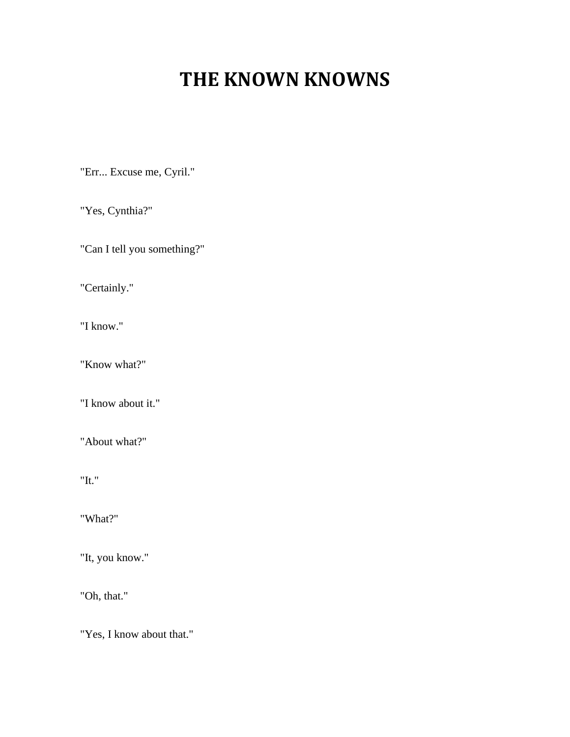# THE KNOWN KNOWNS

"Err... Excuse me, Cyril."

"Yes, Cynthia?"

"Can I tell you something?"

"Certainly."

"I know."

"Know what?"

"I know about it."

"About what?"

"It."

"What?"

"It, you know."

"Oh, that."

"Yes, I know about that."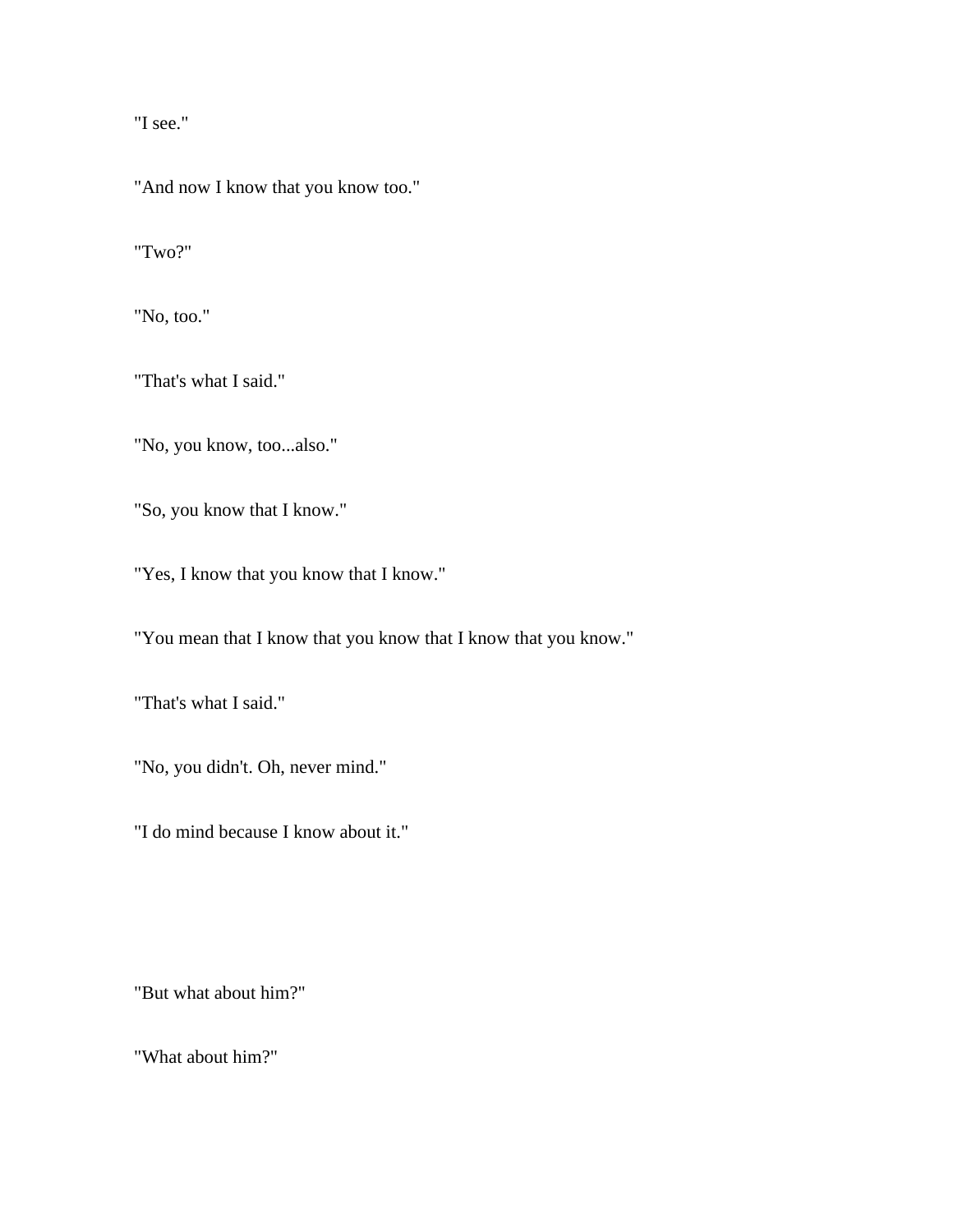"I see."

"And now I know that you know too."

"Two?"

"No, too."

"That's what I said."

"No, you know, too...also."

"So, you know that I know."

"Yes, I know that you know that I know."

"You mean that I know that you know that I know that you know."

"That's what I said."

"No, you didn't. Oh, never mind."

"I do mind because I know about it."

"But what about him?"

"What about him?"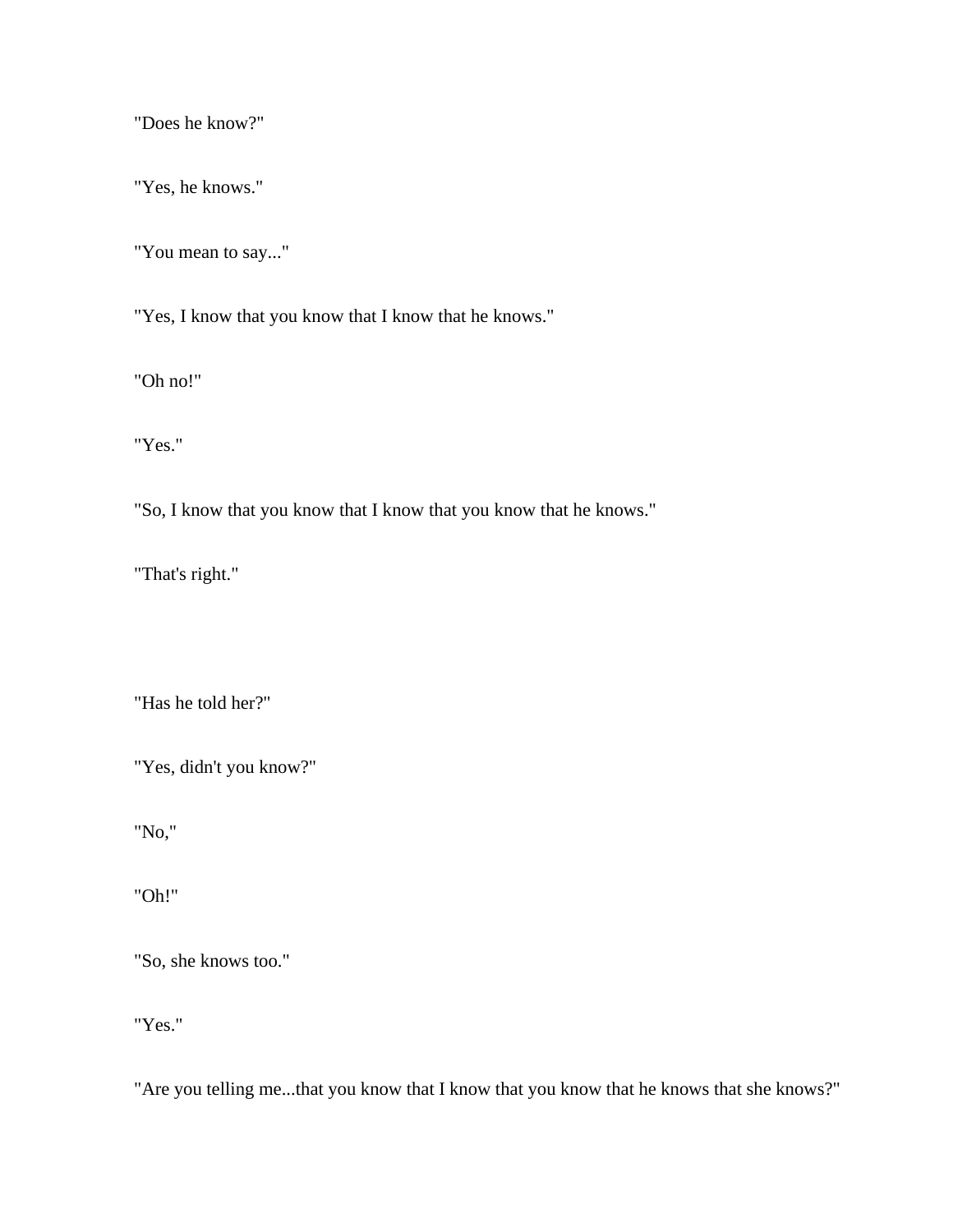"Does he know?"

"Yes, he knows."

"You mean to say..."

"Yes, I know that you know that I know that he knows."

"Oh no!"

"Yes."

"So, I know that you know that I know that you know that he knows."

"That's right."

"Has he told her?"

"Yes, didn't you know?"

"No,"

"Oh!"

"So, she knows too."

"Yes."

"Are you telling me...that you know that I know that you know that he knows that she knows?"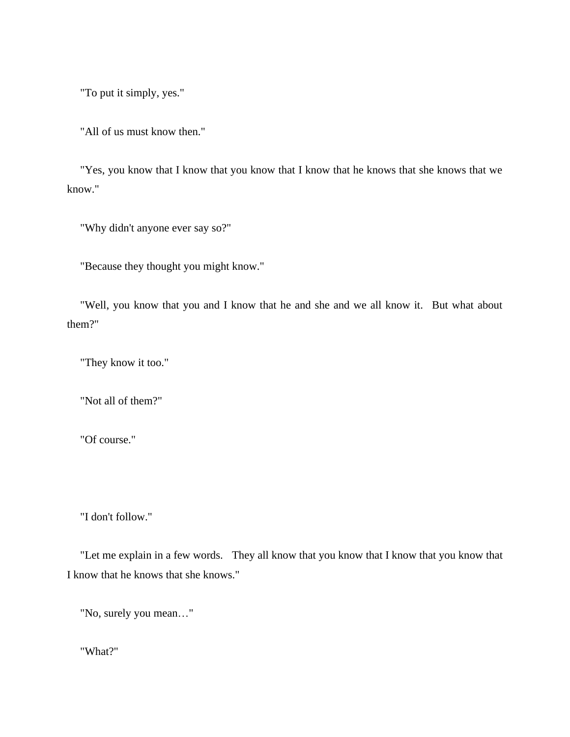"To put it simply, yes."

"All of us must know then."

"Yes, you know that I know that you know that I know that he knows that she knows that we know."

"Why didn't anyone ever say so?"

"Because they thought you might know."

"Well, you know that you and I know that he and she and we all know it. But what about them?"

"They know it too."

"Not all of them?"

"Of course."

"I don't follow."

"Let me explain in a few words. They all know that you know that I know that you know that I know that he knows that she knows."

"No, surely you mean…"

"What?"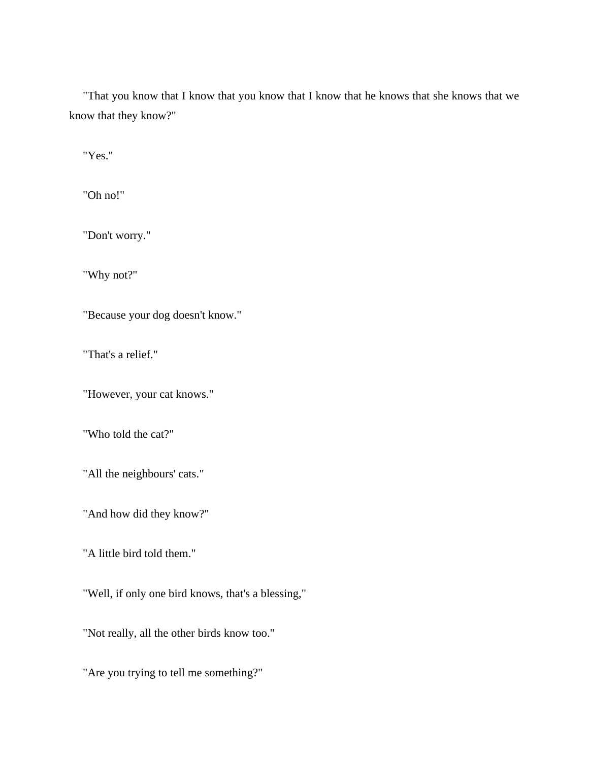"That you know that I know that you know that I know that he knows that she knows that we know that they know?"

"Yes."

"Oh no!"

"Don't worry."

"Why not?"

"Because your dog doesn't know."

"That's a relief."

"However, your cat knows."

"Who told the cat?"

"All the neighbours' cats."

"And how did they know?"

"A little bird told them."

"Well, if only one bird knows, that's a blessing,"

"Not really, all the other birds know too."

"Are you trying to tell me something?"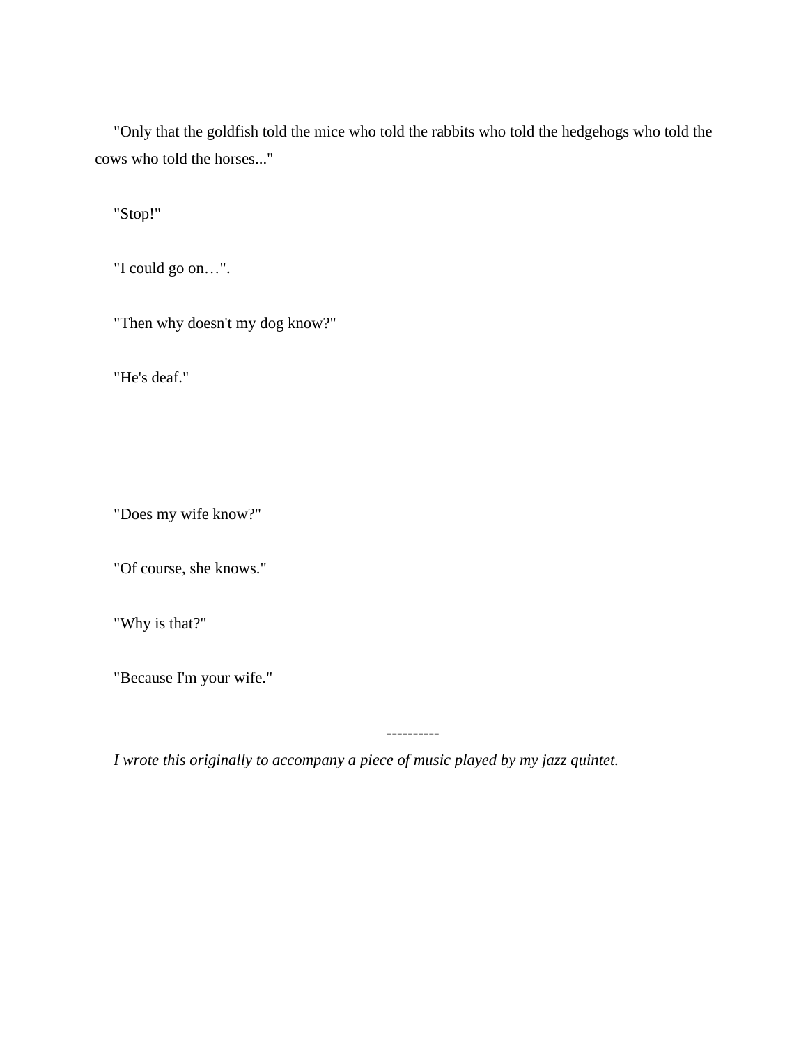"Only that the goldfish told the mice who told the rabbits who told the hedgehogs who told the cows who told the horses..."

"Stop!"

"I could go on…".

"Then why doesn't my dog know?"

"He's deaf."

"Does my wife know?"

"Of course, she knows."

"Why is that?"

"Because I'm your wife."

----------

*I wrote this originally to accompany a piece of music played by my jazz quintet.*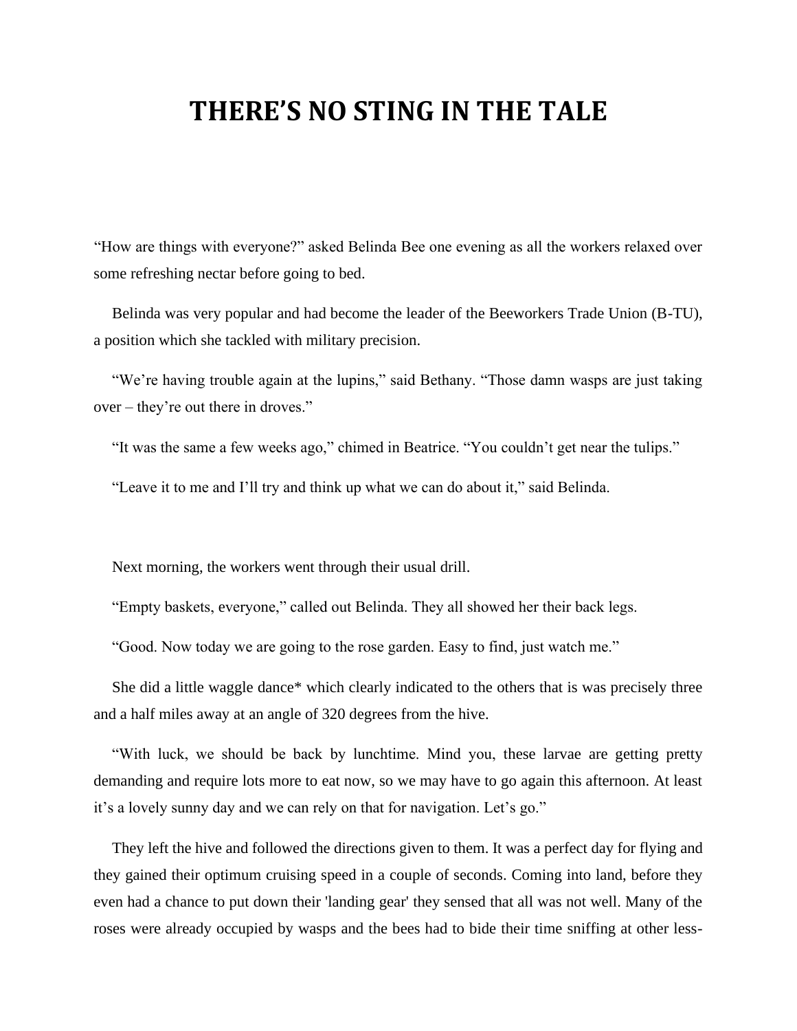# THERE'S NO STING IN THE TALE

"How are things with everyone?" asked Belinda Bee one evening as all the workers relaxed over some refreshing nectar before going to bed.

Belinda was very popular and had become the leader of the Beeworkers Trade Union (B-TU), a position which she tackled with military precision.

"We're having trouble again at the lupins," said Bethany. "Those damn wasps are just taking over – they're out there in droves."

"It was the same a few weeks ago," chimed in Beatrice. "You couldn't get near the tulips."

"Leave it to me and I'll try and think up what we can do about it," said Belinda.

Next morning, the workers went through their usual drill.

"Empty baskets, everyone," called out Belinda. They all showed her their back legs.

"Good. Now today we are going to the rose garden. Easy to find, just watch me."

She did a little waggle dance* which clearly indicated to the others that is was precisely three and a half miles away at an angle of 320 degrees from the hive.

"With luck, we should be back by lunchtime. Mind you, these larvae are getting pretty demanding and require lots more to eat now, so we may have to go again this afternoon. At least it's a lovely sunny day and we can rely on that for navigation. Let's go."

They left the hive and followed the directions given to them. It was a perfect day for flying and they gained their optimum cruising speed in a couple of seconds. Coming into land, before they even had a chance to put down their 'landing gear' they sensed that all was not well. Many of the roses were already occupied by wasps and the bees had to bide their time sniffing at other less-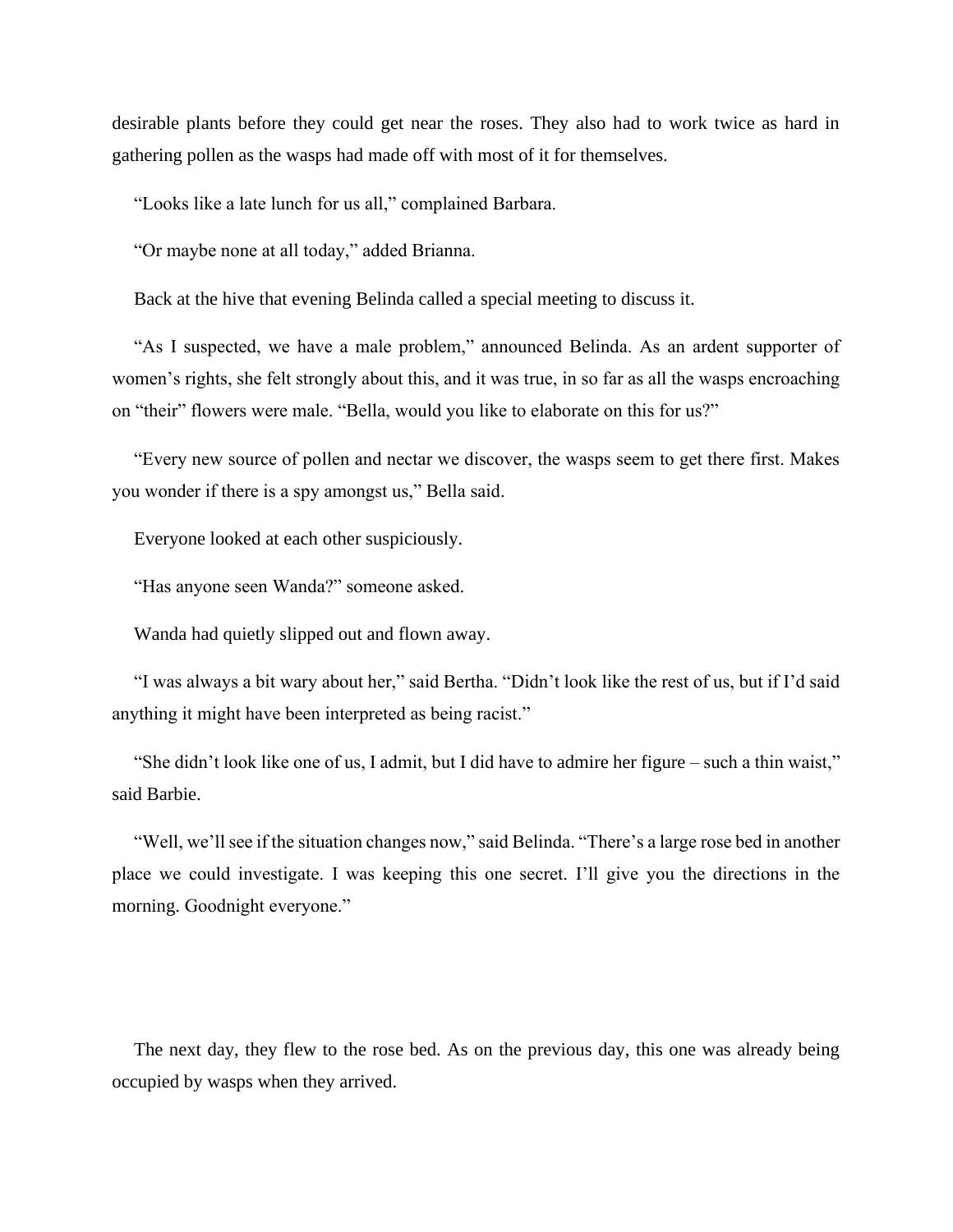desirable plants before they could get near the roses. They also had to work twice as hard in gathering pollen as the wasps had made off with most of it for themselves.

"Looks like a late lunch for us all," complained Barbara.

"Or maybe none at all today," added Brianna.

Back at the hive that evening Belinda called a special meeting to discuss it.

"As I suspected, we have a male problem," announced Belinda. As an ardent supporter of women's rights, she felt strongly about this, and it was true, in so far as all the wasps encroaching on "their" flowers were male. "Bella, would you like to elaborate on this for us?"

"Every new source of pollen and nectar we discover, the wasps seem to get there first. Makes you wonder if there is a spy amongst us," Bella said.

Everyone looked at each other suspiciously.

"Has anyone seen Wanda?" someone asked.

Wanda had quietly slipped out and flown away.

"I was always a bit wary about her," said Bertha. "Didn't look like the rest of us, but if I'd said anything it might have been interpreted as being racist."

"She didn't look like one of us, I admit, but I did have to admire her figure – such a thin waist," said Barbie.

"Well, we'll see if the situation changes now," said Belinda. "There's a large rose bed in another place we could investigate. I was keeping this one secret. I'll give you the directions in the morning. Goodnight everyone."

The next day, they flew to the rose bed. As on the previous day, this one was already being occupied by wasps when they arrived.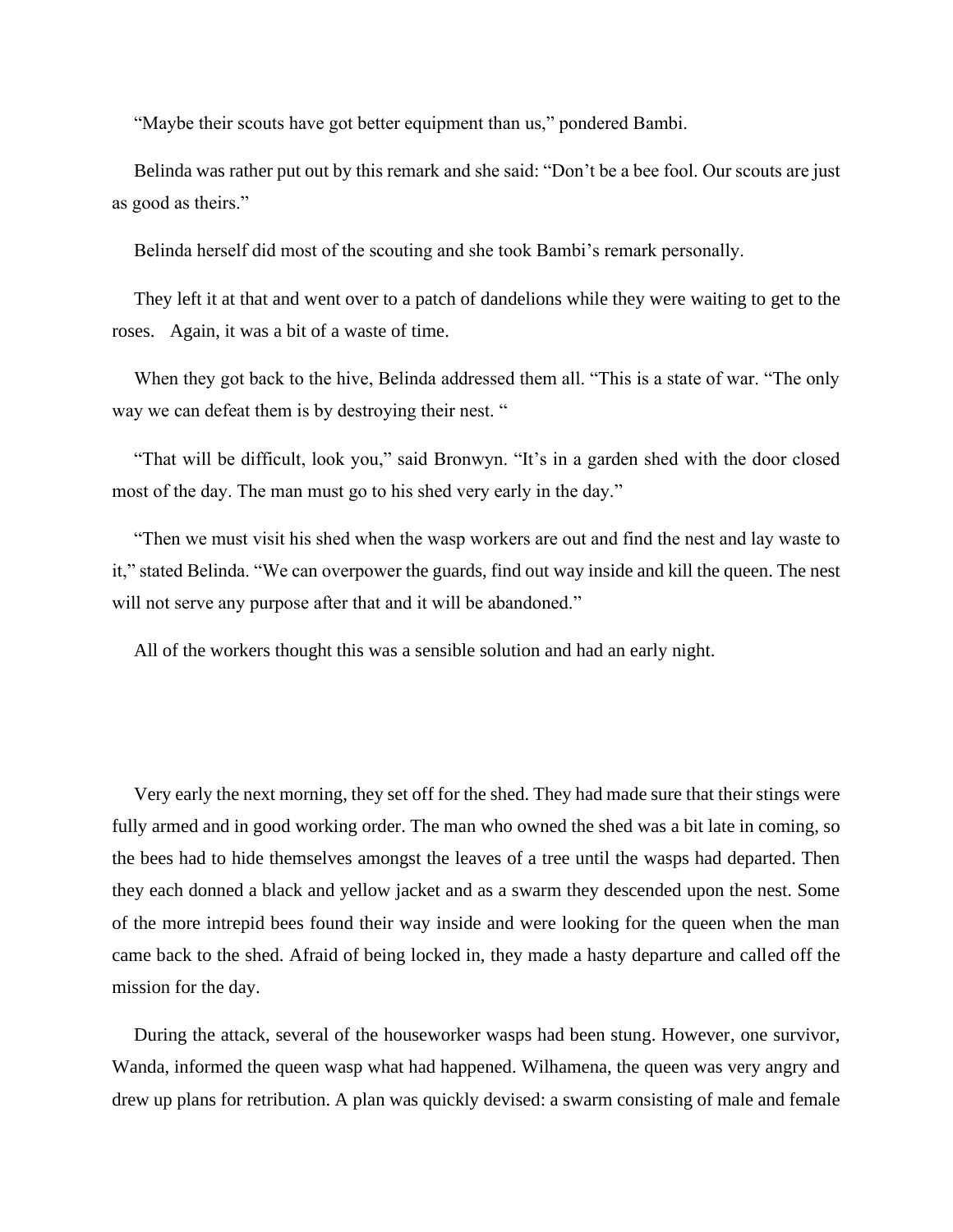"Maybe their scouts have got better equipment than us," pondered Bambi.

Belinda was rather put out by this remark and she said: "Don't be a bee fool. Our scouts are just as good as theirs."

Belinda herself did most of the scouting and she took Bambi's remark personally.

They left it at that and went over to a patch of dandelions while they were waiting to get to the roses. Again, it was a bit of a waste of time.

When they got back to the hive, Belinda addressed them all. "This is a state of war. "The only way we can defeat them is by destroying their nest. "

"That will be difficult, look you," said Bronwyn. "It's in a garden shed with the door closed most of the day. The man must go to his shed very early in the day."

"Then we must visit his shed when the wasp workers are out and find the nest and lay waste to it," stated Belinda. "We can overpower the guards, find out way inside and kill the queen. The nest will not serve any purpose after that and it will be abandoned."

All of the workers thought this was a sensible solution and had an early night.

Very early the next morning, they set off for the shed. They had made sure that their stings were fully armed and in good working order. The man who owned the shed was a bit late in coming, so the bees had to hide themselves amongst the leaves of a tree until the wasps had departed. Then they each donned a black and yellow jacket and as a swarm they descended upon the nest. Some of the more intrepid bees found their way inside and were looking for the queen when the man came back to the shed. Afraid of being locked in, they made a hasty departure and called off the mission for the day.

During the attack, several of the houseworker wasps had been stung. However, one survivor, Wanda, informed the queen wasp what had happened. Wilhamena, the queen was very angry and drew up plans for retribution. A plan was quickly devised: a swarm consisting of male and female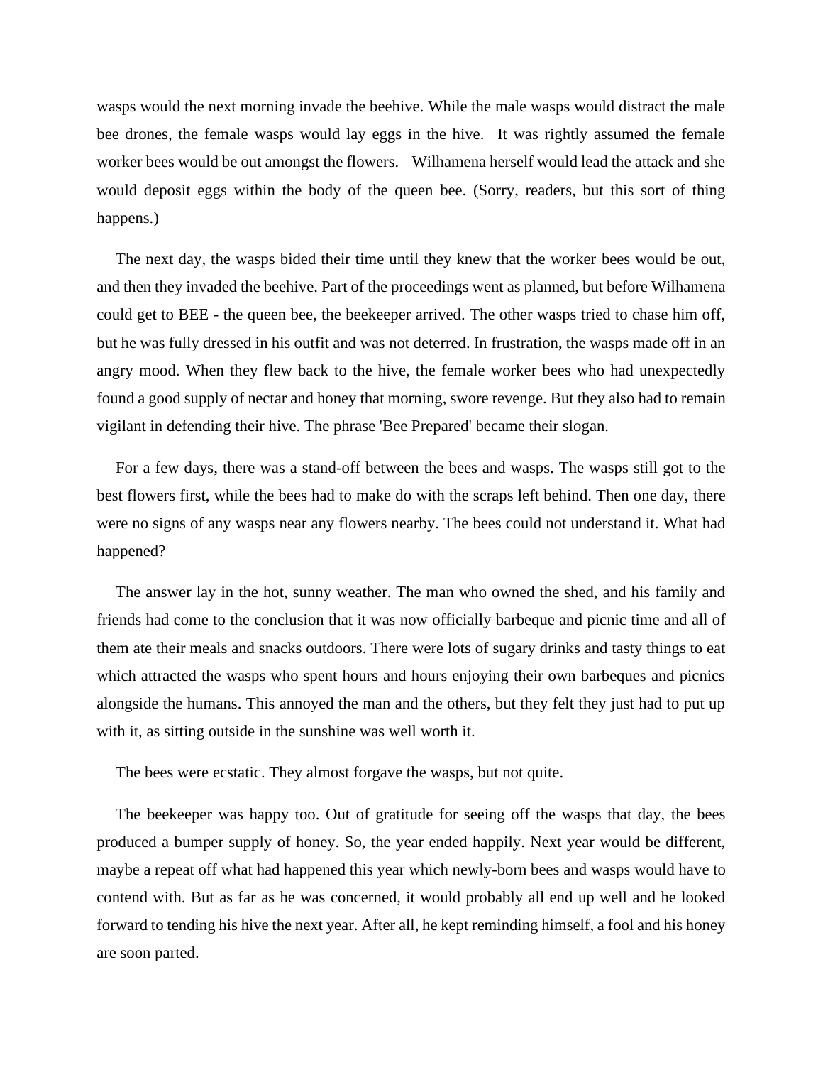wasps would the next morning invade the beehive. While the male wasps would distract the male bee drones, the female wasps would lay eggs in the hive. It was rightly assumed the female worker bees would be out amongst the flowers. Wilhamena herself would lead the attack and she would deposit eggs within the body of the queen bee. (Sorry, readers, but this sort of thing happens.)

The next day, the wasps bided their time until they knew that the worker bees would be out, and then they invaded the beehive. Part of the proceedings went as planned, but before Wilhamena could get to BEE - the queen bee, the beekeeper arrived. The other wasps tried to chase him off, but he was fully dressed in his outfit and was not deterred. In frustration, the wasps made off in an angry mood. When they flew back to the hive, the female worker bees who had unexpectedly found a good supply of nectar and honey that morning, swore revenge. But they also had to remain vigilant in defending their hive. The phrase 'Bee Prepared' became their slogan.

For a few days, there was a stand-off between the bees and wasps. The wasps still got to the best flowers first, while the bees had to make do with the scraps left behind. Then one day, there were no signs of any wasps near any flowers nearby. The bees could not understand it. What had happened?

The answer lay in the hot, sunny weather. The man who owned the shed, and his family and friends had come to the conclusion that it was now officially barbeque and picnic time and all of them ate their meals and snacks outdoors. There were lots of sugary drinks and tasty things to eat which attracted the wasps who spent hours and hours enjoying their own barbeques and picnics alongside the humans. This annoyed the man and the others, but they felt they just had to put up with it, as sitting outside in the sunshine was well worth it.

The bees were ecstatic. They almost forgave the wasps, but not quite.

The beekeeper was happy too. Out of gratitude for seeing off the wasps that day, the bees produced a bumper supply of honey. So, the year ended happily. Next year would be different, maybe a repeat off what had happened this year which newly-born bees and wasps would have to contend with. But as far as he was concerned, it would probably all end up well and he looked forward to tending his hive the next year. After all, he kept reminding himself, a fool and his honey are soon parted.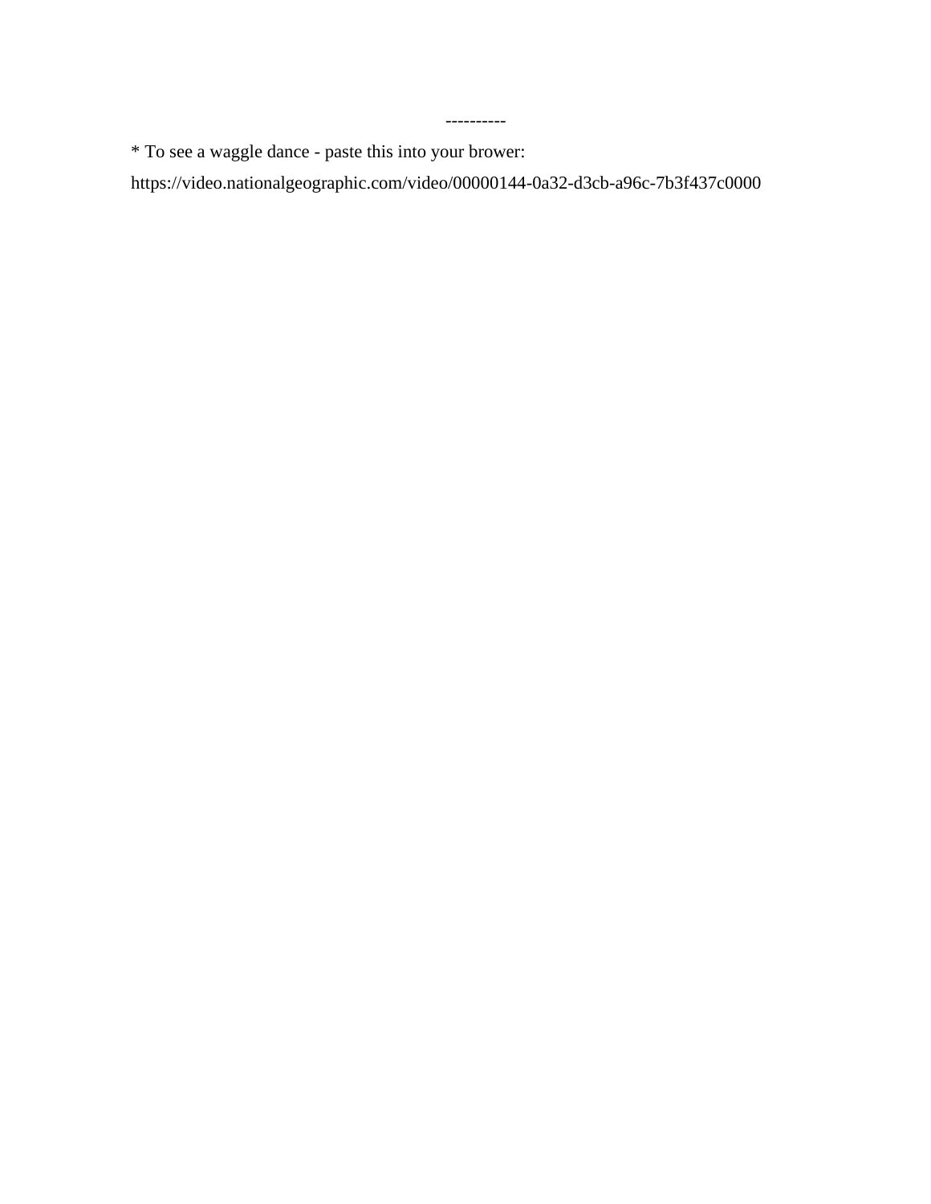----------

* To see a waggle dance - paste this into your brower:

https://video.nationalgeographic.com/video/00000144-0a32-d3cb-a96c-7b3f437c0000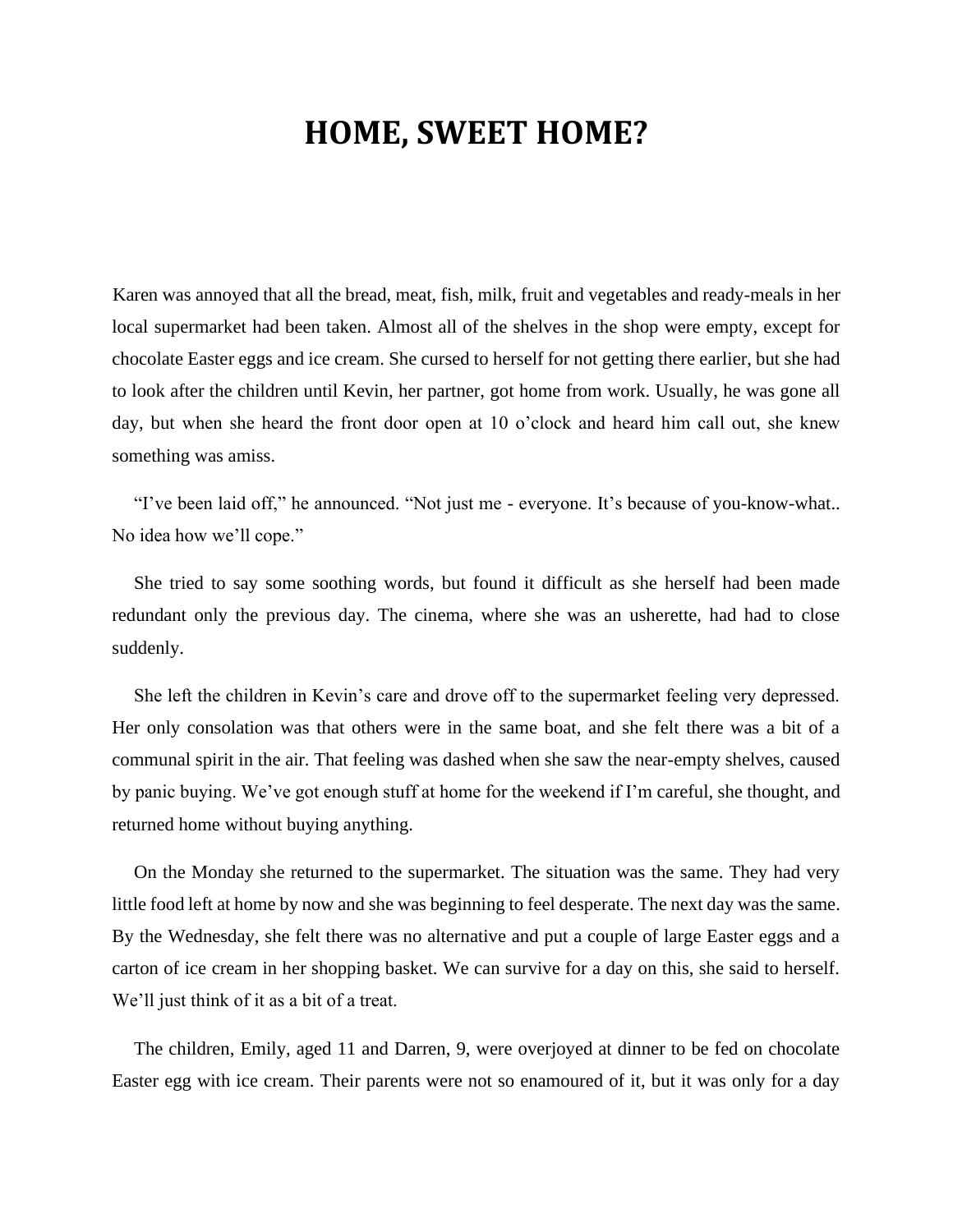# HOME, SWEET HOME?

Karen was annoyed that all the bread, meat, fish, milk, fruit and vegetables and ready-meals in her local supermarket had been taken. Almost all of the shelves in the shop were empty, except for chocolate Easter eggs and ice cream. She cursed to herself for not getting there earlier, but she had to look after the children until Kevin, her partner, got home from work. Usually, he was gone all day, but when she heard the front door open at 10 o'clock and heard him call out, she knew something was amiss.

"I've been laid off," he announced. "Not just me - everyone. It's because of you-know-what.. No idea how we'll cope."

She tried to say some soothing words, but found it difficult as she herself had been made redundant only the previous day. The cinema, where she was an usherette, had had to close suddenly.

She left the children in Kevin's care and drove off to the supermarket feeling very depressed. Her only consolation was that others were in the same boat, and she felt there was a bit of a communal spirit in the air. That feeling was dashed when she saw the near-empty shelves, caused by panic buying. We've got enough stuff at home for the weekend if I'm careful, she thought, and returned home without buying anything.

On the Monday she returned to the supermarket. The situation was the same. They had very little food left at home by now and she was beginning to feel desperate. The next day was the same. By the Wednesday, she felt there was no alternative and put a couple of large Easter eggs and a carton of ice cream in her shopping basket. We can survive for a day on this, she said to herself. We'll just think of it as a bit of a treat.

The children, Emily, aged 11 and Darren, 9, were overjoyed at dinner to be fed on chocolate Easter egg with ice cream. Their parents were not so enamoured of it, but it was only for a day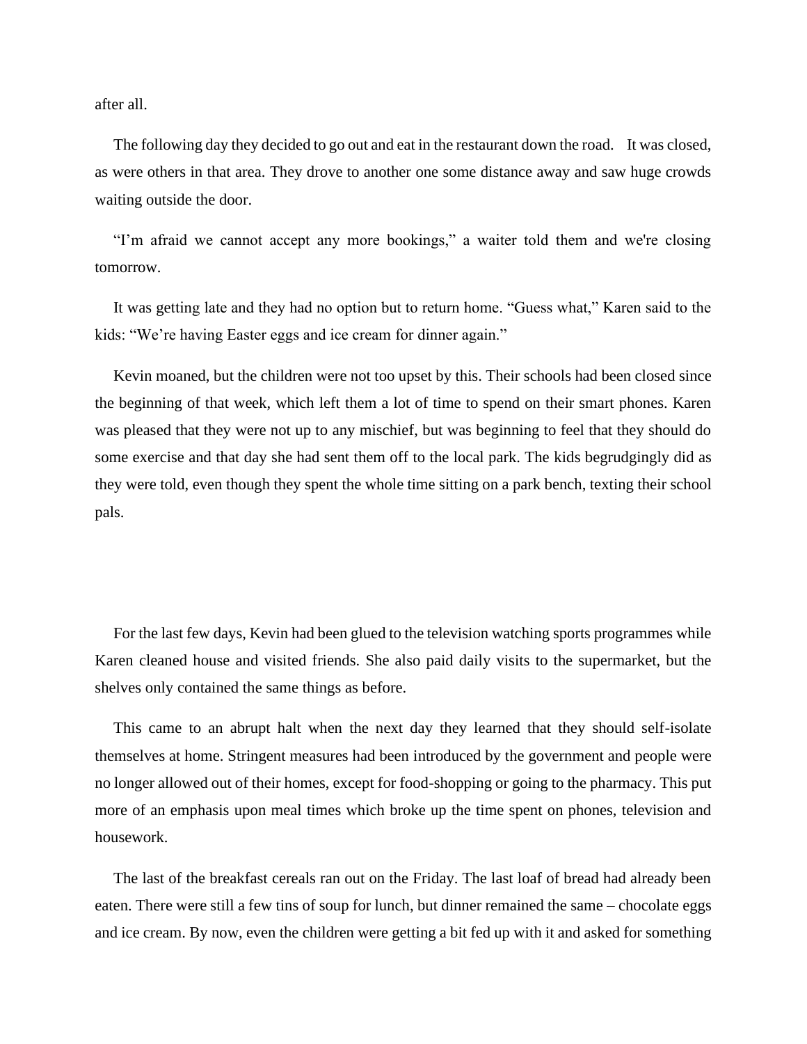after all.

The following day they decided to go out and eat in the restaurant down the road. It was closed, as were others in that area. They drove to another one some distance away and saw huge crowds waiting outside the door.

"I'm afraid we cannot accept any more bookings," a waiter told them and we're closing tomorrow.

It was getting late and they had no option but to return home. "Guess what," Karen said to the kids: "We're having Easter eggs and ice cream for dinner again."

Kevin moaned, but the children were not too upset by this. Their schools had been closed since the beginning of that week, which left them a lot of time to spend on their smart phones. Karen was pleased that they were not up to any mischief, but was beginning to feel that they should do some exercise and that day she had sent them off to the local park. The kids begrudgingly did as they were told, even though they spent the whole time sitting on a park bench, texting their school pals.

For the last few days, Kevin had been glued to the television watching sports programmes while Karen cleaned house and visited friends. She also paid daily visits to the supermarket, but the shelves only contained the same things as before.

This came to an abrupt halt when the next day they learned that they should self-isolate themselves at home. Stringent measures had been introduced by the government and people were no longer allowed out of their homes, except for food-shopping or going to the pharmacy. This put more of an emphasis upon meal times which broke up the time spent on phones, television and housework.

The last of the breakfast cereals ran out on the Friday. The last loaf of bread had already been eaten. There were still a few tins of soup for lunch, but dinner remained the same – chocolate eggs and ice cream. By now, even the children were getting a bit fed up with it and asked for something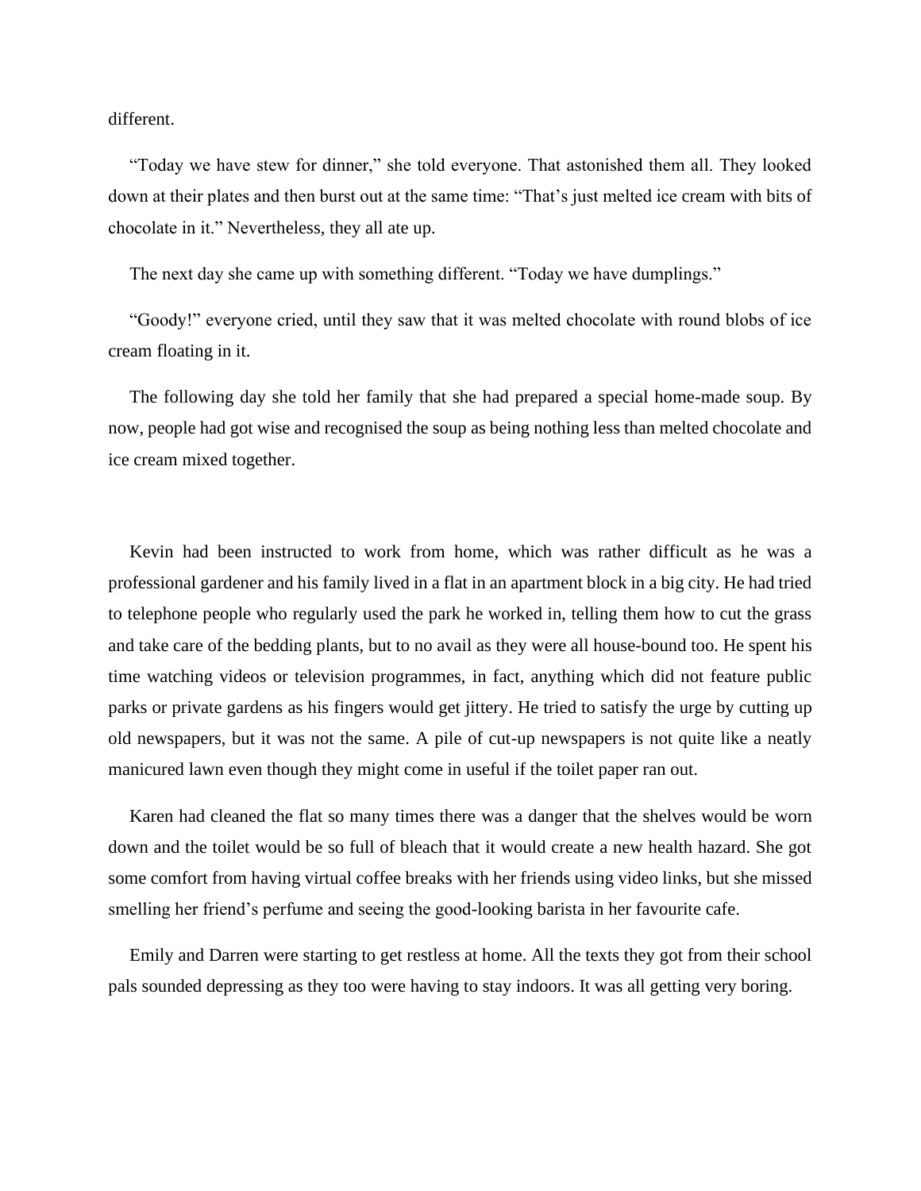different.

"Today we have stew for dinner," she told everyone. That astonished them all. They looked down at their plates and then burst out at the same time: "That's just melted ice cream with bits of chocolate in it." Nevertheless, they all ate up.

The next day she came up with something different. "Today we have dumplings."

"Goody!" everyone cried, until they saw that it was melted chocolate with round blobs of ice cream floating in it.

The following day she told her family that she had prepared a special home-made soup. By now, people had got wise and recognised the soup as being nothing less than melted chocolate and ice cream mixed together.

Kevin had been instructed to work from home, which was rather difficult as he was a professional gardener and his family lived in a flat in an apartment block in a big city. He had tried to telephone people who regularly used the park he worked in, telling them how to cut the grass and take care of the bedding plants, but to no avail as they were all house-bound too. He spent his time watching videos or television programmes, in fact, anything which did not feature public parks or private gardens as his fingers would get jittery. He tried to satisfy the urge by cutting up old newspapers, but it was not the same. A pile of cut-up newspapers is not quite like a neatly manicured lawn even though they might come in useful if the toilet paper ran out.

Karen had cleaned the flat so many times there was a danger that the shelves would be worn down and the toilet would be so full of bleach that it would create a new health hazard. She got some comfort from having virtual coffee breaks with her friends using video links, but she missed smelling her friend's perfume and seeing the good-looking barista in her favourite cafe.

Emily and Darren were starting to get restless at home. All the texts they got from their school pals sounded depressing as they too were having to stay indoors. It was all getting very boring.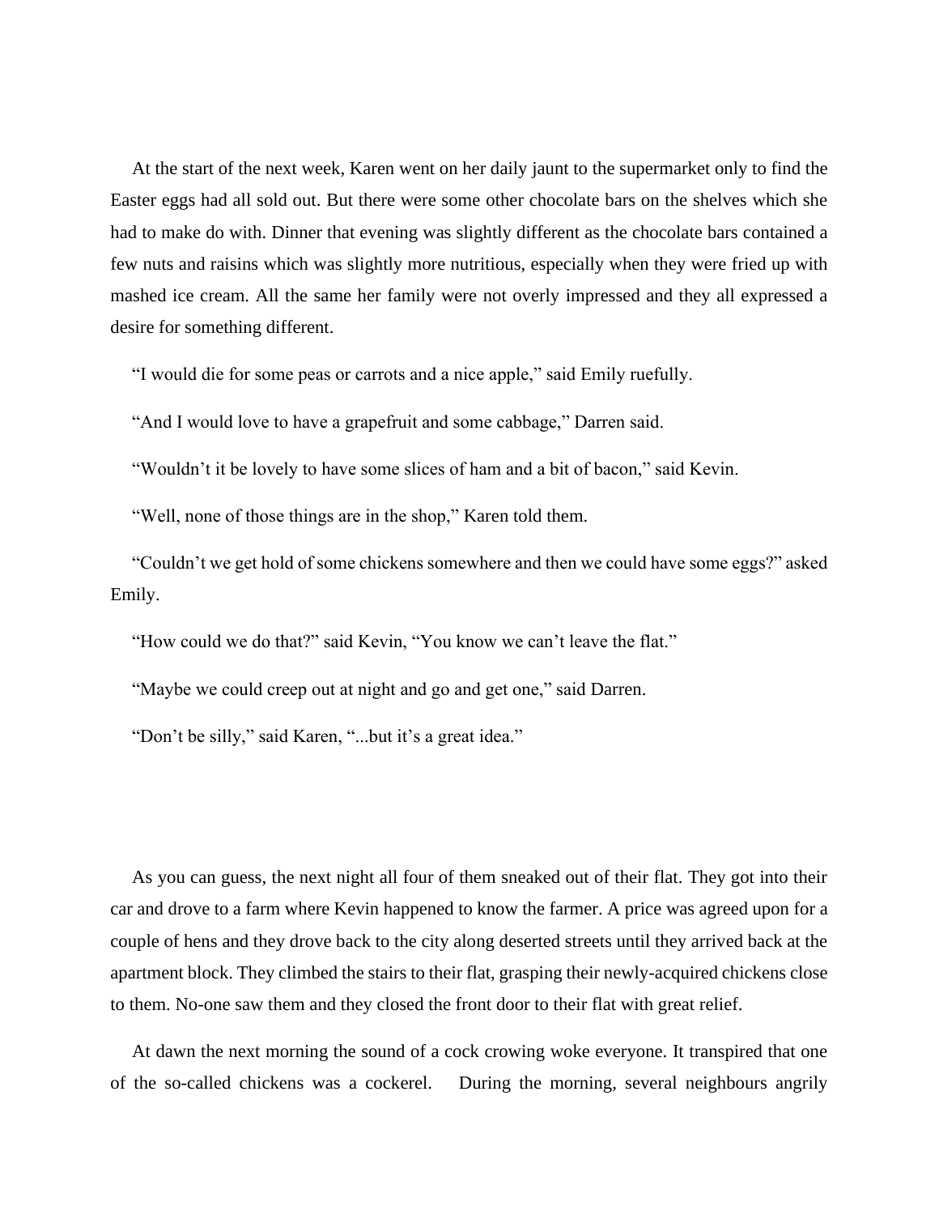At the start of the next week, Karen went on her daily jaunt to the supermarket only to find the Easter eggs had all sold out. But there were some other chocolate bars on the shelves which she had to make do with. Dinner that evening was slightly different as the chocolate bars contained a few nuts and raisins which was slightly more nutritious, especially when they were fried up with mashed ice cream. All the same her family were not overly impressed and they all expressed a desire for something different.

"I would die for some peas or carrots and a nice apple," said Emily ruefully.

"And I would love to have a grapefruit and some cabbage," Darren said.

"Wouldn't it be lovely to have some slices of ham and a bit of bacon," said Kevin.

"Well, none of those things are in the shop," Karen told them.

"Couldn't we get hold of some chickens somewhere and then we could have some eggs?" asked Emily.

"How could we do that?" said Kevin, "You know we can't leave the flat."

"Maybe we could creep out at night and go and get one," said Darren.

"Don't be silly," said Karen, "...but it's a great idea."

As you can guess, the next night all four of them sneaked out of their flat. They got into their car and drove to a farm where Kevin happened to know the farmer. A price was agreed upon for a couple of hens and they drove back to the city along deserted streets until they arrived back at the apartment block. They climbed the stairs to their flat, grasping their newly-acquired chickens close to them. No-one saw them and they closed the front door to their flat with great relief.

At dawn the next morning the sound of a cock crowing woke everyone. It transpired that one of the so-called chickens was a cockerel. During the morning, several neighbours angrily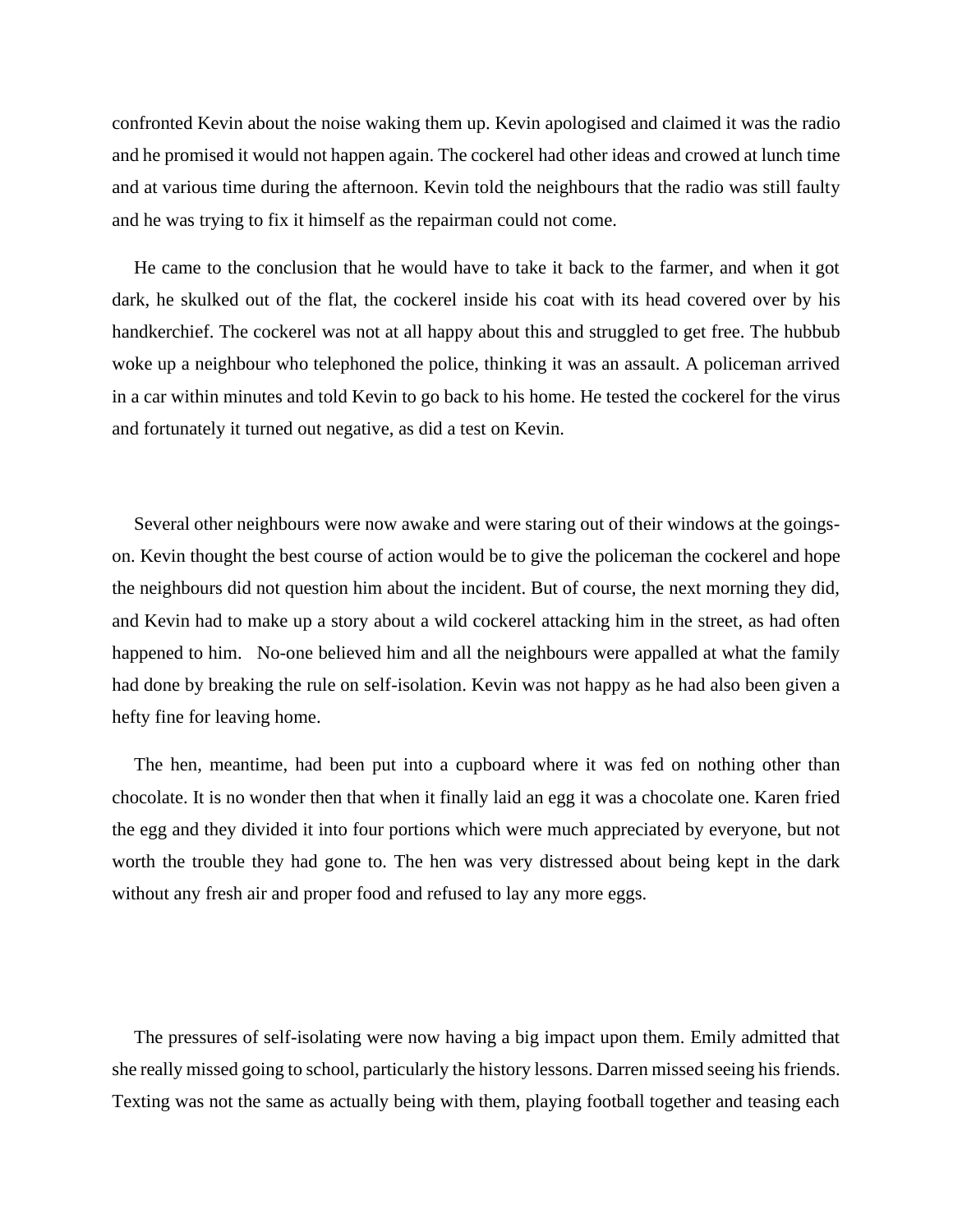confronted Kevin about the noise waking them up. Kevin apologised and claimed it was the radio and he promised it would not happen again. The cockerel had other ideas and crowed at lunch time and at various time during the afternoon. Kevin told the neighbours that the radio was still faulty and he was trying to fix it himself as the repairman could not come.

He came to the conclusion that he would have to take it back to the farmer, and when it got dark, he skulked out of the flat, the cockerel inside his coat with its head covered over by his handkerchief. The cockerel was not at all happy about this and struggled to get free. The hubbub woke up a neighbour who telephoned the police, thinking it was an assault. A policeman arrived in a car within minutes and told Kevin to go back to his home. He tested the cockerel for the virus and fortunately it turned out negative, as did a test on Kevin.

Several other neighbours were now awake and were staring out of their windows at the goings-on. Kevin thought the best course of action would be to give the policeman the cockerel and hope the neighbours did not question him about the incident. But of course, the next morning they did, and Kevin had to make up a story about a wild cockerel attacking him in the street, as had often happened to him. No-one believed him and all the neighbours were appalled at what the family had done by breaking the rule on self-isolation. Kevin was not happy as he had also been given a hefty fine for leaving home.

The hen, meantime, had been put into a cupboard where it was fed on nothing other than chocolate. It is no wonder then that when it finally laid an egg it was a chocolate one. Karen fried the egg and they divided it into four portions which were much appreciated by everyone, but not worth the trouble they had gone to. The hen was very distressed about being kept in the dark without any fresh air and proper food and refused to lay any more eggs.

The pressures of self-isolating were now having a big impact upon them. Emily admitted that she really missed going to school, particularly the history lessons. Darren missed seeing his friends. Texting was not the same as actually being with them, playing football together and teasing each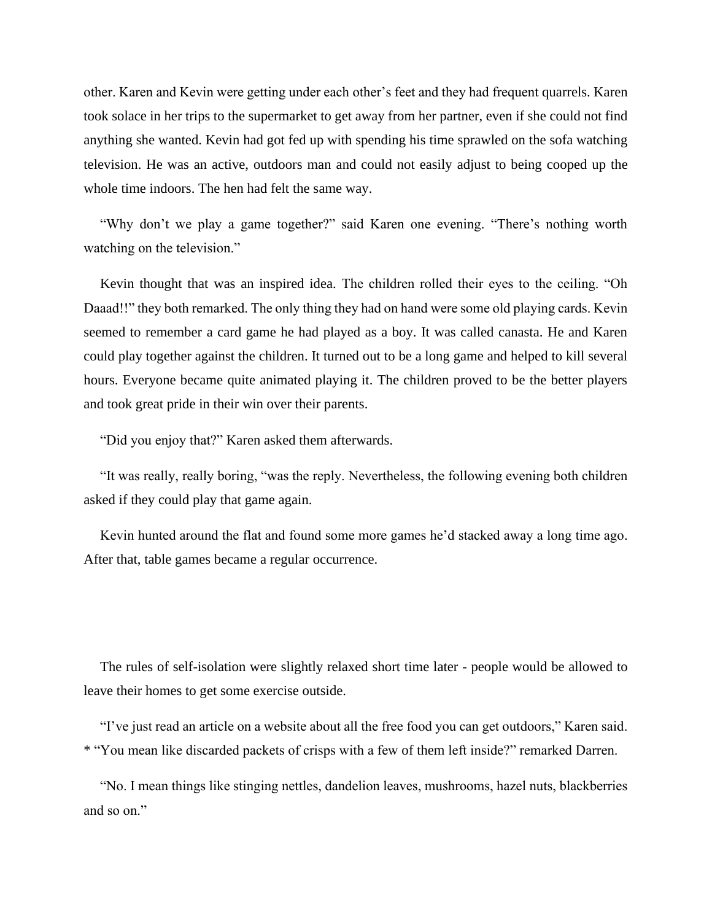other. Karen and Kevin were getting under each other's feet and they had frequent quarrels. Karen took solace in her trips to the supermarket to get away from her partner, even if she could not find anything she wanted. Kevin had got fed up with spending his time sprawled on the sofa watching television. He was an active, outdoors man and could not easily adjust to being cooped up the whole time indoors. The hen had felt the same way.

"Why don't we play a game together?" said Karen one evening. "There's nothing worth watching on the television."

Kevin thought that was an inspired idea. The children rolled their eyes to the ceiling. "Oh Daaad!!" they both remarked. The only thing they had on hand were some old playing cards. Kevin seemed to remember a card game he had played as a boy. It was called canasta. He and Karen could play together against the children. It turned out to be a long game and helped to kill several hours. Everyone became quite animated playing it. The children proved to be the better players and took great pride in their win over their parents.

"Did you enjoy that?" Karen asked them afterwards.

"It was really, really boring, "was the reply. Nevertheless, the following evening both children asked if they could play that game again.

Kevin hunted around the flat and found some more games he'd stacked away a long time ago. After that, table games became a regular occurrence.

The rules of self-isolation were slightly relaxed short time later - people would be allowed to leave their homes to get some exercise outside.

"I've just read an article on a website about all the free food you can get outdoors," Karen said.
* "You mean like discarded packets of crisps with a few of them left inside?" remarked Darren.

"No. I mean things like stinging nettles, dandelion leaves, mushrooms, hazel nuts, blackberries and so on."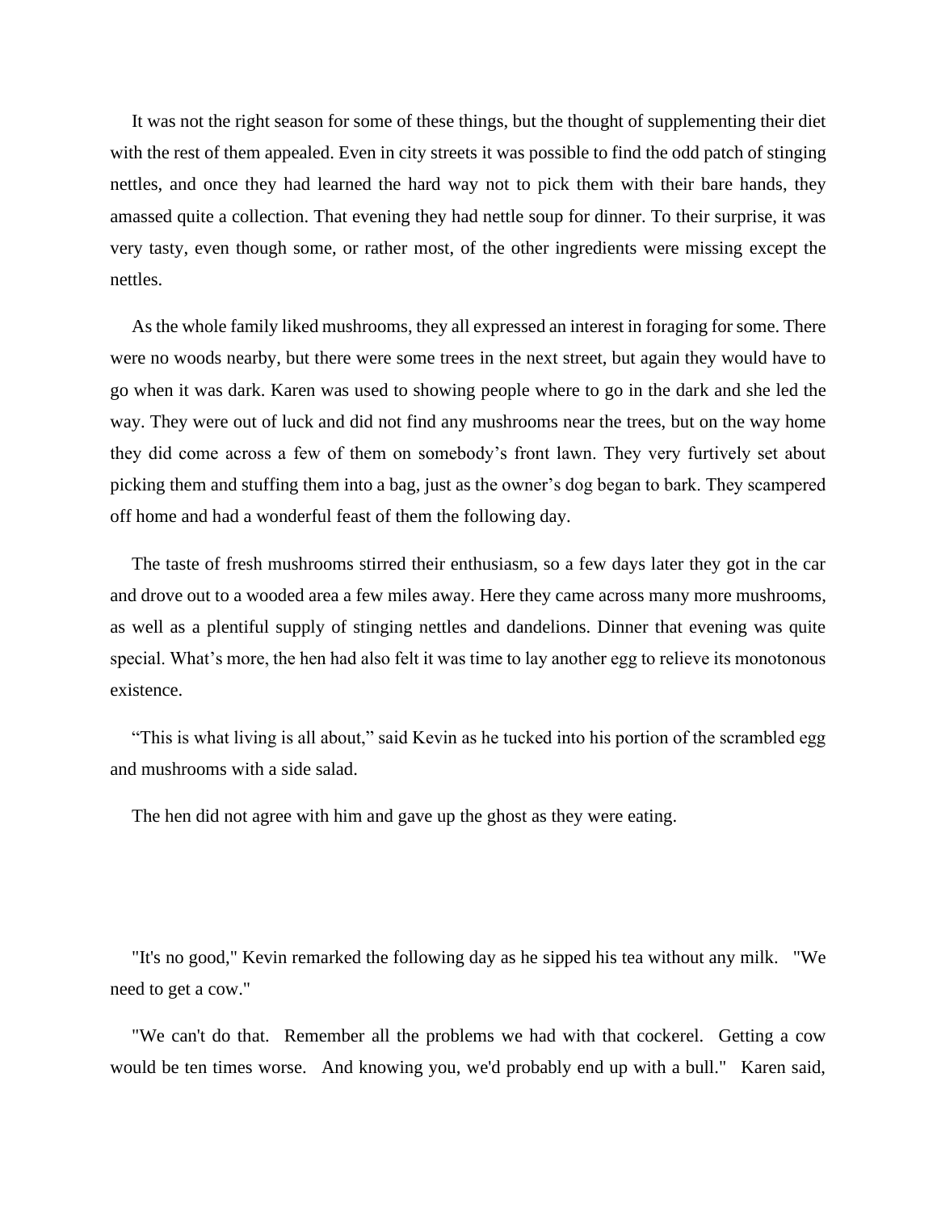It was not the right season for some of these things, but the thought of supplementing their diet with the rest of them appealed. Even in city streets it was possible to find the odd patch of stinging nettles, and once they had learned the hard way not to pick them with their bare hands, they amassed quite a collection. That evening they had nettle soup for dinner. To their surprise, it was very tasty, even though some, or rather most, of the other ingredients were missing except the nettles.

As the whole family liked mushrooms, they all expressed an interest in foraging for some. There were no woods nearby, but there were some trees in the next street, but again they would have to go when it was dark. Karen was used to showing people where to go in the dark and she led the way. They were out of luck and did not find any mushrooms near the trees, but on the way home they did come across a few of them on somebody's front lawn. They very furtively set about picking them and stuffing them into a bag, just as the owner's dog began to bark. They scampered off home and had a wonderful feast of them the following day.

The taste of fresh mushrooms stirred their enthusiasm, so a few days later they got in the car and drove out to a wooded area a few miles away. Here they came across many more mushrooms, as well as a plentiful supply of stinging nettles and dandelions. Dinner that evening was quite special. What's more, the hen had also felt it was time to lay another egg to relieve its monotonous existence.

"This is what living is all about," said Kevin as he tucked into his portion of the scrambled egg and mushrooms with a side salad.

The hen did not agree with him and gave up the ghost as they were eating.

"It's no good," Kevin remarked the following day as he sipped his tea without any milk. "We need to get a cow."

"We can't do that. Remember all the problems we had with that cockerel. Getting a cow would be ten times worse. And knowing you, we'd probably end up with a bull." Karen said,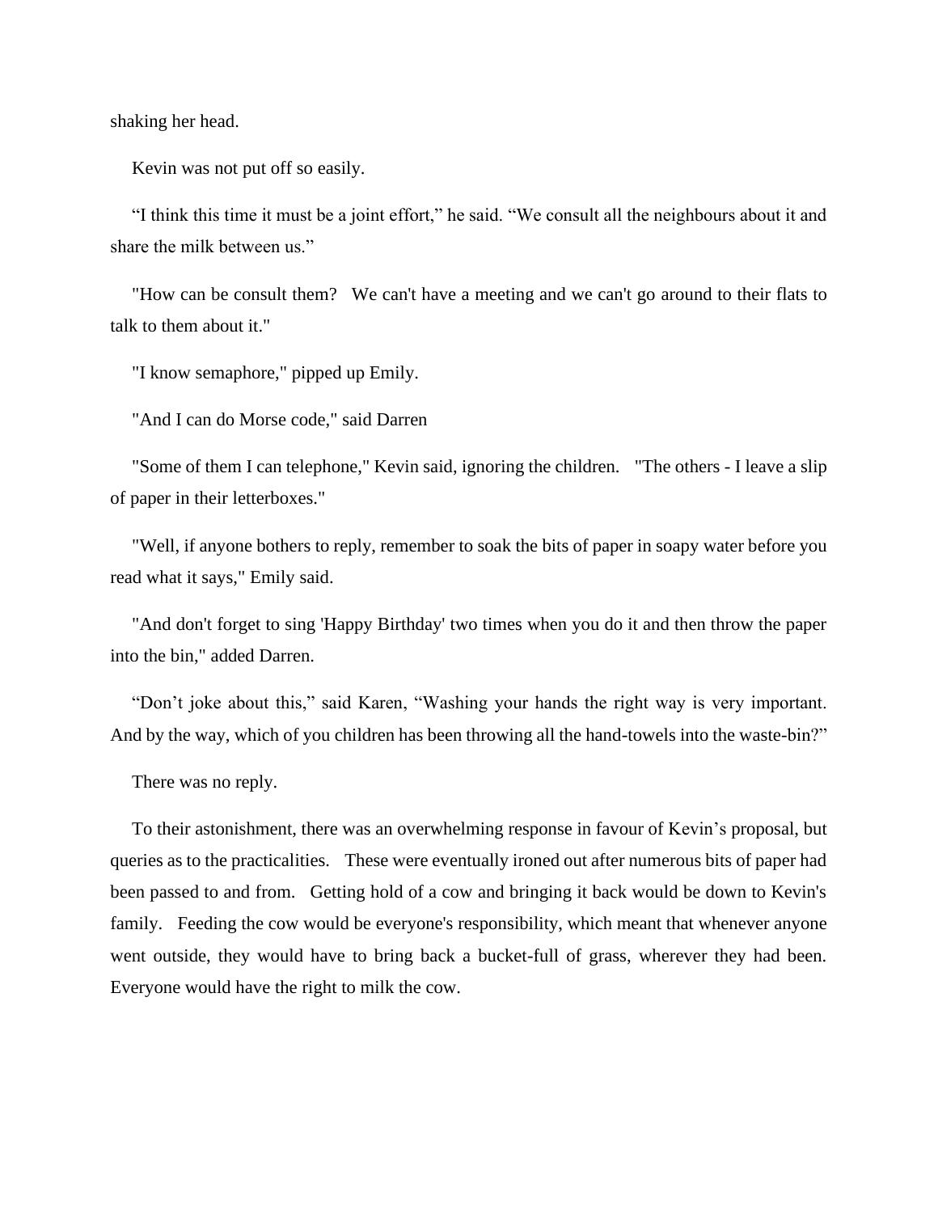shaking her head.

Kevin was not put off so easily.

“I think this time it must be a joint effort,” he said. “We consult all the neighbours about it and share the milk between us.”

"How can be consult them? We can't have a meeting and we can't go around to their flats to talk to them about it."

"I know semaphore," pipped up Emily.

"And I can do Morse code," said Darren

"Some of them I can telephone," Kevin said, ignoring the children. "The others - I leave a slip of paper in their letterboxes."

"Well, if anyone bothers to reply, remember to soak the bits of paper in soapy water before you read what it says," Emily said.

"And don't forget to sing 'Happy Birthday' two times when you do it and then throw the paper into the bin," added Darren.

“Don’t joke about this,” said Karen, “Washing your hands the right way is very important. And by the way, which of you children has been throwing all the hand-towels into the waste-bin?”

There was no reply.

To their astonishment, there was an overwhelming response in favour of Kevin’s proposal, but queries as to the practicalities. These were eventually ironed out after numerous bits of paper had been passed to and from. Getting hold of a cow and bringing it back would be down to Kevin's family. Feeding the cow would be everyone's responsibility, which meant that whenever anyone went outside, they would have to bring back a bucket-full of grass, wherever they had been. Everyone would have the right to milk the cow.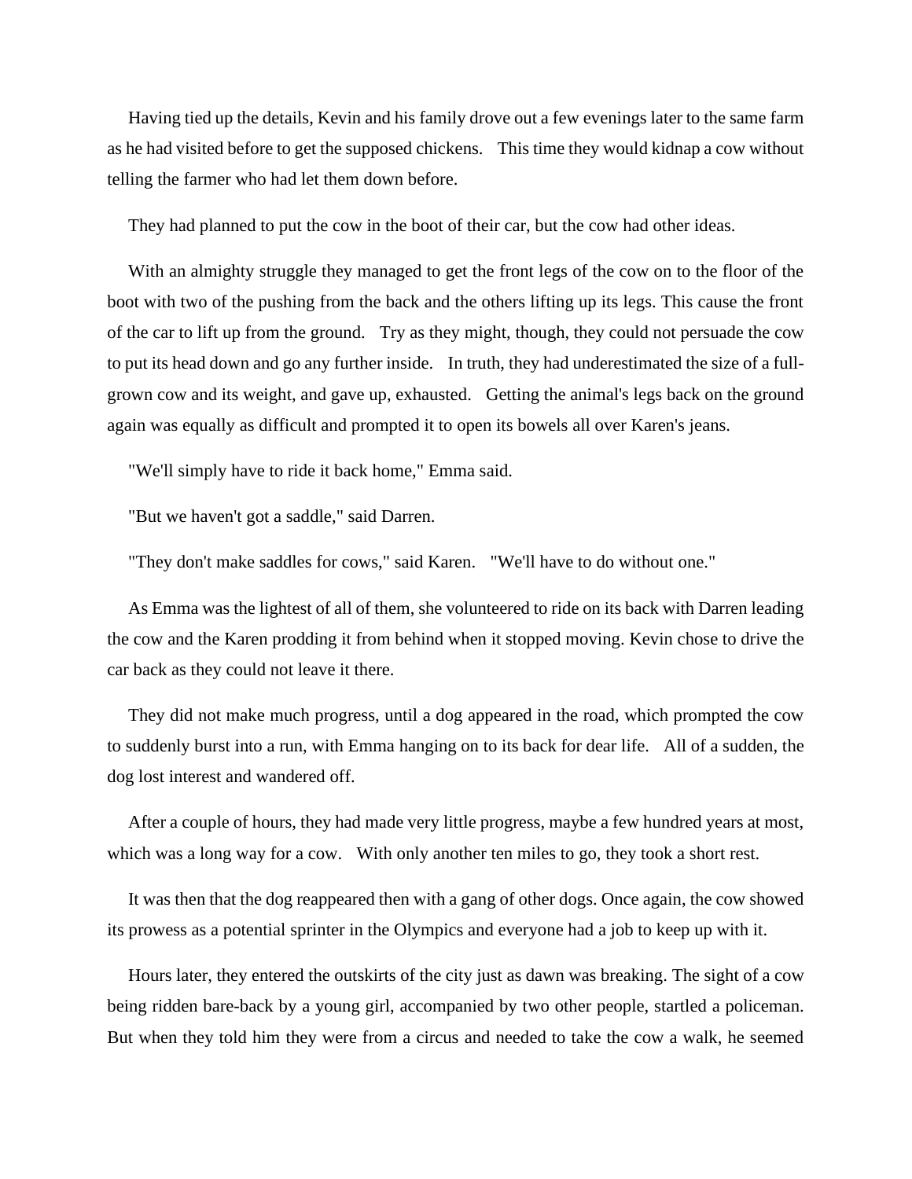Having tied up the details, Kevin and his family drove out a few evenings later to the same farm as he had visited before to get the supposed chickens. This time they would kidnap a cow without telling the farmer who had let them down before.

They had planned to put the cow in the boot of their car, but the cow had other ideas.

With an almighty struggle they managed to get the front legs of the cow on to the floor of the boot with two of the pushing from the back and the others lifting up its legs. This cause the front of the car to lift up from the ground. Try as they might, though, they could not persuade the cow to put its head down and go any further inside. In truth, they had underestimated the size of a full-grown cow and its weight, and gave up, exhausted. Getting the animal's legs back on the ground again was equally as difficult and prompted it to open its bowels all over Karen's jeans.

"We'll simply have to ride it back home," Emma said.

"But we haven't got a saddle," said Darren.

"They don't make saddles for cows," said Karen. "We'll have to do without one."

As Emma was the lightest of all of them, she volunteered to ride on its back with Darren leading the cow and the Karen prodding it from behind when it stopped moving. Kevin chose to drive the car back as they could not leave it there.

They did not make much progress, until a dog appeared in the road, which prompted the cow to suddenly burst into a run, with Emma hanging on to its back for dear life. All of a sudden, the dog lost interest and wandered off.

After a couple of hours, they had made very little progress, maybe a few hundred years at most, which was a long way for a cow. With only another ten miles to go, they took a short rest.

It was then that the dog reappeared then with a gang of other dogs. Once again, the cow showed its prowess as a potential sprinter in the Olympics and everyone had a job to keep up with it.

Hours later, they entered the outskirts of the city just as dawn was breaking. The sight of a cow being ridden bare-back by a young girl, accompanied by two other people, startled a policeman. But when they told him they were from a circus and needed to take the cow a walk, he seemed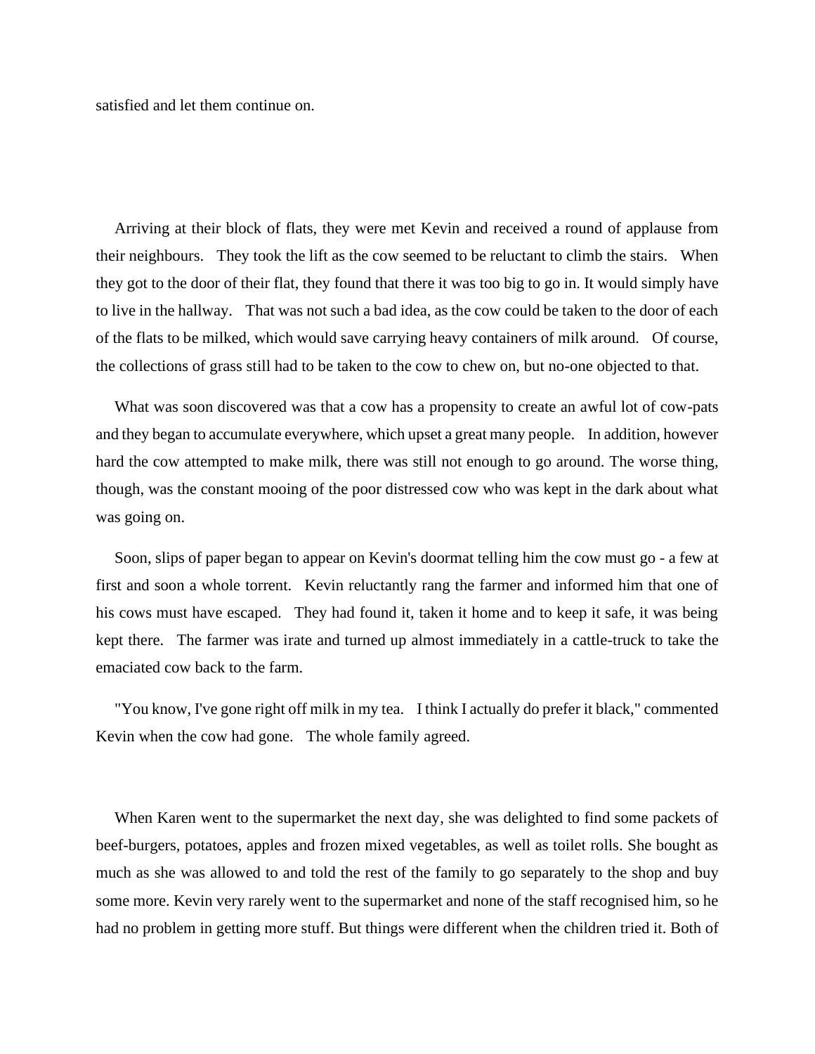satisfied and let them continue on.

Arriving at their block of flats, they were met Kevin and received a round of applause from their neighbours. They took the lift as the cow seemed to be reluctant to climb the stairs. When they got to the door of their flat, they found that there it was too big to go in. It would simply have to live in the hallway. That was not such a bad idea, as the cow could be taken to the door of each of the flats to be milked, which would save carrying heavy containers of milk around. Of course, the collections of grass still had to be taken to the cow to chew on, but no-one objected to that.

What was soon discovered was that a cow has a propensity to create an awful lot of cow-pats and they began to accumulate everywhere, which upset a great many people. In addition, however hard the cow attempted to make milk, there was still not enough to go around. The worse thing, though, was the constant mooing of the poor distressed cow who was kept in the dark about what was going on.

Soon, slips of paper began to appear on Kevin's doormat telling him the cow must go - a few at first and soon a whole torrent. Kevin reluctantly rang the farmer and informed him that one of his cows must have escaped. They had found it, taken it home and to keep it safe, it was being kept there. The farmer was irate and turned up almost immediately in a cattle-truck to take the emaciated cow back to the farm.

"You know, I've gone right off milk in my tea. I think I actually do prefer it black," commented Kevin when the cow had gone. The whole family agreed.

When Karen went to the supermarket the next day, she was delighted to find some packets of beef-burgers, potatoes, apples and frozen mixed vegetables, as well as toilet rolls. She bought as much as she was allowed to and told the rest of the family to go separately to the shop and buy some more. Kevin very rarely went to the supermarket and none of the staff recognised him, so he had no problem in getting more stuff. But things were different when the children tried it. Both of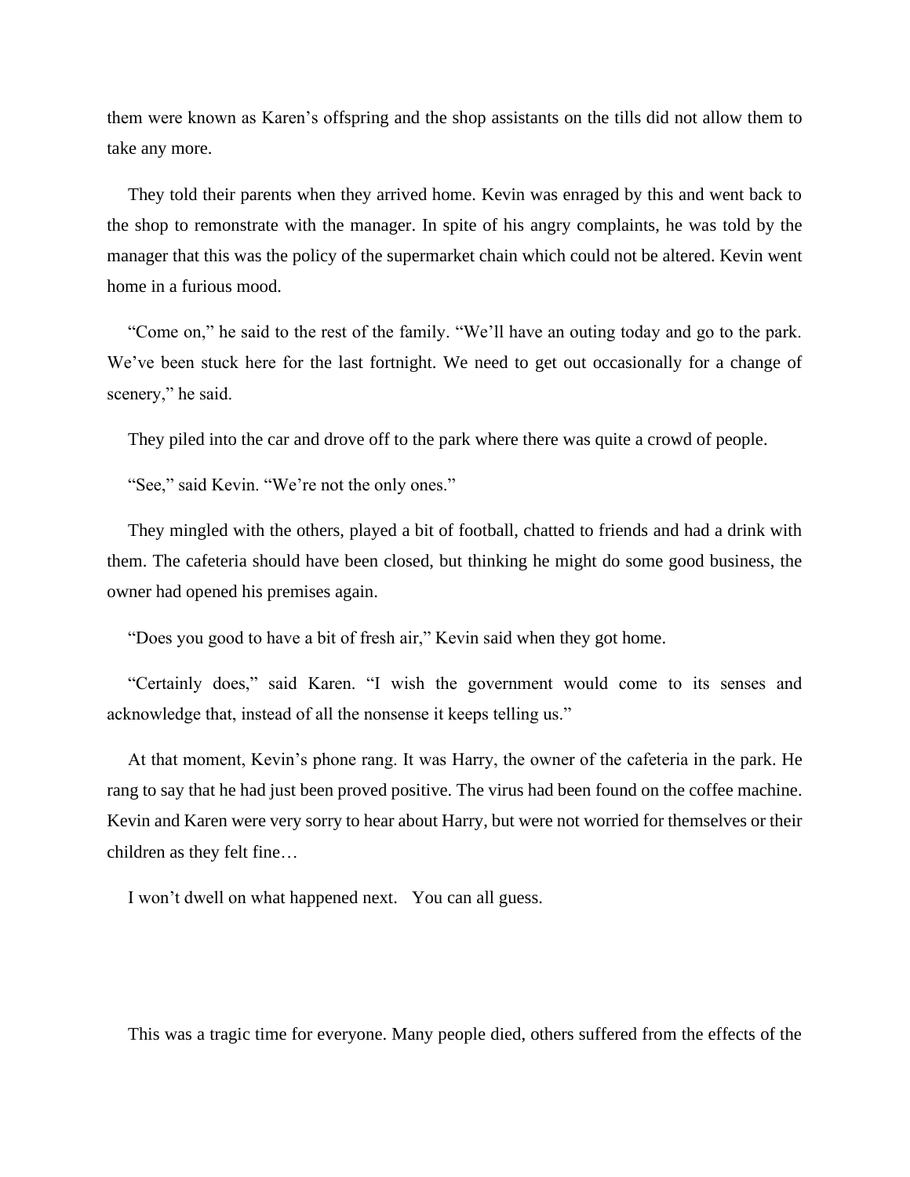them were known as Karen's offspring and the shop assistants on the tills did not allow them to take any more.

They told their parents when they arrived home. Kevin was enraged by this and went back to the shop to remonstrate with the manager. In spite of his angry complaints, he was told by the manager that this was the policy of the supermarket chain which could not be altered. Kevin went home in a furious mood.

"Come on," he said to the rest of the family. "We'll have an outing today and go to the park. We've been stuck here for the last fortnight. We need to get out occasionally for a change of scenery," he said.

They piled into the car and drove off to the park where there was quite a crowd of people.

"See," said Kevin. "We're not the only ones."

They mingled with the others, played a bit of football, chatted to friends and had a drink with them. The cafeteria should have been closed, but thinking he might do some good business, the owner had opened his premises again.

"Does you good to have a bit of fresh air," Kevin said when they got home.

"Certainly does," said Karen. "I wish the government would come to its senses and acknowledge that, instead of all the nonsense it keeps telling us."

At that moment, Kevin's phone rang. It was Harry, the owner of the cafeteria in the park. He rang to say that he had just been proved positive. The virus had been found on the coffee machine. Kevin and Karen were very sorry to hear about Harry, but were not worried for themselves or their children as they felt fine…

I won't dwell on what happened next. You can all guess.

This was a tragic time for everyone. Many people died, others suffered from the effects of the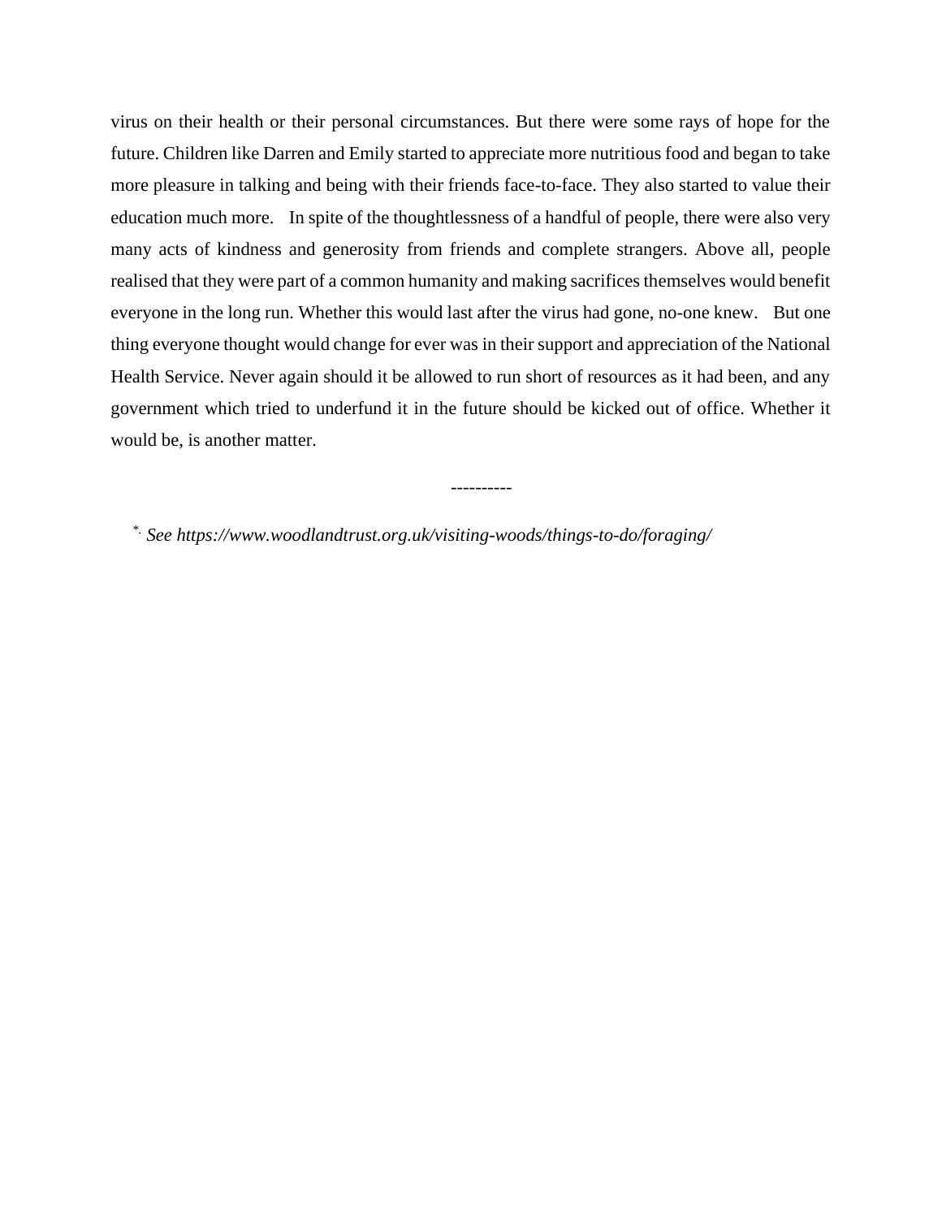virus on their health or their personal circumstances. But there were some rays of hope for the future. Children like Darren and Emily started to appreciate more nutritious food and began to take more pleasure in talking and being with their friends face-to-face. They also started to value their education much more. In spite of the thoughtlessness of a handful of people, there were also very many acts of kindness and generosity from friends and complete strangers. Above all, people realised that they were part of a common humanity and making sacrifices themselves would benefit everyone in the long run. Whether this would last after the virus had gone, no-one knew. But one thing everyone thought would change for ever was in their support and appreciation of the National Health Service. Never again should it be allowed to run short of resources as it had been, and any government which tried to underfund it in the future should be kicked out of office. Whether it would be, is another matter.

----------

*. *See https://www.woodlandtrust.org.uk/visiting-woods/things-to-do/foraging/*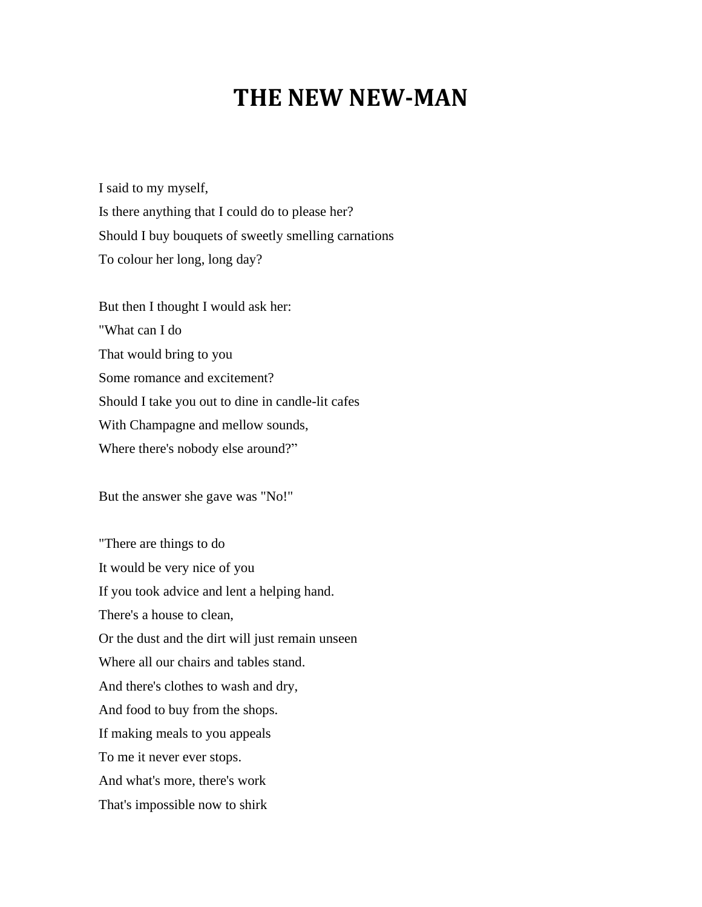# THE NEW NEW-MAN

I said to my myself,  
Is there anything that I could do to please her?  
Should I buy bouquets of sweetly smelling carnations  
To colour her long, long day?

But then I thought I would ask her:  
"What can I do  
That would bring to you  
Some romance and excitement?  
Should I take you out to dine in candle-lit cafes  
With Champagne and mellow sounds,  
Where there's nobody else around?"

But the answer she gave was "No!"

"There are things to do  
It would be very nice of you  
If you took advice and lent a helping hand.  
There's a house to clean,  
Or the dust and the dirt will just remain unseen  
Where all our chairs and tables stand.  
And there's clothes to wash and dry,  
And food to buy from the shops.  
If making meals to you appeals  
To me it never ever stops.  
And what's more, there's work  
That's impossible now to shirk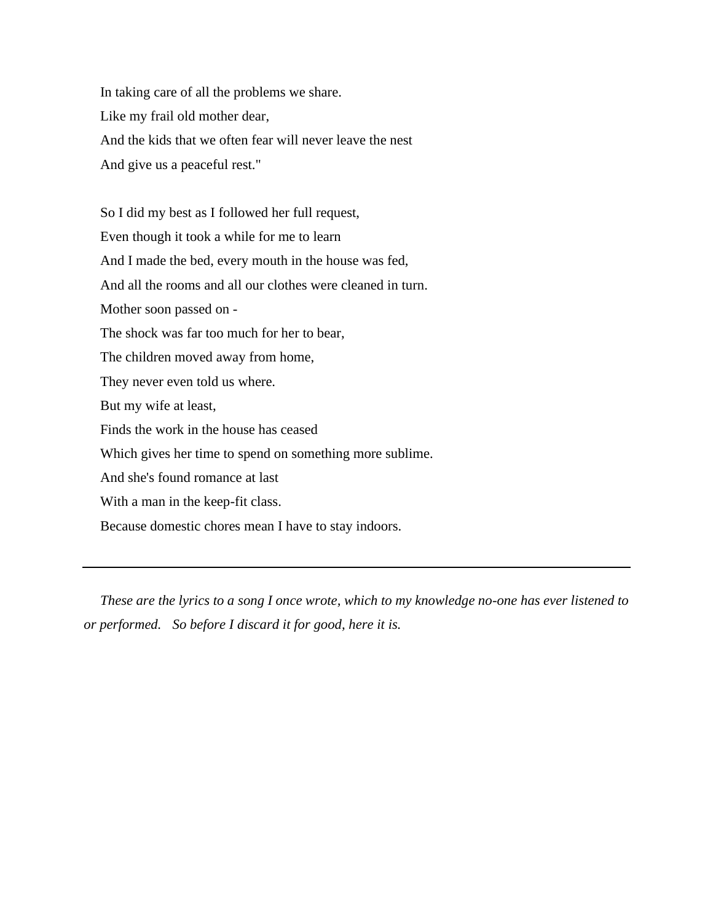In taking care of all the problems we share.  
Like my frail old mother dear,  
And the kids that we often fear will never leave the nest  
And give us a peaceful rest."

So I did my best as I followed her full request,  
Even though it took a while for me to learn  
And I made the bed, every mouth in the house was fed,  
And all the rooms and all our clothes were cleaned in turn.  
Mother soon passed on -  
The shock was far too much for her to bear,  
The children moved away from home,  
They never even told us where.  
But my wife at least,  
Finds the work in the house has ceased  
Which gives her time to spend on something more sublime.  
And she's found romance at last  
With a man in the keep-fit class.  
Because domestic chores mean I have to stay indoors.

---

*These are the lyrics to a song I once wrote, which to my knowledge no-one has ever listened to or performed. So before I discard it for good, here it is.*